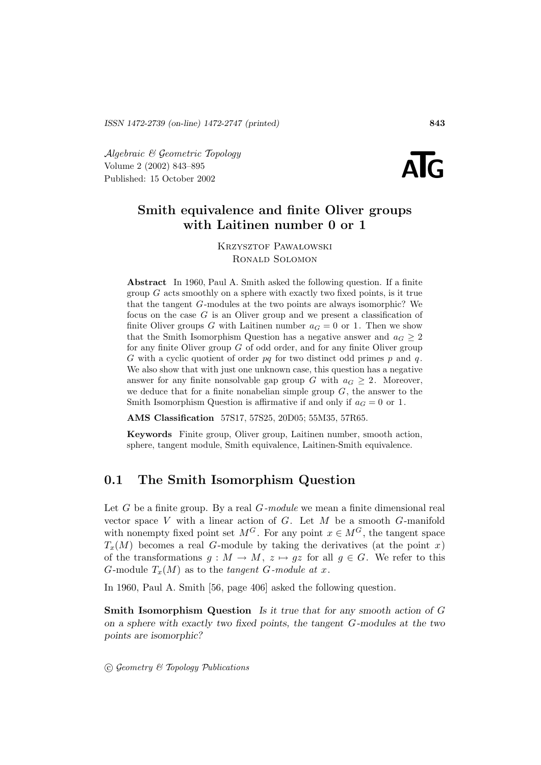# Smith equivalence and finite Oliver groups with Laitinen number 0 or 1

Krzysztof Pawałowski
Ronald Solomon

**Abstract** In 1960, Paul A. Smith asked the following question. If a finite group $G$ acts smoothly on a sphere with exactly two fixed points, is it true that the tangent $G$-modules at the two points are always isomorphic? We focus on the case $G$ is an Oliver group and we present a classification of finite Oliver groups $G$ with Laitinen number $a_G = 0$ or $1$. Then we show that the Smith Isomorphism Question has a negative answer and $a_G \geq 2$ for any finite Oliver group $G$ of odd order, and for any finite Oliver group $G$ with a cyclic quotient of order $pq$ for two distinct odd primes $p$ and $q$. We also show that with just one unknown case, this question has a negative answer for any finite nonsolvable gap group $G$ with $a_G \geq 2$. Moreover, we deduce that for a finite nonabelian simple group $G$, the answer to the Smith Isomorphism Question is affirmative if and only if $a_G = 0$ or $1$.

**AMS Classification** 57S17, 57S25, 20D05; 55M35, 57R65.

**Keywords** Finite group, Oliver group, Laitinen number, smooth action, sphere, tangent module, Smith equivalence, Laitinen-Smith equivalence.

## 0.1 The Smith Isomorphism Question

Let $G$ be a finite group. By a real *$G$-module* we mean a finite dimensional real vector space $V$ with a linear action of $G$. Let $M$ be a smooth $G$-manifold with nonempty fixed point set $M^G$. For any point $x \in M^G$, the tangent space $T_x(M)$ becomes a real $G$-module by taking the derivatives (at the point $x$) of the transformations $g : M \to M$, $z \mapsto gz$ for all $g \in G$. We refer to this $G$-module $T_x(M)$ as to the *tangent $G$-module at $x$*.

In 1960, Paul A. Smith [56, page 406] asked the following question.

**Smith Isomorphism Question** *Is it true that for any smooth action of $G$ on a sphere with exactly two fixed points, the tangent $G$-modules at the two points are isomorphic?*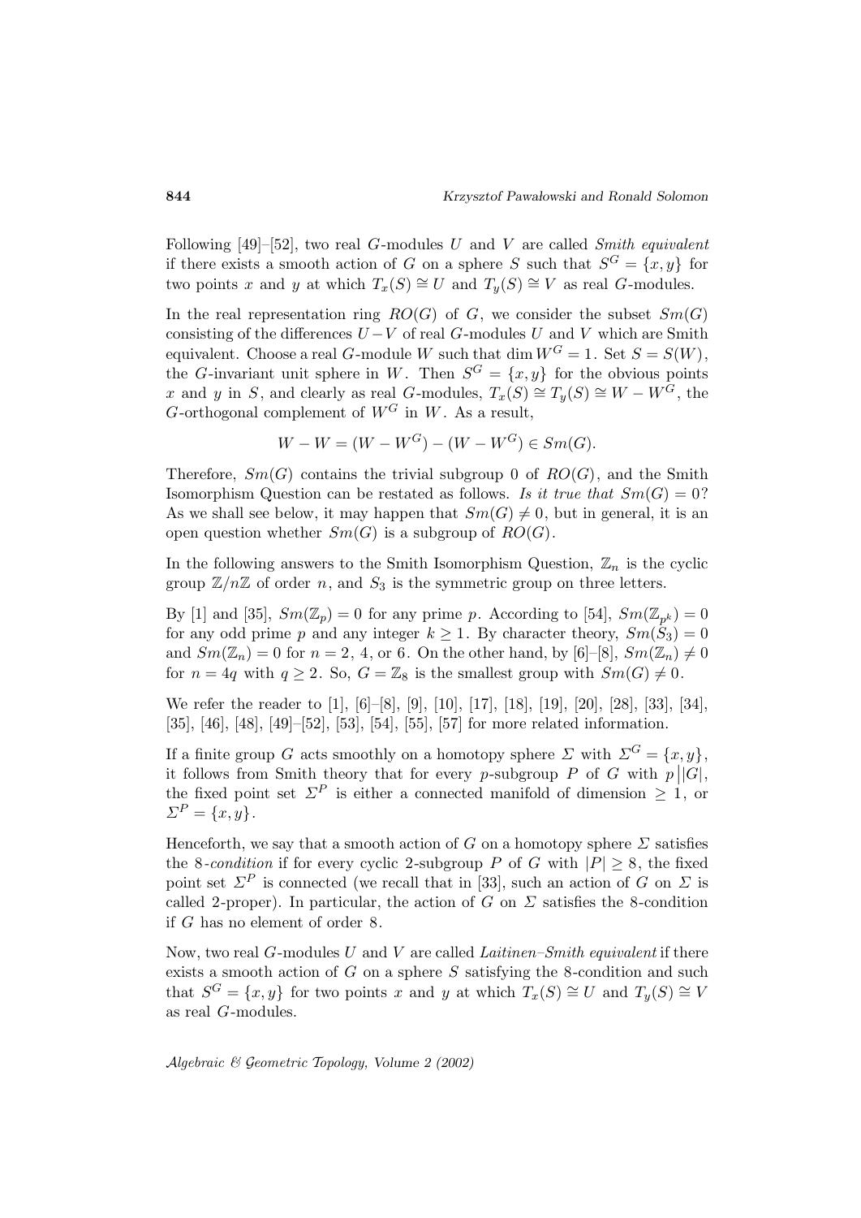Following [49]–[52], two real $G$-modules $U$ and $V$ are called *Smith equivalent* if there exists a smooth action of $G$ on a sphere $S$ such that $S^G = \{x, y\}$ for two points $x$ and $y$ at which $T_x(S) \cong U$ and $T_y(S) \cong V$ as real $G$-modules.

In the real representation ring $RO(G)$ of $G$, we consider the subset $Sm(G)$ consisting of the differences $U - V$ of real $G$-modules $U$ and $V$ which are Smith equivalent. Choose a real $G$-module $W$ such that $\dim W^G = 1$. Set $S = S(W)$, the $G$-invariant unit sphere in $W$. Then $S^G = \{x, y\}$ for the obvious points $x$ and $y$ in $S$, and clearly as real $G$-modules, $T_x(S) \cong T_y(S) \cong W - W^G$, the $G$-orthogonal complement of $W^G$ in $W$. As a result,

$$W - W = (W - W^G) - (W - W^G) \in Sm(G).$$

Therefore, $Sm(G)$ contains the trivial subgroup 0 of $RO(G)$, and the Smith Isomorphism Question can be restated as follows. *Is it true that* $Sm(G) = 0$? As we shall see below, it may happen that $Sm(G) \neq 0$, but in general, it is an open question whether $Sm(G)$ is a subgroup of $RO(G)$.

In the following answers to the Smith Isomorphism Question, $\mathbb{Z}_n$ is the cyclic group $\mathbb{Z}/n\mathbb{Z}$ of order $n$, and $S_3$ is the symmetric group on three letters.

By [1] and [35], $Sm(\mathbb{Z}_p) = 0$ for any prime $p$. According to [54], $Sm(\mathbb{Z}_{p^k}) = 0$ for any odd prime $p$ and any integer $k \geq 1$. By character theory, $Sm(S_3) = 0$ and $Sm(\mathbb{Z}_n) = 0$ for $n = 2$, 4, or 6. On the other hand, by [6]–[8], $Sm(\mathbb{Z}_n) \neq 0$ for $n = 4q$ with $q \geq 2$. So, $G = \mathbb{Z}_8$ is the smallest group with $Sm(G) \neq 0$.

We refer the reader to [1], [6]–[8], [9], [10], [17], [18], [19], [20], [28], [33], [34], [35], [46], [48], [49]–[52], [53], [54], [55], [57] for more related information.

If a finite group $G$ acts smoothly on a homotopy sphere $\Sigma$ with $\Sigma^G = \{x, y\}$, it follows from Smith theory that for every $p$-subgroup $P$ of $G$ with $p \big| |G|$, the fixed point set $\Sigma^P$ is either a connected manifold of dimension $\geq 1$, or $\Sigma^P = \{x, y\}$.

Henceforth, we say that a smooth action of $G$ on a homotopy sphere $\Sigma$ satisfies the *8-condition* if for every cyclic 2-subgroup $P$ of $G$ with $|P| \geq 8$, the fixed point set $\Sigma^P$ is connected (we recall that in [33], such an action of $G$ on $\Sigma$ is called 2-proper). In particular, the action of $G$ on $\Sigma$ satisfies the 8-condition if $G$ has no element of order 8.

Now, two real $G$-modules $U$ and $V$ are called *Laitinen–Smith equivalent* if there exists a smooth action of $G$ on a sphere $S$ satisfying the 8-condition and such that $S^G = \{x, y\}$ for two points $x$ and $y$ at which $T_x(S) \cong U$ and $T_y(S) \cong V$ as real $G$-modules.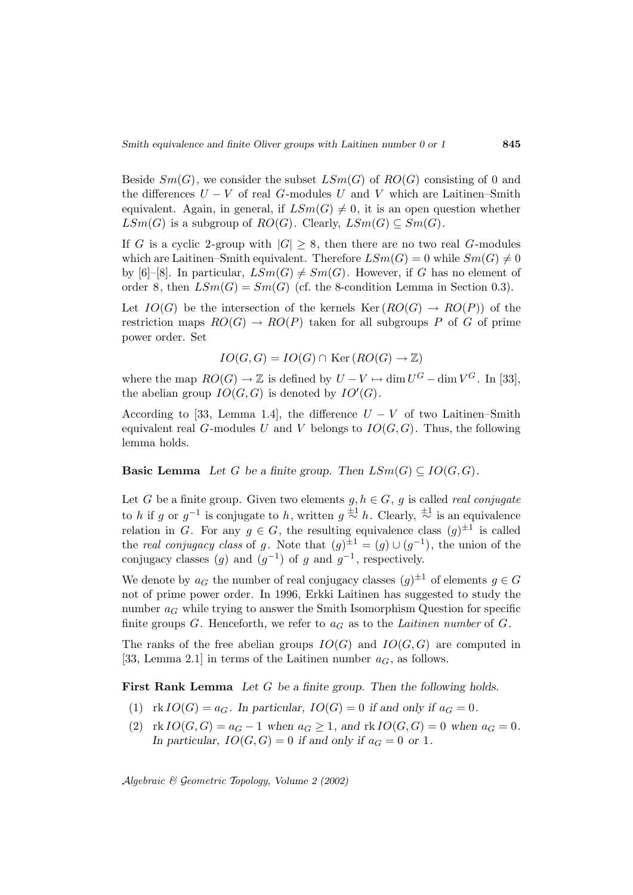Beside $Sm(G)$, we consider the subset $LSm(G)$ of $RO(G)$ consisting of 0 and the differences $U - V$ of real $G$-modules $U$ and $V$ which are Laitinen–Smith equivalent. Again, in general, if $LSm(G) \neq 0$, it is an open question whether $LSm(G)$ is a subgroup of $RO(G)$. Clearly, $LSm(G) \subseteq Sm(G)$.

If $G$ is a cyclic 2-group with $|G| \geq 8$, then there are no two real $G$-modules which are Laitinen–Smith equivalent. Therefore $LSm(G) = 0$ while $Sm(G) \neq 0$ by [6]–[8]. In particular, $LSm(G) \neq Sm(G)$. However, if $G$ has no element of order 8, then $LSm(G) = Sm(G)$ (cf. the 8-condition Lemma in Section 0.3).

Let $IO(G)$ be the intersection of the kernels $\mathrm{Ker}\,(RO(G) \to RO(P))$ of the restriction maps $RO(G) \to RO(P)$ taken for all subgroups $P$ of $G$ of prime power order. Set

$$IO(G, G) = IO(G) \cap \mathrm{Ker}\,(RO(G) \to \mathbb{Z})$$

where the map $RO(G) \to \mathbb{Z}$ is defined by $U - V \mapsto \dim U^G - \dim V^G$. In [33], the abelian group $IO(G, G)$ is denoted by $IO'(G)$.

According to [33, Lemma 1.4], the difference $U - V$ of two Laitinen–Smith equivalent real $G$-modules $U$ and $V$ belongs to $IO(G, G)$. Thus, the following lemma holds.

**Basic Lemma** *Let $G$ be a finite group. Then $LSm(G) \subseteq IO(G, G)$.*

Let $G$ be a finite group. Given two elements $g, h \in G$, $g$ is called *real conjugate* to $h$ if $g$ or $g^{-1}$ is conjugate to $h$, written $g \overset{\pm 1}{\sim} h$. Clearly, $\overset{\pm 1}{\sim}$ is an equivalence relation in $G$. For any $g \in G$, the resulting equivalence class $(g)^{\pm 1}$ is called the *real conjugacy class* of $g$. Note that $(g)^{\pm 1} = (g) \cup (g^{-1})$, the union of the conjugacy classes $(g)$ and $(g^{-1})$ of $g$ and $g^{-1}$, respectively.

We denote by $a_G$ the number of real conjugacy classes $(g)^{\pm 1}$ of elements $g \in G$ not of prime power order. In 1996, Erkki Laitinen has suggested to study the number $a_G$ while trying to answer the Smith Isomorphism Question for specific finite groups $G$. Henceforth, we refer to $a_G$ as to the *Laitinen number* of $G$.

The ranks of the free abelian groups $IO(G)$ and $IO(G, G)$ are computed in [33, Lemma 2.1] in terms of the Laitinen number $a_G$, as follows.

**First Rank Lemma** *Let $G$ be a finite group. Then the following holds.*

1. $\mathrm{rk}\, IO(G) = a_G$. *In particular, $IO(G) = 0$ if and only if $a_G = 0$.*
2. $\mathrm{rk}\, IO(G, G) = a_G - 1$ *when* $a_G \geq 1$, *and* $\mathrm{rk}\, IO(G, G) = 0$ *when* $a_G = 0$. *In particular, $IO(G, G) = 0$ if and only if $a_G = 0$ or 1.*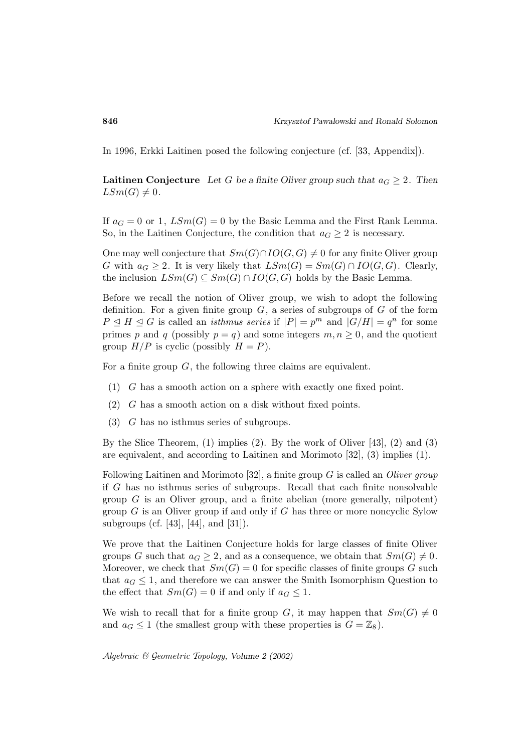In 1996, Erkki Laitinen posed the following conjecture (cf. [33, Appendix]).

**Laitinen Conjecture** *Let $G$ be a finite Oliver group such that $a_G \geq 2$. Then $LSm(G) \neq 0$.*

If $a_G = 0$ or 1, $LSm(G) = 0$ by the Basic Lemma and the First Rank Lemma. So, in the Laitinen Conjecture, the condition that $a_G \geq 2$ is necessary.

One may well conjecture that $Sm(G) \cap IO(G,G) \neq 0$ for any finite Oliver group $G$ with $a_G \geq 2$. It is very likely that $LSm(G) = Sm(G) \cap IO(G,G)$. Clearly, the inclusion $LSm(G) \subseteq Sm(G) \cap IO(G,G)$ holds by the Basic Lemma.

Before we recall the notion of Oliver group, we wish to adopt the following definition. For a given finite group $G$, a series of subgroups of $G$ of the form $P \trianglelefteq H \trianglelefteq G$ is called an *isthmus series* if $|P| = p^m$ and $|G/H| = q^n$ for some primes $p$ and $q$ (possibly $p = q$) and some integers $m, n \geq 0$, and the quotient group $H/P$ is cyclic (possibly $H = P$).

For a finite group $G$, the following three claims are equivalent.

1. $G$ has a smooth action on a sphere with exactly one fixed point.
2. $G$ has a smooth action on a disk without fixed points.
3. $G$ has no isthmus series of subgroups.

By the Slice Theorem, (1) implies (2). By the work of Oliver [43], (2) and (3) are equivalent, and according to Laitinen and Morimoto [32], (3) implies (1).

Following Laitinen and Morimoto [32], a finite group $G$ is called an *Oliver group* if $G$ has no isthmus series of subgroups. Recall that each finite nonsolvable group $G$ is an Oliver group, and a finite abelian (more generally, nilpotent) group $G$ is an Oliver group if and only if $G$ has three or more noncyclic Sylow subgroups (cf. [43], [44], and [31]).

We prove that the Laitinen Conjecture holds for large classes of finite Oliver groups $G$ such that $a_G \geq 2$, and as a consequence, we obtain that $Sm(G) \neq 0$. Moreover, we check that $Sm(G) = 0$ for specific classes of finite groups $G$ such that $a_G \leq 1$, and therefore we can answer the Smith Isomorphism Question to the effect that $Sm(G) = 0$ if and only if $a_G \leq 1$.

We wish to recall that for a finite group $G$, it may happen that $Sm(G) \neq 0$ and $a_G \leq 1$ (the smallest group with these properties is $G = \mathbb{Z}_8$).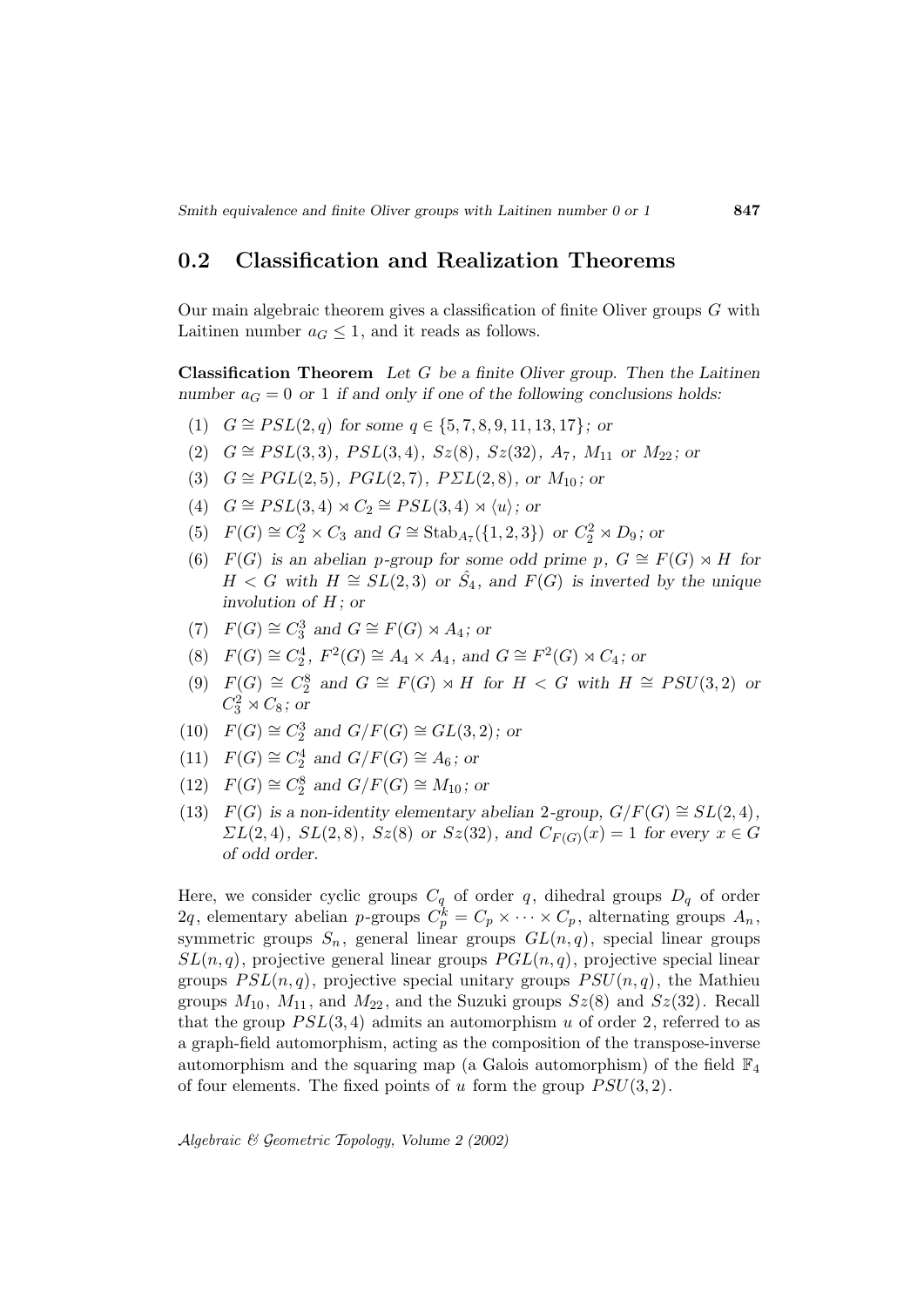## 0.2 Classification and Realization Theorems

Our main algebraic theorem gives a classification of finite Oliver groups $G$ with Laitinen number $a_G \leq 1$, and it reads as follows.

**Classification Theorem** *Let $G$ be a finite Oliver group. Then the Laitinen number $a_G = 0$ or $1$ if and only if one of the following conclusions holds:*

1. $G \cong PSL(2,q)$ *for some* $q \in \{5,7,8,9,11,13,17\}$*; or*
2. $G \cong PSL(3,3)$, $PSL(3,4)$, $Sz(8)$, $Sz(32)$, $A_7$, $M_{11}$ *or* $M_{22}$*; or*
3. $G \cong PGL(2,5)$, $PGL(2,7)$, $P\Sigma L(2,8)$, *or* $M_{10}$*; or*
4. $G \cong PSL(3,4) \rtimes C_2 \cong PSL(3,4) \rtimes \langle u \rangle$*; or*
5. $F(G) \cong C_2^2 \times C_3$ *and* $G \cong \mathrm{Stab}_{A_7}(\{1,2,3\})$ *or* $C_2^2 \rtimes D_9$*; or*
6. $F(G)$ *is an abelian $p$-group for some odd prime $p$,* $G \cong F(G) \rtimes H$ *for* $H < G$ *with* $H \cong SL(2,3)$ *or* $\hat{S}_4$*, and $F(G)$ is inverted by the unique involution of $H$; or*
7. $F(G) \cong C_3^3$ *and* $G \cong F(G) \rtimes A_4$*; or*
8. $F(G) \cong C_2^4$, $F^2(G) \cong A_4 \times A_4$*, and* $G \cong F^2(G) \rtimes C_4$*; or*
9. $F(G) \cong C_2^8$ *and* $G \cong F(G) \rtimes H$ *for* $H < G$ *with* $H \cong PSU(3,2)$ *or* $C_3^2 \rtimes C_8$*; or*
10. $F(G) \cong C_2^3$ *and* $G/F(G) \cong GL(3,2)$*; or*
11. $F(G) \cong C_2^4$ *and* $G/F(G) \cong A_6$*; or*
12. $F(G) \cong C_2^8$ *and* $G/F(G) \cong M_{10}$*; or*
13. $F(G)$ *is a non-identity elementary abelian 2-group,* $G/F(G) \cong SL(2,4)$, $\Sigma L(2,4)$, $SL(2,8)$, $Sz(8)$ *or* $Sz(32)$*, and* $C_{F(G)}(x) = 1$ *for every* $x \in G$ *of odd order.*

Here, we consider cyclic groups $C_q$ of order $q$, dihedral groups $D_q$ of order $2q$, elementary abelian $p$-groups $C_p^k = C_p \times \cdots \times C_p$, alternating groups $A_n$, symmetric groups $S_n$, general linear groups $GL(n,q)$, special linear groups $SL(n,q)$, projective general linear groups $PGL(n,q)$, projective special linear groups $PSL(n,q)$, projective special unitary groups $PSU(n,q)$, the Mathieu groups $M_{10}$, $M_{11}$, and $M_{22}$, and the Suzuki groups $Sz(8)$ and $Sz(32)$. Recall that the group $PSL(3,4)$ admits an automorphism $u$ of order 2, referred to as a graph-field automorphism, acting as the composition of the transpose-inverse automorphism and the squaring map (a Galois automorphism) of the field $\mathbb{F}_4$ of four elements. The fixed points of $u$ form the group $PSU(3,2)$.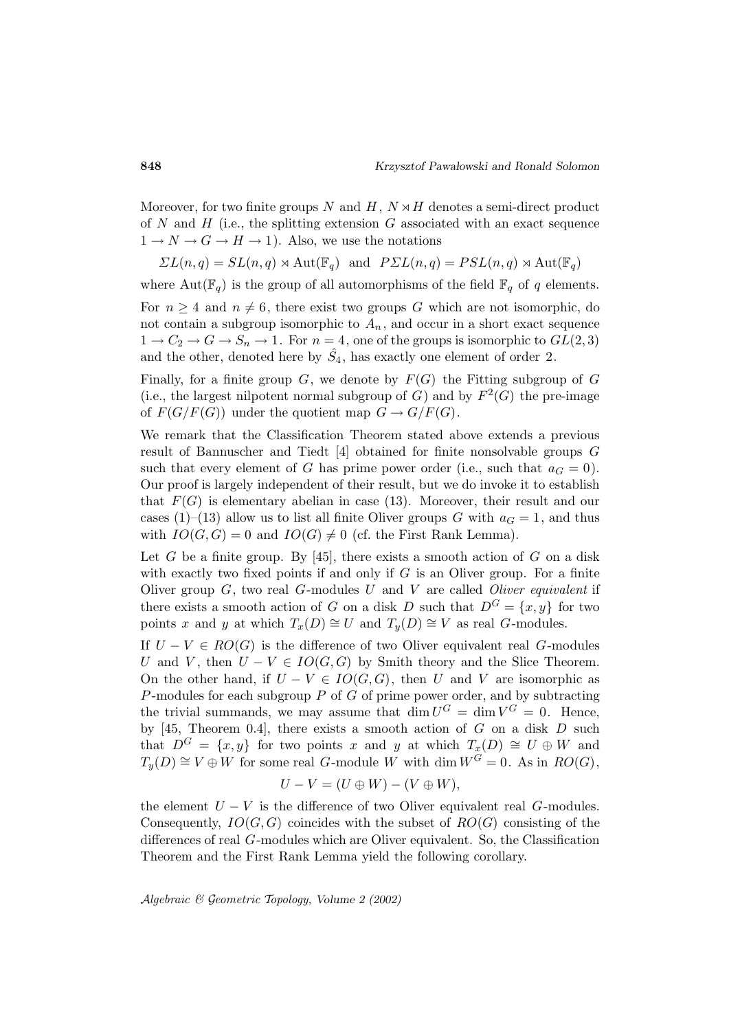Moreover, for two finite groups $N$ and $H$, $N \rtimes H$ denotes a semi-direct product of $N$ and $H$ (i.e., the splitting extension $G$ associated with an exact sequence $1 \to N \to G \to H \to 1$). Also, we use the notations

$$\Sigma L(n,q) = SL(n,q) \rtimes \mathrm{Aut}(\mathbb{F}_q) \quad \text{and} \quad P\Sigma L(n,q) = PSL(n,q) \rtimes \mathrm{Aut}(\mathbb{F}_q)$$

where $\mathrm{Aut}(\mathbb{F}_q)$ is the group of all automorphisms of the field $\mathbb{F}_q$ of $q$ elements.

For $n \geq 4$ and $n \neq 6$, there exist two groups $G$ which are not isomorphic, do not contain a subgroup isomorphic to $A_n$, and occur in a short exact sequence $1 \to C_2 \to G \to S_n \to 1$. For $n = 4$, one of the groups is isomorphic to $GL(2,3)$ and the other, denoted here by $\hat{S}_4$, has exactly one element of order 2.

Finally, for a finite group $G$, we denote by $F(G)$ the Fitting subgroup of $G$ (i.e., the largest nilpotent normal subgroup of $G$) and by $F^2(G)$ the pre-image of $F(G/F(G))$ under the quotient map $G \to G/F(G)$.

We remark that the Classification Theorem stated above extends a previous result of Bannuscher and Tiedt [4] obtained for finite nonsolvable groups $G$ such that every element of $G$ has prime power order (i.e., such that $a_G = 0$). Our proof is largely independent of their result, but we do invoke it to establish that $F(G)$ is elementary abelian in case (13). Moreover, their result and our cases (1)–(13) allow us to list all finite Oliver groups $G$ with $a_G = 1$, and thus with $IO(G,G) = 0$ and $IO(G) \neq 0$ (cf. the First Rank Lemma).

Let $G$ be a finite group. By [45], there exists a smooth action of $G$ on a disk with exactly two fixed points if and only if $G$ is an Oliver group. For a finite Oliver group $G$, two real $G$-modules $U$ and $V$ are called *Oliver equivalent* if there exists a smooth action of $G$ on a disk $D$ such that $D^G = \{x, y\}$ for two points $x$ and $y$ at which $T_x(D) \cong U$ and $T_y(D) \cong V$ as real $G$-modules.

If $U - V \in RO(G)$ is the difference of two Oliver equivalent real $G$-modules $U$ and $V$, then $U - V \in IO(G,G)$ by Smith theory and the Slice Theorem. On the other hand, if $U - V \in IO(G,G)$, then $U$ and $V$ are isomorphic as $P$-modules for each subgroup $P$ of $G$ of prime power order, and by subtracting the trivial summands, we may assume that $\dim U^G = \dim V^G = 0$. Hence, by [45, Theorem 0.4], there exists a smooth action of $G$ on a disk $D$ such that $D^G = \{x, y\}$ for two points $x$ and $y$ at which $T_x(D) \cong U \oplus W$ and $T_y(D) \cong V \oplus W$ for some real $G$-module $W$ with $\dim W^G = 0$. As in $RO(G)$,

$$U - V = (U \oplus W) - (V \oplus W),$$

the element $U - V$ is the difference of two Oliver equivalent real $G$-modules. Consequently, $IO(G,G)$ coincides with the subset of $RO(G)$ consisting of the differences of real $G$-modules which are Oliver equivalent. So, the Classification Theorem and the First Rank Lemma yield the following corollary.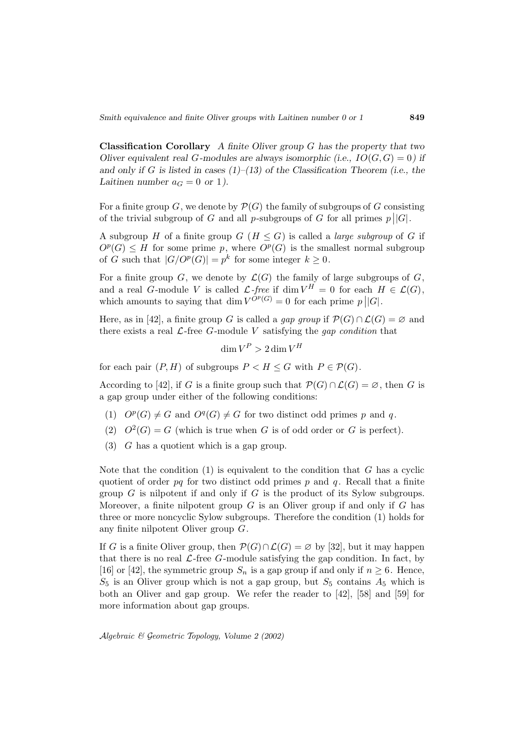**Classification Corollary** *A finite Oliver group $G$ has the property that two Oliver equivalent real $G$-modules are always isomorphic (i.e., $IO(G,G) = 0$) if and only if $G$ is listed in cases (1)–(13) of the Classification Theorem (i.e., the Laitinen number $a_G = 0$ or $1$).*

For a finite group $G$, we denote by $\mathcal{P}(G)$ the family of subgroups of $G$ consisting of the trivial subgroup of $G$ and all $p$-subgroups of $G$ for all primes $p \big| |G|$.

A subgroup $H$ of a finite group $G$ ($H \leq G$) is called a *large subgroup* of $G$ if $O^p(G) \leq H$ for some prime $p$, where $O^p(G)$ is the smallest normal subgroup of $G$ such that $|G/O^p(G)| = p^k$ for some integer $k \geq 0$.

For a finite group $G$, we denote by $\mathcal{L}(G)$ the family of large subgroups of $G$, and a real $G$-module $V$ is called *$\mathcal{L}$-free* if $\dim V^H = 0$ for each $H \in \mathcal{L}(G)$, which amounts to saying that $\dim V^{O^p(G)} = 0$ for each prime $p \big| |G|$.

Here, as in [42], a finite group $G$ is called a *gap group* if $\mathcal{P}(G) \cap \mathcal{L}(G) = \varnothing$ and there exists a real $\mathcal{L}$-free $G$-module $V$ satisfying the *gap condition* that

$$\dim V^P > 2 \dim V^H$$

for each pair $(P, H)$ of subgroups $P < H \leq G$ with $P \in \mathcal{P}(G)$.

According to [42], if $G$ is a finite group such that $\mathcal{P}(G) \cap \mathcal{L}(G) = \varnothing$, then $G$ is a gap group under either of the following conditions:

(1) $O^p(G) \neq G$ and $O^q(G) \neq G$ for two distinct odd primes $p$ and $q$.

(2) $O^2(G) = G$ (which is true when $G$ is of odd order or $G$ is perfect).

(3) $G$ has a quotient which is a gap group.

Note that the condition (1) is equivalent to the condition that $G$ has a cyclic quotient of order $pq$ for two distinct odd primes $p$ and $q$. Recall that a finite group $G$ is nilpotent if and only if $G$ is the product of its Sylow subgroups. Moreover, a finite nilpotent group $G$ is an Oliver group if and only if $G$ has three or more noncyclic Sylow subgroups. Therefore the condition (1) holds for any finite nilpotent Oliver group $G$.

If $G$ is a finite Oliver group, then $\mathcal{P}(G) \cap \mathcal{L}(G) = \varnothing$ by [32], but it may happen that there is no real $\mathcal{L}$-free $G$-module satisfying the gap condition. In fact, by [16] or [42], the symmetric group $S_n$ is a gap group if and only if $n \geq 6$. Hence, $S_5$ is an Oliver group which is not a gap group, but $S_5$ contains $A_5$ which is both an Oliver and gap group. We refer the reader to [42], [58] and [59] for more information about gap groups.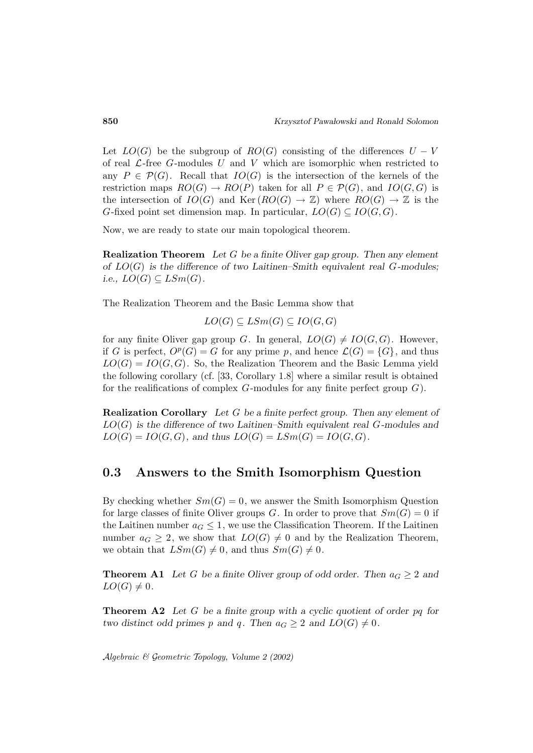Let $LO(G)$ be the subgroup of $RO(G)$ consisting of the differences $U - V$ of real $\mathcal{L}$-free $G$-modules $U$ and $V$ which are isomorphic when restricted to any $P \in \mathcal{P}(G)$. Recall that $IO(G)$ is the intersection of the kernels of the restriction maps $RO(G) \to RO(P)$ taken for all $P \in \mathcal{P}(G)$, and $IO(G,G)$ is the intersection of $IO(G)$ and $\operatorname{Ker}(RO(G) \to \mathbb{Z})$ where $RO(G) \to \mathbb{Z}$ is the $G$-fixed point set dimension map. In particular, $LO(G) \subseteq IO(G,G)$.

Now, we are ready to state our main topological theorem.

**Realization Theorem** *Let $G$ be a finite Oliver gap group. Then any element of $LO(G)$ is the difference of two Laitinen–Smith equivalent real $G$-modules; i.e., $LO(G) \subseteq LSm(G)$.*

The Realization Theorem and the Basic Lemma show that

$$LO(G) \subseteq LSm(G) \subseteq IO(G,G)$$

for any finite Oliver gap group $G$. In general, $LO(G) \neq IO(G,G)$. However, if $G$ is perfect, $O^p(G) = G$ for any prime $p$, and hence $\mathcal{L}(G) = \{G\}$, and thus $LO(G) = IO(G,G)$. So, the Realization Theorem and the Basic Lemma yield the following corollary (cf. [33, Corollary 1.8] where a similar result is obtained for the realifications of complex $G$-modules for any finite perfect group $G$).

**Realization Corollary** *Let $G$ be a finite perfect group. Then any element of $LO(G)$ is the difference of two Laitinen–Smith equivalent real $G$-modules and $LO(G) = IO(G,G)$, and thus $LO(G) = LSm(G) = IO(G,G)$.*

## 0.3 Answers to the Smith Isomorphism Question

By checking whether $Sm(G) = 0$, we answer the Smith Isomorphism Question for large classes of finite Oliver groups $G$. In order to prove that $Sm(G) = 0$ if the Laitinen number $a_G \leq 1$, we use the Classification Theorem. If the Laitinen number $a_G \geq 2$, we show that $LO(G) \neq 0$ and by the Realization Theorem, we obtain that $LSm(G) \neq 0$, and thus $Sm(G) \neq 0$.

**Theorem A1** *Let $G$ be a finite Oliver group of odd order. Then $a_G \geq 2$ and $LO(G) \neq 0$.*

**Theorem A2** *Let $G$ be a finite group with a cyclic quotient of order $pq$ for two distinct odd primes $p$ and $q$. Then $a_G \geq 2$ and $LO(G) \neq 0$.*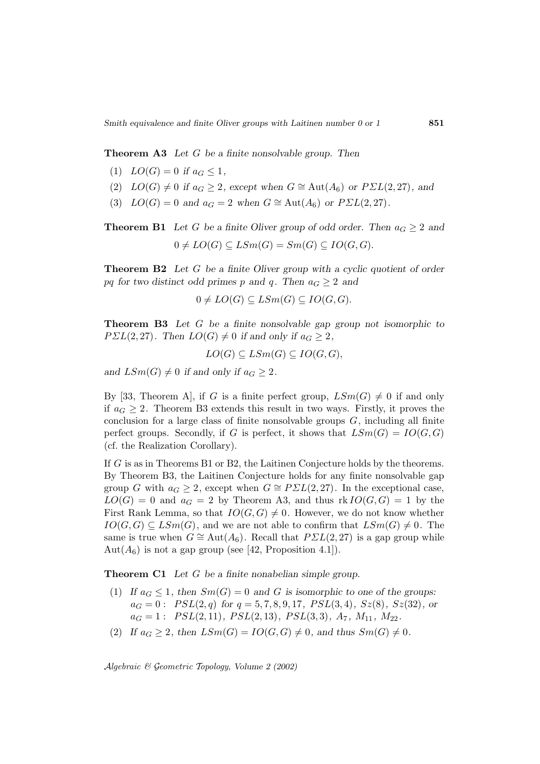**Theorem A3** *Let $G$ be a finite nonsolvable group. Then*

1. $LO(G) = 0$ *if* $a_G \leq 1$,
2. $LO(G) \neq 0$ *if* $a_G \geq 2$, *except when* $G \cong \mathrm{Aut}(A_6)$ *or* $P\Sigma L(2,27)$, *and*
3. $LO(G) = 0$ *and* $a_G = 2$ *when* $G \cong \mathrm{Aut}(A_6)$ *or* $P\Sigma L(2,27)$.

**Theorem B1** *Let $G$ be a finite Oliver group of odd order. Then $a_G \geq 2$ and*

$$0 \neq LO(G) \subseteq LSm(G) = Sm(G) \subseteq IO(G,G).$$

**Theorem B2** *Let $G$ be a finite Oliver group with a cyclic quotient of order $pq$ for two distinct odd primes $p$ and $q$. Then $a_G \geq 2$ and*

$$0 \neq LO(G) \subseteq LSm(G) \subseteq IO(G,G).$$

**Theorem B3** *Let $G$ be a finite nonsolvable gap group not isomorphic to $P\Sigma L(2,27)$. Then $LO(G) \neq 0$ if and only if $a_G \geq 2$,*

$$LO(G) \subseteq LSm(G) \subseteq IO(G,G),$$

*and $LSm(G) \neq 0$ if and only if $a_G \geq 2$.*

By [33, Theorem A], if $G$ is a finite perfect group, $LSm(G) \neq 0$ if and only if $a_G \geq 2$. Theorem B3 extends this result in two ways. Firstly, it proves the conclusion for a large class of finite nonsolvable groups $G$, including all finite perfect groups. Secondly, if $G$ is perfect, it shows that $LSm(G) = IO(G,G)$ (cf. the Realization Corollary).

If $G$ is as in Theorems B1 or B2, the Laitinen Conjecture holds by the theorems. By Theorem B3, the Laitinen Conjecture holds for any finite nonsolvable gap group $G$ with $a_G \geq 2$, except when $G \cong P\Sigma L(2,27)$. In the exceptional case, $LO(G) = 0$ and $a_G = 2$ by Theorem A3, and thus $\mathrm{rk}\, IO(G,G) = 1$ by the First Rank Lemma, so that $IO(G,G) \neq 0$. However, we do not know whether $IO(G,G) \subseteq LSm(G)$, and we are not able to confirm that $LSm(G) \neq 0$. The same is true when $G \cong \mathrm{Aut}(A_6)$. Recall that $P\Sigma L(2,27)$ is a gap group while $\mathrm{Aut}(A_6)$ is not a gap group (see [42, Proposition 4.1]).

**Theorem C1** *Let $G$ be a finite nonabelian simple group.*

1. *If $a_G \leq 1$, then $Sm(G) = 0$ and $G$ is isomorphic to one of the groups:*
   $a_G = 0$: $PSL(2,q)$ *for* $q = 5, 7, 8, 9, 17$, $PSL(3,4)$, $Sz(8)$, $Sz(32)$, *or*
   $a_G = 1$: $PSL(2,11)$, $PSL(2,13)$, $PSL(3,3)$, $A_7$, $M_{11}$, $M_{22}$.
2. *If $a_G \geq 2$, then $LSm(G) = IO(G,G) \neq 0$, and thus $Sm(G) \neq 0$.*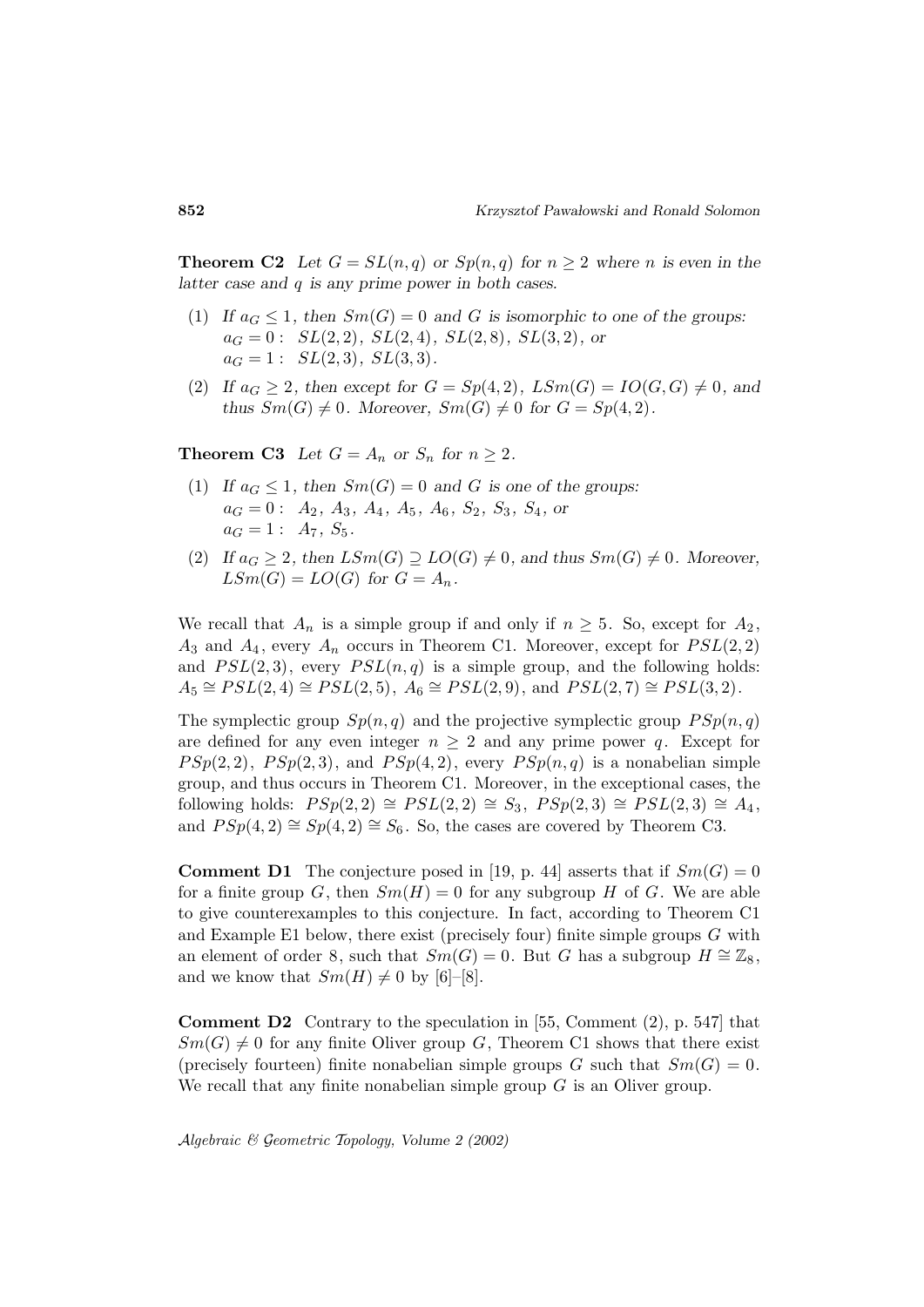**Theorem C2** *Let $G = SL(n,q)$ or $Sp(n,q)$ for $n \geq 2$ where $n$ is even in the latter case and $q$ is any prime power in both cases.*

1. *If $a_G \leq 1$, then $Sm(G) = 0$ and $G$ is isomorphic to one of the groups:*
   $a_G = 0:$ *$SL(2,2)$, $SL(2,4)$, $SL(2,8)$, $SL(3,2)$, or*
   $a_G = 1:$ *$SL(2,3)$, $SL(3,3)$.*
2. *If $a_G \geq 2$, then except for $G = Sp(4,2)$, $LSm(G) = IO(G,G) \neq 0$, and thus $Sm(G) \neq 0$. Moreover, $Sm(G) \neq 0$ for $G = Sp(4,2)$.*

**Theorem C3** *Let $G = A_n$ or $S_n$ for $n \geq 2$.*

1. *If $a_G \leq 1$, then $Sm(G) = 0$ and $G$ is one of the groups:*
   $a_G = 0:$ *$A_2$, $A_3$, $A_4$, $A_5$, $A_6$, $S_2$, $S_3$, $S_4$, or*
   $a_G = 1:$ *$A_7$, $S_5$.*
2. *If $a_G \geq 2$, then $LSm(G) \supseteq LO(G) \neq 0$, and thus $Sm(G) \neq 0$. Moreover, $LSm(G) = LO(G)$ for $G = A_n$.*

We recall that $A_n$ is a simple group if and only if $n \geq 5$. So, except for $A_2$, $A_3$ and $A_4$, every $A_n$ occurs in Theorem C1. Moreover, except for $PSL(2,2)$ and $PSL(2,3)$, every $PSL(n,q)$ is a simple group, and the following holds: $A_5 \cong PSL(2,4) \cong PSL(2,5)$, $A_6 \cong PSL(2,9)$, and $PSL(2,7) \cong PSL(3,2)$.

The symplectic group $Sp(n,q)$ and the projective symplectic group $PSp(n,q)$ are defined for any even integer $n \geq 2$ and any prime power $q$. Except for $PSp(2,2)$, $PSp(2,3)$, and $PSp(4,2)$, every $PSp(n,q)$ is a nonabelian simple group, and thus occurs in Theorem C1. Moreover, in the exceptional cases, the following holds: $PSp(2,2) \cong PSL(2,2) \cong S_3$, $PSp(2,3) \cong PSL(2,3) \cong A_4$, and $PSp(4,2) \cong Sp(4,2) \cong S_6$. So, the cases are covered by Theorem C3.

**Comment D1** The conjecture posed in [19, p. 44] asserts that if $Sm(G) = 0$ for a finite group $G$, then $Sm(H) = 0$ for any subgroup $H$ of $G$. We are able to give counterexamples to this conjecture. In fact, according to Theorem C1 and Example E1 below, there exist (precisely four) finite simple groups $G$ with an element of order 8, such that $Sm(G) = 0$. But $G$ has a subgroup $H \cong \mathbb{Z}_8$, and we know that $Sm(H) \neq 0$ by [6]–[8].

**Comment D2** Contrary to the speculation in [55, Comment (2), p. 547] that $Sm(G) \neq 0$ for any finite Oliver group $G$, Theorem C1 shows that there exist (precisely fourteen) finite nonabelian simple groups $G$ such that $Sm(G) = 0$. We recall that any finite nonabelian simple group $G$ is an Oliver group.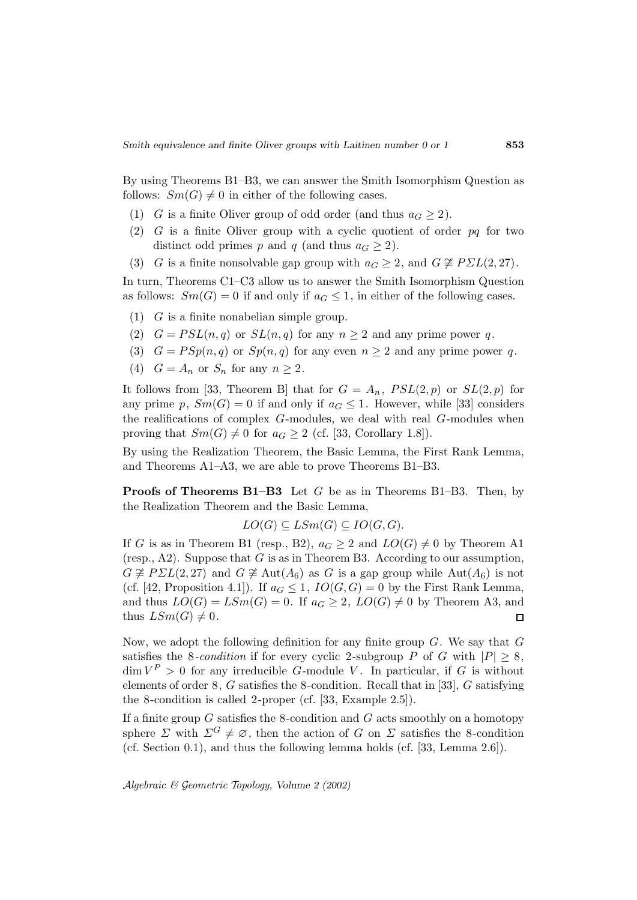By using Theorems B1–B3, we can answer the Smith Isomorphism Question as follows: $Sm(G) \neq 0$ in either of the following cases.

1. $G$ is a finite Oliver group of odd order (and thus $a_G \geq 2$).
2. $G$ is a finite Oliver group with a cyclic quotient of order $pq$ for two distinct odd primes $p$ and $q$ (and thus $a_G \geq 2$).
3. $G$ is a finite nonsolvable gap group with $a_G \geq 2$, and $G \not\cong P\Sigma L(2,27)$.

In turn, Theorems C1–C3 allow us to answer the Smith Isomorphism Question as follows: $Sm(G) = 0$ if and only if $a_G \leq 1$, in either of the following cases.

1. $G$ is a finite nonabelian simple group.
2. $G = PSL(n,q)$ or $SL(n,q)$ for any $n \geq 2$ and any prime power $q$.
3. $G = PSp(n,q)$ or $Sp(n,q)$ for any even $n \geq 2$ and any prime power $q$.
4. $G = A_n$ or $S_n$ for any $n \geq 2$.

It follows from [33, Theorem B] that for $G = A_n$, $PSL(2,p)$ or $SL(2,p)$ for any prime $p$, $Sm(G) = 0$ if and only if $a_G \leq 1$. However, while [33] considers the realifications of complex $G$-modules, we deal with real $G$-modules when proving that $Sm(G) \neq 0$ for $a_G \geq 2$ (cf. [33, Corollary 1.8]).

By using the Realization Theorem, the Basic Lemma, the First Rank Lemma, and Theorems A1–A3, we are able to prove Theorems B1–B3.

**Proofs of Theorems B1–B3** Let $G$ be as in Theorems B1–B3. Then, by the Realization Theorem and the Basic Lemma,

$$LO(G) \subseteq LSm(G) \subseteq IO(G,G).$$

If $G$ is as in Theorem B1 (resp., B2), $a_G \geq 2$ and $LO(G) \neq 0$ by Theorem A1 (resp., A2). Suppose that $G$ is as in Theorem B3. According to our assumption, $G \not\cong P\Sigma L(2,27)$ and $G \not\cong \mathrm{Aut}(A_6)$ as $G$ is a gap group while $\mathrm{Aut}(A_6)$ is not (cf. [42, Proposition 4.1]). If $a_G \leq 1$, $IO(G,G) = 0$ by the First Rank Lemma, and thus $LO(G) = LSm(G) = 0$. If $a_G \geq 2$, $LO(G) \neq 0$ by Theorem A3, and thus $LSm(G) \neq 0$. □

Now, we adopt the following definition for any finite group $G$. We say that $G$ satisfies the *8-condition* if for every cyclic 2-subgroup $P$ of $G$ with $|P| \geq 8$, $\dim V^P > 0$ for any irreducible $G$-module $V$. In particular, if $G$ is without elements of order 8, $G$ satisfies the 8-condition. Recall that in [33], $G$ satisfying the 8-condition is called 2-proper (cf. [33, Example 2.5]).

If a finite group $G$ satisfies the 8-condition and $G$ acts smoothly on a homotopy sphere $\Sigma$ with $\Sigma^G \neq \varnothing$, then the action of $G$ on $\Sigma$ satisfies the 8-condition (cf. Section 0.1), and thus the following lemma holds (cf. [33, Lemma 2.6]).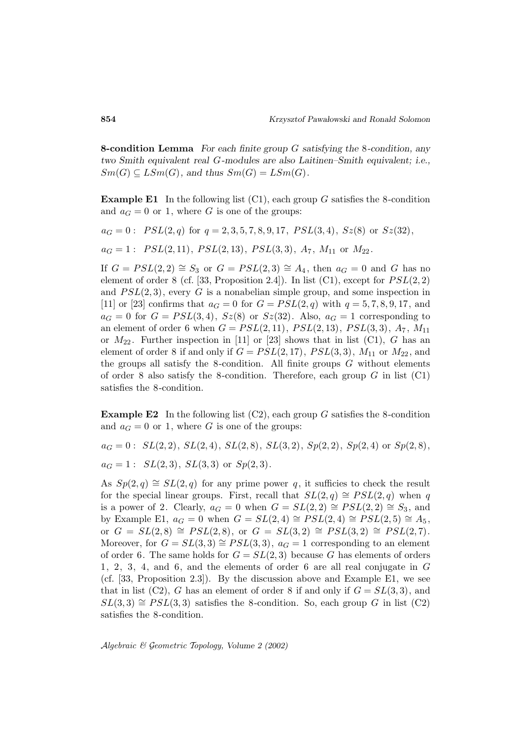**8-condition Lemma** *For each finite group $G$ satisfying the 8-condition, any two Smith equivalent real $G$-modules are also Laitinen–Smith equivalent; i.e., $Sm(G) \subseteq LSm(G)$, and thus $Sm(G) = LSm(G)$.*

**Example E1** In the following list (C1), each group $G$ satisfies the 8-condition and $a_G = 0$ or $1$, where $G$ is one of the groups:

$a_G = 0$ : $PSL(2,q)$ for $q = 2,3,5,7,8,9,17$, $PSL(3,4)$, $Sz(8)$ or $Sz(32)$,

$a_G = 1$ : $PSL(2,11)$, $PSL(2,13)$, $PSL(3,3)$, $A_7$, $M_{11}$ or $M_{22}$.

If $G = PSL(2,2) \cong S_3$ or $G = PSL(2,3) \cong A_4$, then $a_G = 0$ and $G$ has no element of order 8 (cf. [33, Proposition 2.4]). In list (C1), except for $PSL(2,2)$ and $PSL(2,3)$, every $G$ is a nonabelian simple group, and some inspection in [11] or [23] confirms that $a_G = 0$ for $G = PSL(2,q)$ with $q = 5,7,8,9,17$, and $a_G = 0$ for $G = PSL(3,4)$, $Sz(8)$ or $Sz(32)$. Also, $a_G = 1$ corresponding to an element of order 6 when $G = PSL(2,11)$, $PSL(2,13)$, $PSL(3,3)$, $A_7$, $M_{11}$ or $M_{22}$. Further inspection in [11] or [23] shows that in list (C1), $G$ has an element of order 8 if and only if $G = PSL(2,17)$, $PSL(3,3)$, $M_{11}$ or $M_{22}$, and the groups all satisfy the 8-condition. All finite groups $G$ without elements of order 8 also satisfy the 8-condition. Therefore, each group $G$ in list (C1) satisfies the 8-condition.

**Example E2** In the following list (C2), each group $G$ satisfies the 8-condition and $a_G = 0$ or $1$, where $G$ is one of the groups:

$a_G = 0$ : $SL(2,2)$, $SL(2,4)$, $SL(2,8)$, $SL(3,2)$, $Sp(2,2)$, $Sp(2,4)$ or $Sp(2,8)$,

$a_G = 1$ : $SL(2,3)$, $SL(3,3)$ or $Sp(2,3)$.

As $Sp(2,q) \cong SL(2,q)$ for any prime power $q$, it sufficies to check the result for the special linear groups. First, recall that $SL(2,q) \cong PSL(2,q)$ when $q$ is a power of 2. Clearly, $a_G = 0$ when $G = SL(2,2) \cong PSL(2,2) \cong S_3$, and by Example E1, $a_G = 0$ when $G = SL(2,4) \cong PSL(2,4) \cong PSL(2,5) \cong A_5$, or $G = SL(2,8) \cong PSL(2,8)$, or $G = SL(3,2) \cong PSL(3,2) \cong PSL(2,7)$. Moreover, for $G = SL(3,3) \cong PSL(3,3)$, $a_G = 1$ corresponding to an element of order 6. The same holds for $G = SL(2,3)$ because $G$ has elements of orders 1, 2, 3, 4, and 6, and the elements of order 6 are all real conjugate in $G$ (cf. [33, Proposition 2.3]). By the discussion above and Example E1, we see that in list (C2), $G$ has an element of order 8 if and only if $G = SL(3,3)$, and $SL(3,3) \cong PSL(3,3)$ satisfies the 8-condition. So, each group $G$ in list (C2) satisfies the 8-condition.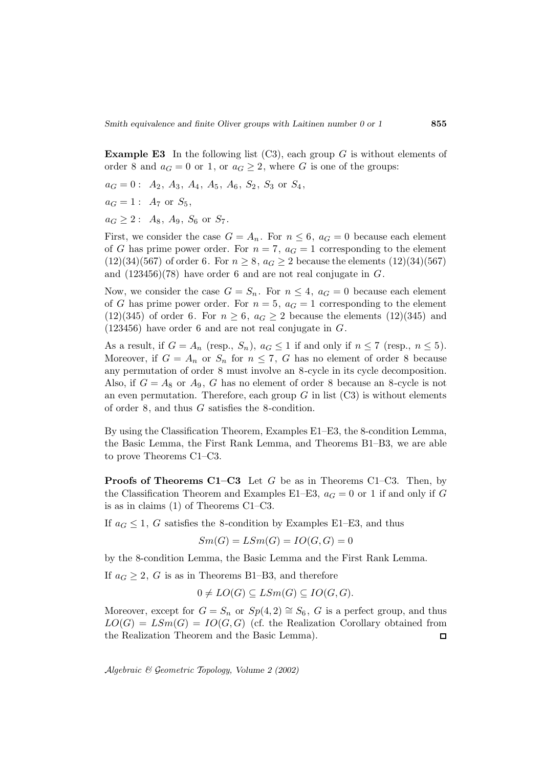**Example E3** In the following list (C3), each group $G$ is without elements of order 8 and $a_G = 0$ or 1, or $a_G \geq 2$, where $G$ is one of the groups:

$a_G = 0:$ $A_2$, $A_3$, $A_4$, $A_5$, $A_6$, $S_2$, $S_3$ or $S_4$,

$a_G = 1:$ $A_7$ or $S_5$,

$a_G \geq 2:$ $A_8$, $A_9$, $S_6$ or $S_7$.

First, we consider the case $G = A_n$. For $n \leq 6$, $a_G = 0$ because each element of $G$ has prime power order. For $n = 7$, $a_G = 1$ corresponding to the element $(12)(34)(567)$ of order 6. For $n \geq 8$, $a_G \geq 2$ because the elements $(12)(34)(567)$ and $(123456)(78)$ have order 6 and are not real conjugate in $G$.

Now, we consider the case $G = S_n$. For $n \leq 4$, $a_G = 0$ because each element of $G$ has prime power order. For $n = 5$, $a_G = 1$ corresponding to the element $(12)(345)$ of order 6. For $n \geq 6$, $a_G \geq 2$ because the elements $(12)(345)$ and $(123456)$ have order 6 and are not real conjugate in $G$.

As a result, if $G = A_n$ (resp., $S_n$), $a_G \leq 1$ if and only if $n \leq 7$ (resp., $n \leq 5$). Moreover, if $G = A_n$ or $S_n$ for $n \leq 7$, $G$ has no element of order 8 because any permutation of order 8 must involve an 8-cycle in its cycle decomposition. Also, if $G = A_8$ or $A_9$, $G$ has no element of order 8 because an 8-cycle is not an even permutation. Therefore, each group $G$ in list (C3) is without elements of order 8, and thus $G$ satisfies the 8-condition.

By using the Classification Theorem, Examples E1–E3, the 8-condition Lemma, the Basic Lemma, the First Rank Lemma, and Theorems B1–B3, we are able to prove Theorems C1–C3.

**Proofs of Theorems C1–C3** Let $G$ be as in Theorems C1–C3. Then, by the Classification Theorem and Examples E1–E3, $a_G = 0$ or 1 if and only if $G$ is as in claims (1) of Theorems C1–C3.

If $a_G \leq 1$, $G$ satisfies the 8-condition by Examples E1–E3, and thus

$$Sm(G) = LSm(G) = IO(G, G) = 0$$

by the 8-condition Lemma, the Basic Lemma and the First Rank Lemma.

If $a_G \geq 2$, $G$ is as in Theorems B1–B3, and therefore

$$0 \neq LO(G) \subseteq LSm(G) \subseteq IO(G, G).$$

Moreover, except for $G = S_n$ or $Sp(4, 2) \cong S_6$, $G$ is a perfect group, and thus $LO(G) = LSm(G) = IO(G, G)$ (cf. the Realization Corollary obtained from the Realization Theorem and the Basic Lemma). $\square$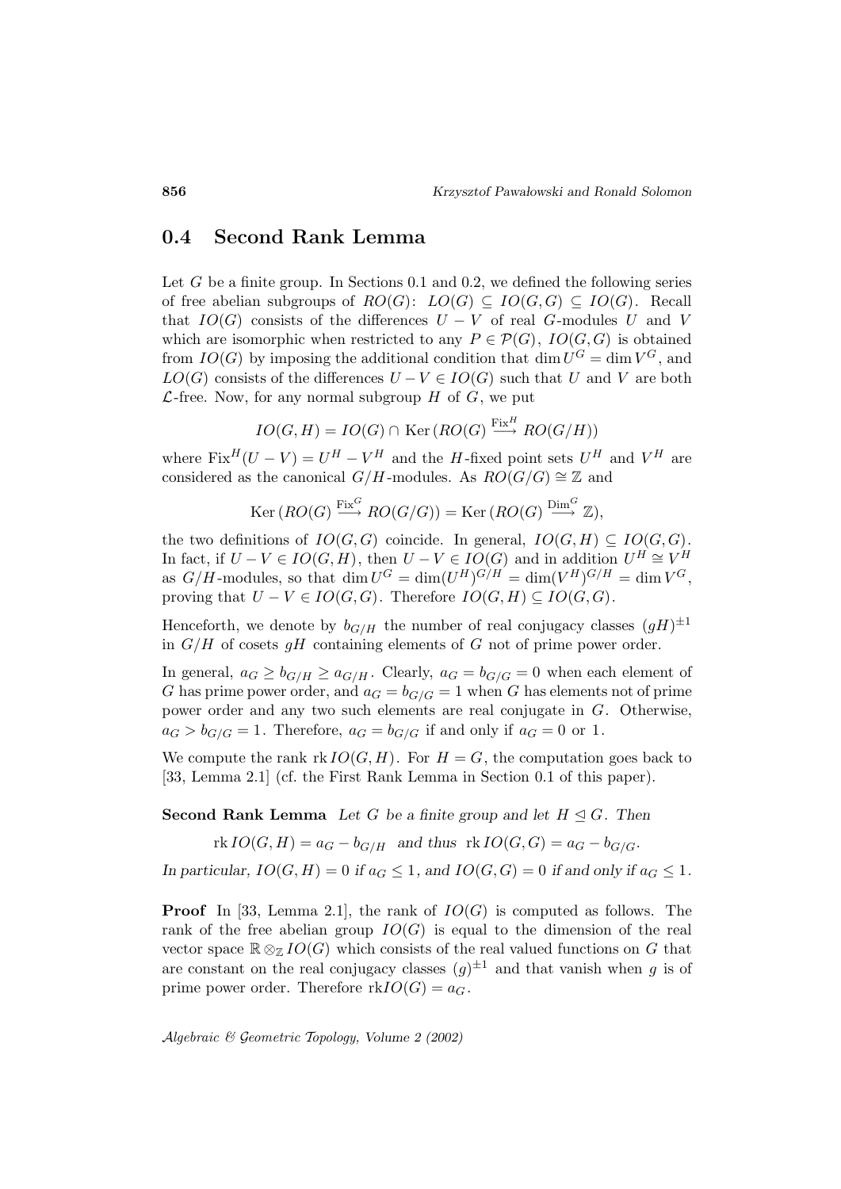## 0.4 Second Rank Lemma

Let $G$ be a finite group. In Sections 0.1 and 0.2, we defined the following series of free abelian subgroups of $RO(G)$: $LO(G) \subseteq IO(G,G) \subseteq IO(G)$. Recall that $IO(G)$ consists of the differences $U - V$ of real $G$-modules $U$ and $V$ which are isomorphic when restricted to any $P \in \mathcal{P}(G)$, $IO(G,G)$ is obtained from $IO(G)$ by imposing the additional condition that $\dim U^G = \dim V^G$, and $LO(G)$ consists of the differences $U - V \in IO(G)$ such that $U$ and $V$ are both $\mathcal{L}$-free. Now, for any normal subgroup $H$ of $G$, we put

$$IO(G,H) = IO(G) \cap \operatorname{Ker}(RO(G) \xrightarrow{\operatorname{Fix}^H} RO(G/H))$$

where $\operatorname{Fix}^H(U-V) = U^H - V^H$ and the $H$-fixed point sets $U^H$ and $V^H$ are considered as the canonical $G/H$-modules. As $RO(G/G) \cong \mathbb{Z}$ and

$$\operatorname{Ker}(RO(G) \xrightarrow{\operatorname{Fix}^G} RO(G/G)) = \operatorname{Ker}(RO(G) \xrightarrow{\operatorname{Dim}^G} \mathbb{Z}),$$

the two definitions of $IO(G,G)$ coincide. In general, $IO(G,H) \subseteq IO(G,G)$. In fact, if $U - V \in IO(G,H)$, then $U - V \in IO(G)$ and in addition $U^H \cong V^H$ as $G/H$-modules, so that $\dim U^G = \dim (U^H)^{G/H} = \dim (V^H)^{G/H} = \dim V^G$, proving that $U - V \in IO(G,G)$. Therefore $IO(G,H) \subseteq IO(G,G)$.

Henceforth, we denote by $b_{G/H}$ the number of real conjugacy classes $(gH)^{\pm 1}$ in $G/H$ of cosets $gH$ containing elements of $G$ not of prime power order.

In general, $a_G \geq b_{G/H} \geq a_{G/H}$. Clearly, $a_G = b_{G/G} = 0$ when each element of $G$ has prime power order, and $a_G = b_{G/G} = 1$ when $G$ has elements not of prime power order and any two such elements are real conjugate in $G$. Otherwise, $a_G > b_{G/G} = 1$. Therefore, $a_G = b_{G/G}$ if and only if $a_G = 0$ or $1$.

We compute the rank $\operatorname{rk} IO(G,H)$. For $H = G$, the computation goes back to [33, Lemma 2.1] (cf. the First Rank Lemma in Section 0.1 of this paper).

**Second Rank Lemma** *Let $G$ be a finite group and let $H \trianglelefteq G$. Then*

$$\operatorname{rk} IO(G,H) = a_G - b_{G/H} \quad \textit{and thus} \quad \operatorname{rk} IO(G,G) = a_G - b_{G/G}.$$

*In particular, $IO(G,H) = 0$ if $a_G \leq 1$, and $IO(G,G) = 0$ if and only if $a_G \leq 1$.*

**Proof** In [33, Lemma 2.1], the rank of $IO(G)$ is computed as follows. The rank of the free abelian group $IO(G)$ is equal to the dimension of the real vector space $\mathbb{R} \otimes_{\mathbb{Z}} IO(G)$ which consists of the real valued functions on $G$ that are constant on the real conjugacy classes $(g)^{\pm 1}$ and that vanish when $g$ is of prime power order. Therefore $\operatorname{rk} IO(G) = a_G$.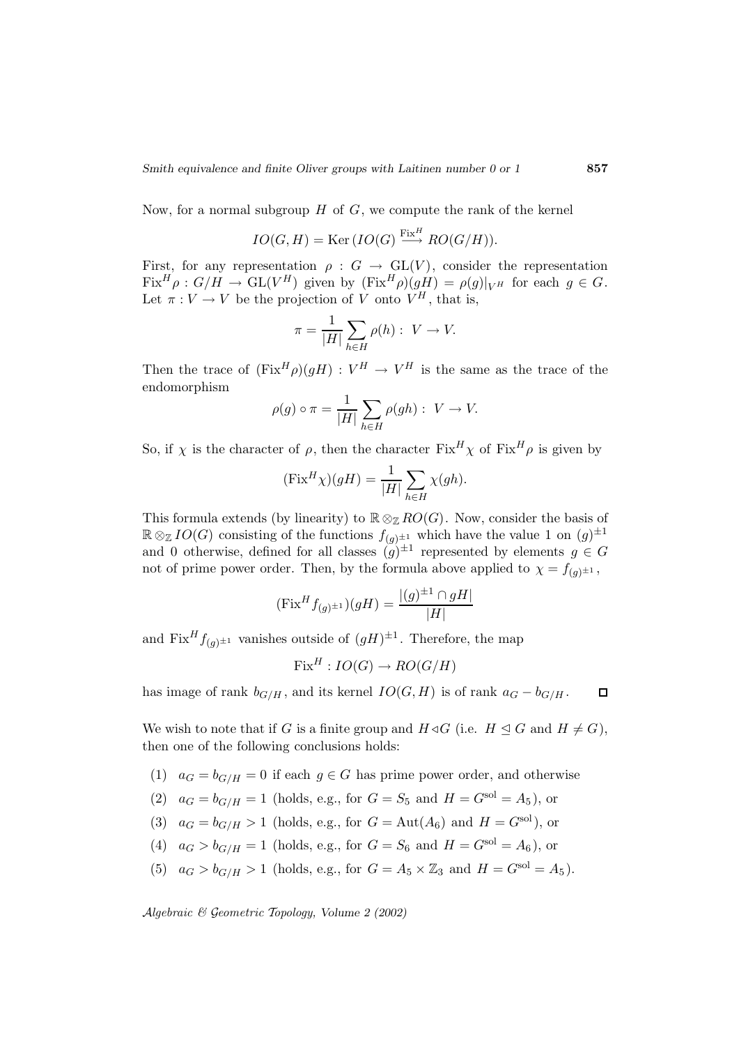Now, for a normal subgroup $H$ of $G$, we compute the rank of the kernel

$$IO(G,H) = \operatorname{Ker}(IO(G) \xrightarrow{\operatorname{Fix}^H} RO(G/H)).$$

First, for any representation $\rho : G \to \mathrm{GL}(V)$, consider the representation $\operatorname{Fix}^H \rho : G/H \to \mathrm{GL}(V^H)$ given by $(\operatorname{Fix}^H \rho)(gH) = \rho(g)|_{V^H}$ for each $g \in G$. Let $\pi : V \to V$ be the projection of $V$ onto $V^H$, that is,

$$\pi = \frac{1}{|H|} \sum_{h \in H} \rho(h) : \ V \to V.$$

Then the trace of $(\operatorname{Fix}^H \rho)(gH) : V^H \to V^H$ is the same as the trace of the endomorphism

$$\rho(g) \circ \pi = \frac{1}{|H|} \sum_{h \in H} \rho(gh) : \ V \to V.$$

So, if $\chi$ is the character of $\rho$, then the character $\operatorname{Fix}^H \chi$ of $\operatorname{Fix}^H \rho$ is given by

$$(\operatorname{Fix}^H \chi)(gH) = \frac{1}{|H|} \sum_{h \in H} \chi(gh).$$

This formula extends (by linearity) to $\mathbb{R} \otimes_{\mathbb{Z}} RO(G)$. Now, consider the basis of $\mathbb{R} \otimes_{\mathbb{Z}} IO(G)$ consisting of the functions $f_{(g)^{\pm 1}}$ which have the value 1 on $(g)^{\pm 1}$ and 0 otherwise, defined for all classes $(g)^{\pm 1}$ represented by elements $g \in G$ not of prime power order. Then, by the formula above applied to $\chi = f_{(g)^{\pm 1}}$,

$$(\operatorname{Fix}^H f_{(g)^{\pm 1}})(gH) = \frac{|(g)^{\pm 1} \cap gH|}{|H|}$$

and $\operatorname{Fix}^H f_{(g)^{\pm 1}}$ vanishes outside of $(gH)^{\pm 1}$. Therefore, the map

$$\operatorname{Fix}^H : IO(G) \to RO(G/H)$$

has image of rank $b_{G/H}$, and its kernel $IO(G,H)$ is of rank $a_G - b_{G/H}$. $\square$

We wish to note that if $G$ is a finite group and $H \triangleleft G$ (i.e. $H \trianglelefteq G$ and $H \neq G$), then one of the following conclusions holds:

(1) $a_G = b_{G/H} = 0$ if each $g \in G$ has prime power order, and otherwise

(2) $a_G = b_{G/H} = 1$ (holds, e.g., for $G = S_5$ and $H = G^{\mathrm{sol}} = A_5$), or

(3) $a_G = b_{G/H} > 1$ (holds, e.g., for $G = \mathrm{Aut}(A_6)$ and $H = G^{\mathrm{sol}}$), or

(4) $a_G > b_{G/H} = 1$ (holds, e.g., for $G = S_6$ and $H = G^{\mathrm{sol}} = A_6$), or

(5) $a_G > b_{G/H} > 1$ (holds, e.g., for $G = A_5 \times \mathbb{Z}_3$ and $H = G^{\mathrm{sol}} = A_5$).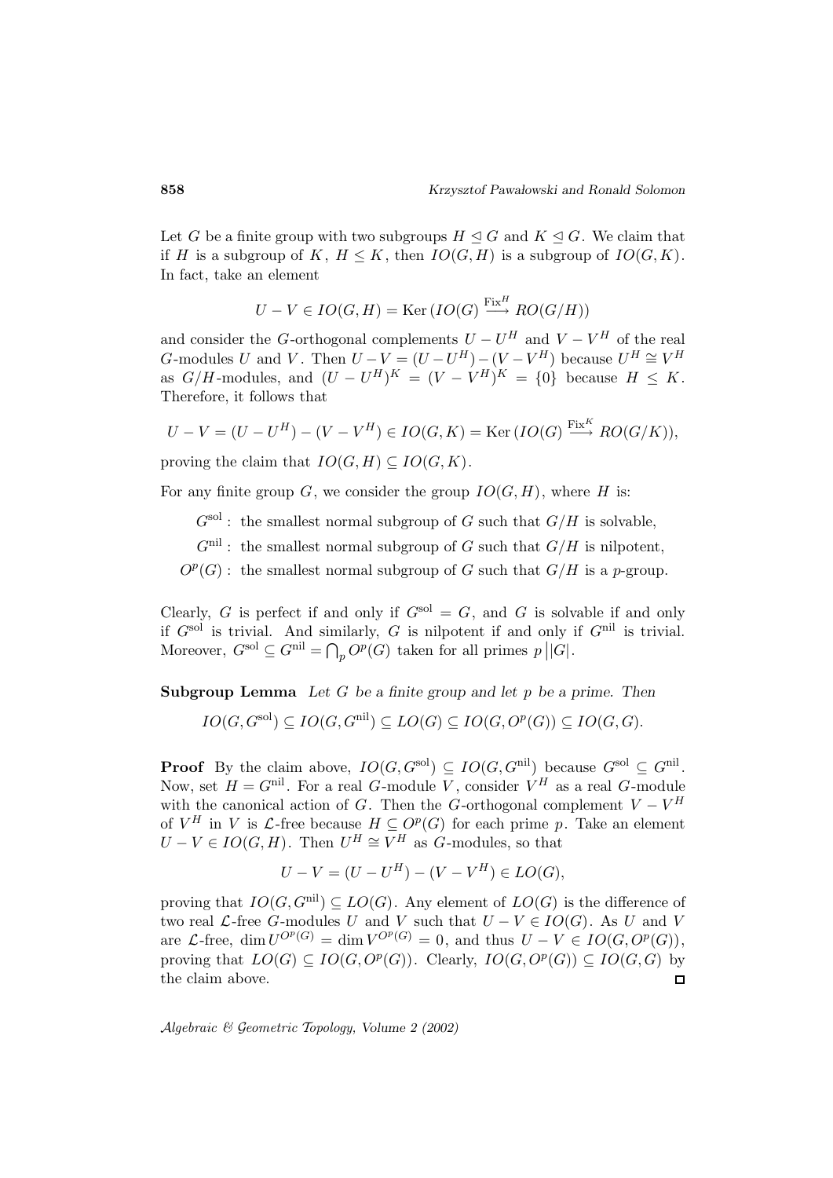Let $G$ be a finite group with two subgroups $H \trianglelefteq G$ and $K \trianglelefteq G$. We claim that if $H$ is a subgroup of $K$, $H \leq K$, then $IO(G, H)$ is a subgroup of $IO(G, K)$. In fact, take an element

$$U - V \in IO(G, H) = \operatorname{Ker}(IO(G) \xrightarrow{\operatorname{Fix}^H} RO(G/H))$$

and consider the $G$-orthogonal complements $U - U^H$ and $V - V^H$ of the real $G$-modules $U$ and $V$. Then $U - V = (U - U^H) - (V - V^H)$ because $U^H \cong V^H$ as $G/H$-modules, and $(U - U^H)^K = (V - V^H)^K = \{0\}$ because $H \leq K$. Therefore, it follows that

$$U - V = (U - U^H) - (V - V^H) \in IO(G, K) = \operatorname{Ker}(IO(G) \xrightarrow{\operatorname{Fix}^K} RO(G/K)),$$

proving the claim that $IO(G, H) \subseteq IO(G, K)$.

For any finite group $G$, we consider the group $IO(G, H)$, where $H$ is:

$G^{\text{sol}}$ : the smallest normal subgroup of $G$ such that $G/H$ is solvable,

$G^{\text{nil}}$ : the smallest normal subgroup of $G$ such that $G/H$ is nilpotent,

$O^p(G)$ : the smallest normal subgroup of $G$ such that $G/H$ is a $p$-group.

Clearly, $G$ is perfect if and only if $G^{\text{sol}} = G$, and $G$ is solvable if and only if $G^{\text{sol}}$ is trivial. And similarly, $G$ is nilpotent if and only if $G^{\text{nil}}$ is trivial. Moreover, $G^{\text{sol}} \subseteq G^{\text{nil}} = \bigcap_p O^p(G)$ taken for all primes $p \,\big|\, |G|$.

**Subgroup Lemma** *Let $G$ be a finite group and let $p$ be a prime. Then*

$$IO(G, G^{\text{sol}}) \subseteq IO(G, G^{\text{nil}}) \subseteq LO(G) \subseteq IO(G, O^p(G)) \subseteq IO(G, G).$$

**Proof** By the claim above, $IO(G, G^{\text{sol}}) \subseteq IO(G, G^{\text{nil}})$ because $G^{\text{sol}} \subseteq G^{\text{nil}}$. Now, set $H = G^{\text{nil}}$. For a real $G$-module $V$, consider $V^H$ as a real $G$-module with the canonical action of $G$. Then the $G$-orthogonal complement $V - V^H$ of $V^H$ in $V$ is $\mathcal{L}$-free because $H \subseteq O^p(G)$ for each prime $p$. Take an element $U - V \in IO(G, H)$. Then $U^H \cong V^H$ as $G$-modules, so that

$$U - V = (U - U^H) - (V - V^H) \in LO(G),$$

proving that $IO(G, G^{\text{nil}}) \subseteq LO(G)$. Any element of $LO(G)$ is the difference of two real $\mathcal{L}$-free $G$-modules $U$ and $V$ such that $U - V \in IO(G)$. As $U$ and $V$ are $\mathcal{L}$-free, $\dim U^{O^p(G)} = \dim V^{O^p(G)} = 0$, and thus $U - V \in IO(G, O^p(G))$, proving that $LO(G) \subseteq IO(G, O^p(G))$. Clearly, $IO(G, O^p(G)) \subseteq IO(G, G)$ by the claim above. □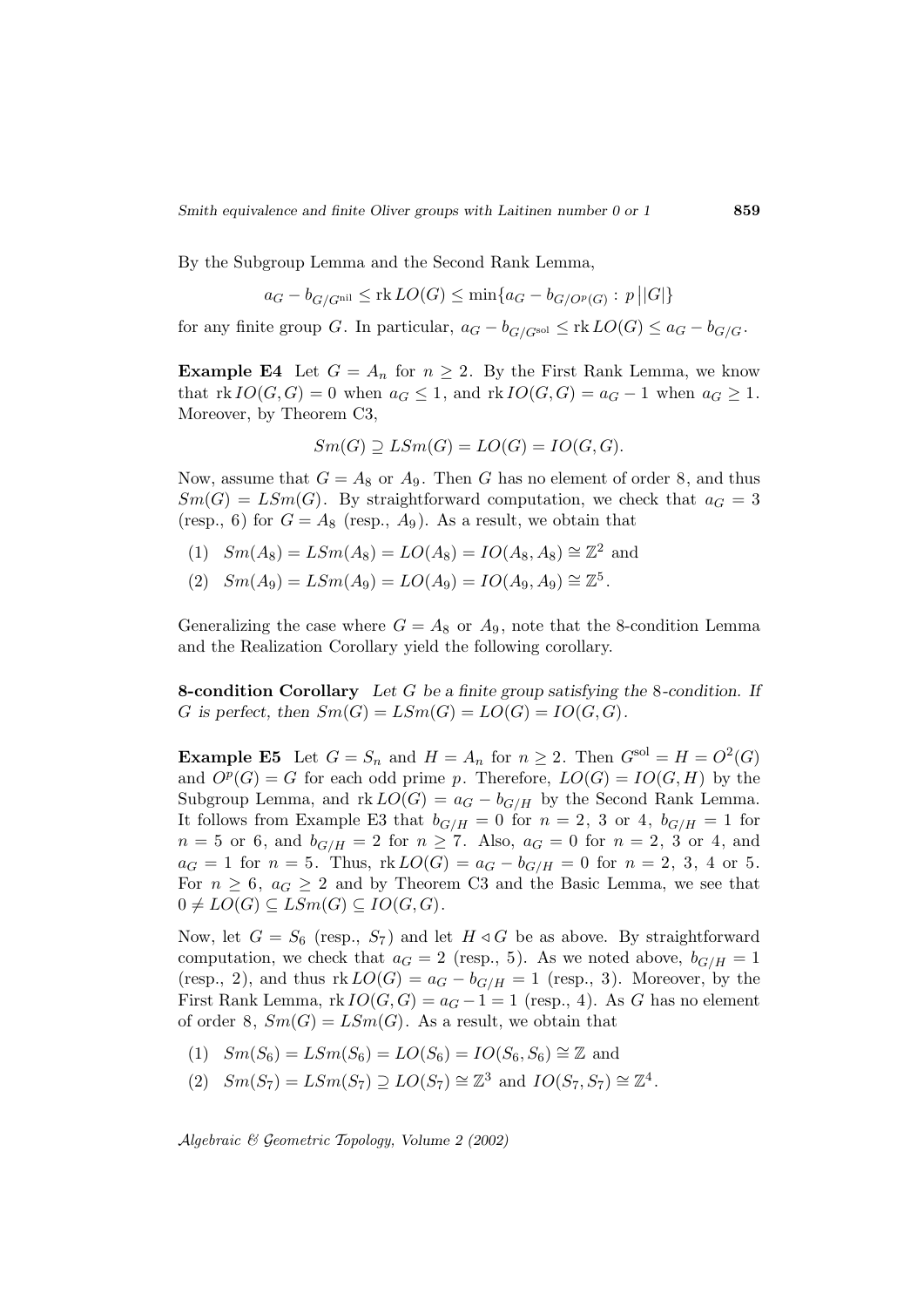By the Subgroup Lemma and the Second Rank Lemma,

$$a_G - b_{G/G^{\mathrm{nil}}} \leq \operatorname{rk} LO(G) \leq \min\{a_G - b_{G/O^p(G)} : p \,\big|\, |G|\}$$

for any finite group $G$. In particular, $a_G - b_{G/G^{\mathrm{sol}}} \leq \operatorname{rk} LO(G) \leq a_G - b_{G/G}$.

**Example E4** Let $G = A_n$ for $n \geq 2$. By the First Rank Lemma, we know that $\operatorname{rk} IO(G,G) = 0$ when $a_G \leq 1$, and $\operatorname{rk} IO(G,G) = a_G - 1$ when $a_G \geq 1$. Moreover, by Theorem C3,

$$Sm(G) \supseteq LSm(G) = LO(G) = IO(G,G).$$

Now, assume that $G = A_8$ or $A_9$. Then $G$ has no element of order 8, and thus $Sm(G) = LSm(G)$. By straightforward computation, we check that $a_G = 3$ (resp., 6) for $G = A_8$ (resp., $A_9$). As a result, we obtain that

(1) $Sm(A_8) = LSm(A_8) = LO(A_8) = IO(A_8, A_8) \cong \mathbb{Z}^2$ and

(2) $Sm(A_9) = LSm(A_9) = LO(A_9) = IO(A_9, A_9) \cong \mathbb{Z}^5$.

Generalizing the case where $G = A_8$ or $A_9$, note that the 8-condition Lemma and the Realization Corollary yield the following corollary.

**8-condition Corollary** *Let $G$ be a finite group satisfying the 8-condition. If $G$ is perfect, then $Sm(G) = LSm(G) = LO(G) = IO(G,G)$.*

**Example E5** Let $G = S_n$ and $H = A_n$ for $n \geq 2$. Then $G^{\mathrm{sol}} = H = O^2(G)$ and $O^p(G) = G$ for each odd prime $p$. Therefore, $LO(G) = IO(G,H)$ by the Subgroup Lemma, and $\operatorname{rk} LO(G) = a_G - b_{G/H}$ by the Second Rank Lemma. It follows from Example E3 that $b_{G/H} = 0$ for $n = 2$, 3 or 4, $b_{G/H} = 1$ for $n = 5$ or 6, and $b_{G/H} = 2$ for $n \geq 7$. Also, $a_G = 0$ for $n = 2$, 3 or 4, and $a_G = 1$ for $n = 5$. Thus, $\operatorname{rk} LO(G) = a_G - b_{G/H} = 0$ for $n = 2$, 3, 4 or 5. For $n \geq 6$, $a_G \geq 2$ and by Theorem C3 and the Basic Lemma, we see that $0 \neq LO(G) \subseteq LSm(G) \subseteq IO(G,G)$.

Now, let $G = S_6$ (resp., $S_7$) and let $H \triangleleft G$ be as above. By straightforward computation, we check that $a_G = 2$ (resp., 5). As we noted above, $b_{G/H} = 1$ (resp., 2), and thus $\operatorname{rk} LO(G) = a_G - b_{G/H} = 1$ (resp., 3). Moreover, by the First Rank Lemma, $\operatorname{rk} IO(G,G) = a_G - 1 = 1$ (resp., 4). As $G$ has no element of order 8, $Sm(G) = LSm(G)$. As a result, we obtain that

(1) $Sm(S_6) = LSm(S_6) = LO(S_6) = IO(S_6, S_6) \cong \mathbb{Z}$ and

(2) $Sm(S_7) = LSm(S_7) \supseteq LO(S_7) \cong \mathbb{Z}^3$ and $IO(S_7, S_7) \cong \mathbb{Z}^4$.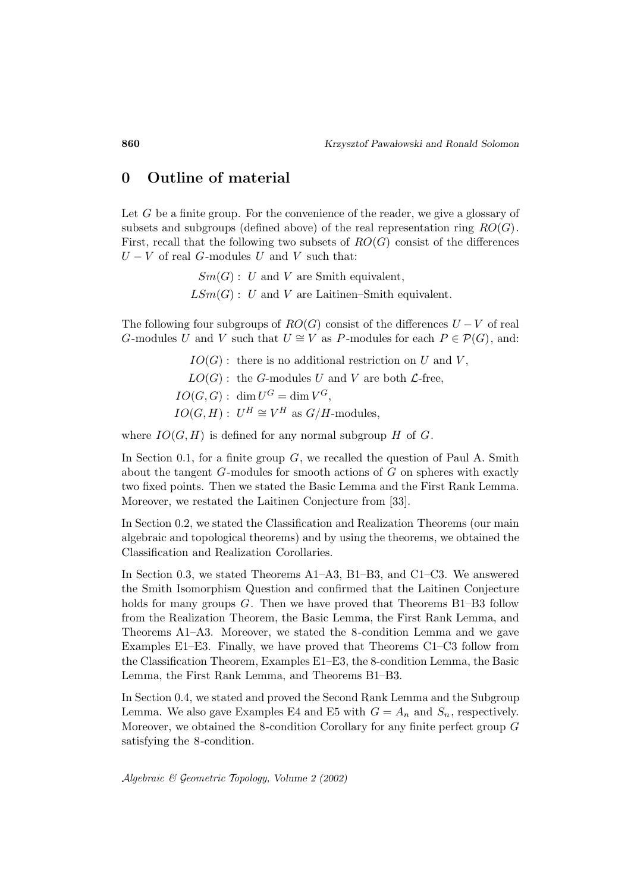# 0 Outline of material

Let $G$ be a finite group. For the convenience of the reader, we give a glossary of subsets and subgroups (defined above) of the real representation ring $RO(G)$. First, recall that the following two subsets of $RO(G)$ consist of the differences $U - V$ of real $G$-modules $U$ and $V$ such that:

$Sm(G)$ : $U$ and $V$ are Smith equivalent,
$LSm(G)$ : $U$ and $V$ are Laitinen–Smith equivalent.

The following four subgroups of $RO(G)$ consist of the differences $U - V$ of real $G$-modules $U$ and $V$ such that $U \cong V$ as $P$-modules for each $P \in \mathcal{P}(G)$, and:

$IO(G)$ : there is no additional restriction on $U$ and $V$,
$LO(G)$ : the $G$-modules $U$ and $V$ are both $\mathcal{L}$-free,
$IO(G, G)$ : $\dim U^G = \dim V^G$,
$IO(G, H)$ : $U^H \cong V^H$ as $G/H$-modules,

where $IO(G, H)$ is defined for any normal subgroup $H$ of $G$.

In Section 0.1, for a finite group $G$, we recalled the question of Paul A. Smith about the tangent $G$-modules for smooth actions of $G$ on spheres with exactly two fixed points. Then we stated the Basic Lemma and the First Rank Lemma. Moreover, we restated the Laitinen Conjecture from [33].

In Section 0.2, we stated the Classification and Realization Theorems (our main algebraic and topological theorems) and by using the theorems, we obtained the Classification and Realization Corollaries.

In Section 0.3, we stated Theorems A1–A3, B1–B3, and C1–C3. We answered the Smith Isomorphism Question and confirmed that the Laitinen Conjecture holds for many groups $G$. Then we have proved that Theorems B1–B3 follow from the Realization Theorem, the Basic Lemma, the First Rank Lemma, and Theorems A1–A3. Moreover, we stated the 8-condition Lemma and we gave Examples E1–E3. Finally, we have proved that Theorems C1–C3 follow from the Classification Theorem, Examples E1–E3, the 8-condition Lemma, the Basic Lemma, the First Rank Lemma, and Theorems B1–B3.

In Section 0.4, we stated and proved the Second Rank Lemma and the Subgroup Lemma. We also gave Examples E4 and E5 with $G = A_n$ and $S_n$, respectively. Moreover, we obtained the 8-condition Corollary for any finite perfect group $G$ satisfying the 8-condition.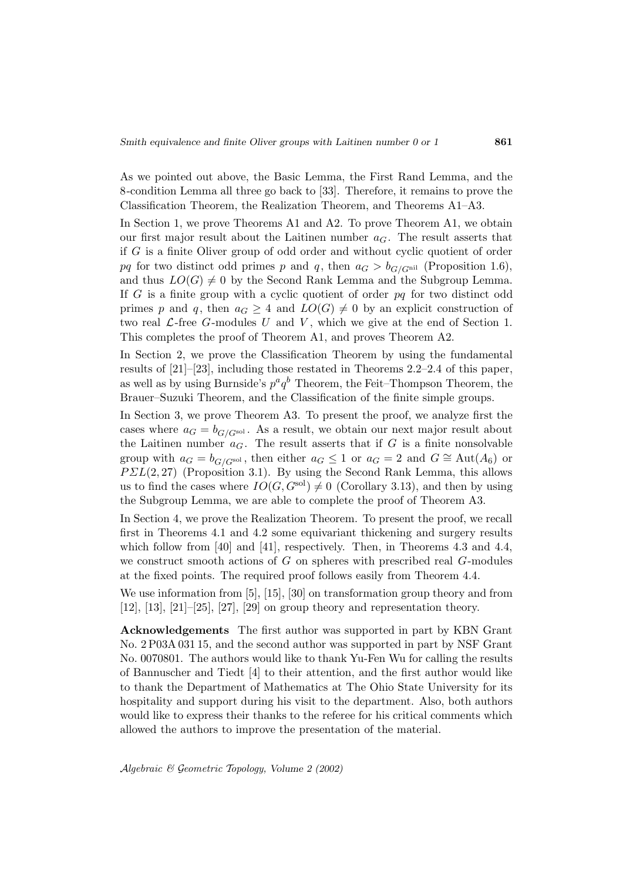As we pointed out above, the Basic Lemma, the First Rand Lemma, and the 8-condition Lemma all three go back to [33]. Therefore, it remains to prove the Classification Theorem, the Realization Theorem, and Theorems A1–A3.

In Section 1, we prove Theorems A1 and A2. To prove Theorem A1, we obtain our first major result about the Laitinen number $a_G$. The result asserts that if $G$ is a finite Oliver group of odd order and without cyclic quotient of order $pq$ for two distinct odd primes $p$ and $q$, then $a_G > b_{G/G^{\text{nil}}}$ (Proposition 1.6), and thus $LO(G) \neq 0$ by the Second Rank Lemma and the Subgroup Lemma. If $G$ is a finite group with a cyclic quotient of order $pq$ for two distinct odd primes $p$ and $q$, then $a_G \geq 4$ and $LO(G) \neq 0$ by an explicit construction of two real $\mathcal{L}$-free $G$-modules $U$ and $V$, which we give at the end of Section 1. This completes the proof of Theorem A1, and proves Theorem A2.

In Section 2, we prove the Classification Theorem by using the fundamental results of [21]–[23], including those restated in Theorems 2.2–2.4 of this paper, as well as by using Burnside's $p^a q^b$ Theorem, the Feit–Thompson Theorem, the Brauer–Suzuki Theorem, and the Classification of the finite simple groups.

In Section 3, we prove Theorem A3. To present the proof, we analyze first the cases where $a_G = b_{G/G^{\text{sol}}}$. As a result, we obtain our next major result about the Laitinen number $a_G$. The result asserts that if $G$ is a finite nonsolvable group with $a_G = b_{G/G^{\text{sol}}}$, then either $a_G \leq 1$ or $a_G = 2$ and $G \cong \text{Aut}(A_6)$ or $P\Sigma L(2, 27)$ (Proposition 3.1). By using the Second Rank Lemma, this allows us to find the cases where $IO(G, G^{\text{sol}}) \neq 0$ (Corollary 3.13), and then by using the Subgroup Lemma, we are able to complete the proof of Theorem A3.

In Section 4, we prove the Realization Theorem. To present the proof, we recall first in Theorems 4.1 and 4.2 some equivariant thickening and surgery results which follow from [40] and [41], respectively. Then, in Theorems 4.3 and 4.4, we construct smooth actions of $G$ on spheres with prescribed real $G$-modules at the fixed points. The required proof follows easily from Theorem 4.4.

We use information from [5], [15], [30] on transformation group theory and from [12], [13], [21]–[25], [27], [29] on group theory and representation theory.

**Acknowledgements** The first author was supported in part by KBN Grant No. 2 P03A 031 15, and the second author was supported in part by NSF Grant No. 0070801. The authors would like to thank Yu-Fen Wu for calling the results of Bannuscher and Tiedt [4] to their attention, and the first author would like to thank the Department of Mathematics at The Ohio State University for its hospitality and support during his visit to the department. Also, both authors would like to express their thanks to the referee for his critical comments which allowed the authors to improve the presentation of the material.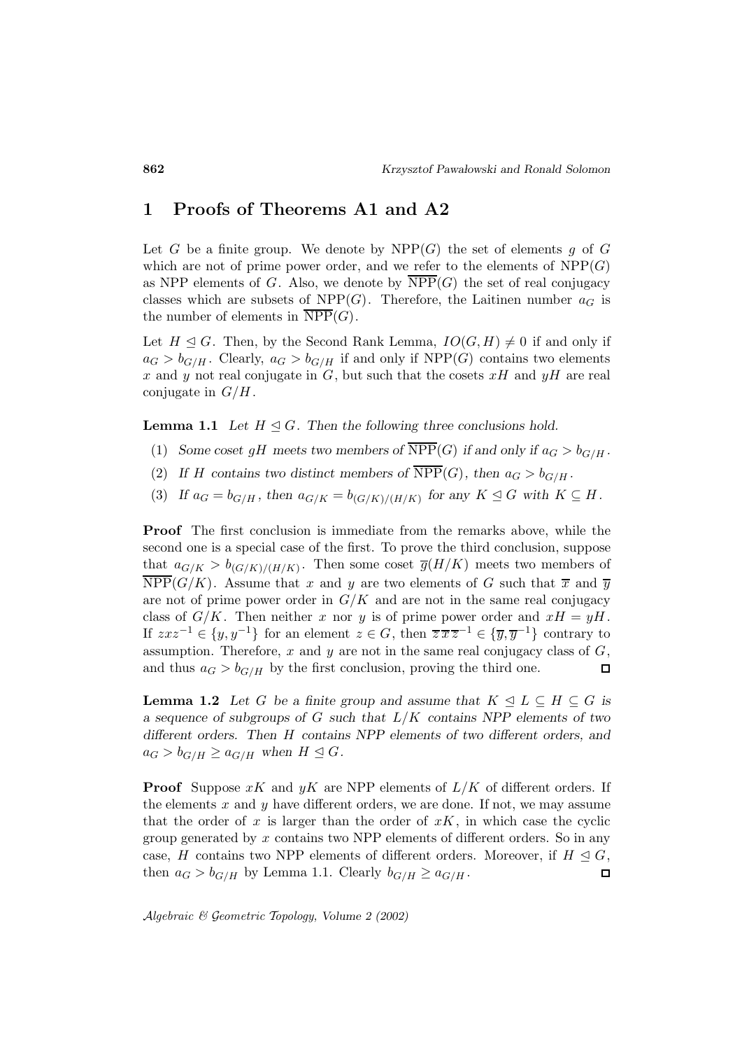# 1 Proofs of Theorems A1 and A2

Let $G$ be a finite group. We denote by $\mathrm{NPP}(G)$ the set of elements $g$ of $G$ which are not of prime power order, and we refer to the elements of $\mathrm{NPP}(G)$ as NPP elements of $G$. Also, we denote by $\overline{\mathrm{NPP}}(G)$ the set of real conjugacy classes which are subsets of $\mathrm{NPP}(G)$. Therefore, the Laitinen number $a_G$ is the number of elements in $\overline{\mathrm{NPP}}(G)$.

Let $H \trianglelefteq G$. Then, by the Second Rank Lemma, $IO(G,H) \neq 0$ if and only if $a_G > b_{G/H}$. Clearly, $a_G > b_{G/H}$ if and only if $\mathrm{NPP}(G)$ contains two elements $x$ and $y$ not real conjugate in $G$, but such that the cosets $xH$ and $yH$ are real conjugate in $G/H$.

**Lemma 1.1** *Let $H \trianglelefteq G$. Then the following three conclusions hold.*

1. *Some coset $gH$ meets two members of $\overline{\mathrm{NPP}}(G)$ if and only if $a_G > b_{G/H}$.*
2. *If $H$ contains two distinct members of $\overline{\mathrm{NPP}}(G)$, then $a_G > b_{G/H}$.*
3. *If $a_G = b_{G/H}$, then $a_{G/K} = b_{(G/K)/(H/K)}$ for any $K \trianglelefteq G$ with $K \subseteq H$.*

**Proof** The first conclusion is immediate from the remarks above, while the second one is a special case of the first. To prove the third conclusion, suppose that $a_{G/K} > b_{(G/K)/(H/K)}$. Then some coset $\overline{g}(H/K)$ meets two members of $\overline{\mathrm{NPP}}(G/K)$. Assume that $x$ and $y$ are two elements of $G$ such that $\overline{x}$ and $\overline{y}$ are not of prime power order in $G/K$ and are not in the same real conjugacy class of $G/K$. Then neither $x$ nor $y$ is of prime power order and $xH = yH$. If $zxz^{-1} \in \{y, y^{-1}\}$ for an element $z \in G$, then $\overline{z}\,\overline{x}\,\overline{z}^{-1} \in \{\overline{y}, \overline{y}^{-1}\}$ contrary to assumption. Therefore, $x$ and $y$ are not in the same real conjugacy class of $G$, and thus $a_G > b_{G/H}$ by the first conclusion, proving the third one. $\square$

**Lemma 1.2** *Let $G$ be a finite group and assume that $K \trianglelefteq L \subseteq H \subseteq G$ is a sequence of subgroups of $G$ such that $L/K$ contains NPP elements of two different orders. Then $H$ contains NPP elements of two different orders, and $a_G > b_{G/H} \geq a_{G/H}$ when $H \trianglelefteq G$.*

**Proof** Suppose $xK$ and $yK$ are NPP elements of $L/K$ of different orders. If the elements $x$ and $y$ have different orders, we are done. If not, we may assume that the order of $x$ is larger than the order of $xK$, in which case the cyclic group generated by $x$ contains two NPP elements of different orders. So in any case, $H$ contains two NPP elements of different orders. Moreover, if $H \trianglelefteq G$, then $a_G > b_{G/H}$ by Lemma 1.1. Clearly $b_{G/H} \geq a_{G/H}$. $\square$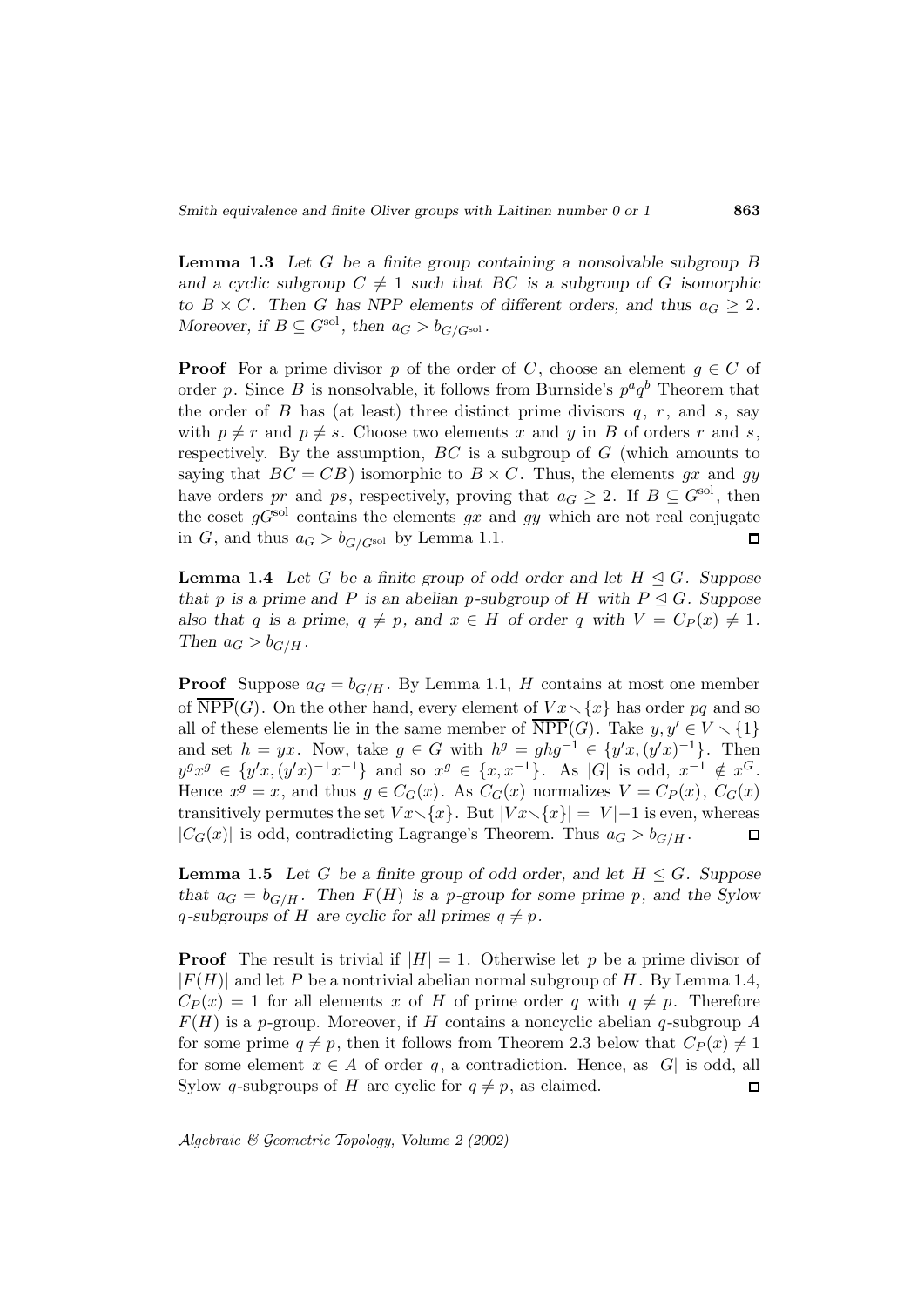**Lemma 1.3** *Let $G$ be a finite group containing a nonsolvable subgroup $B$ and a cyclic subgroup $C \neq 1$ such that $BC$ is a subgroup of $G$ isomorphic to $B \times C$. Then $G$ has NPP elements of different orders, and thus $a_G \geq 2$. Moreover, if $B \subseteq G^{\mathrm{sol}}$, then $a_G > b_{G/G^{\mathrm{sol}}}$.*

**Proof** For a prime divisor $p$ of the order of $C$, choose an element $g \in C$ of order $p$. Since $B$ is nonsolvable, it follows from Burnside's $p^a q^b$ Theorem that the order of $B$ has (at least) three distinct prime divisors $q$, $r$, and $s$, say with $p \neq r$ and $p \neq s$. Choose two elements $x$ and $y$ in $B$ of orders $r$ and $s$, respectively. By the assumption, $BC$ is a subgroup of $G$ (which amounts to saying that $BC = CB$) isomorphic to $B \times C$. Thus, the elements $gx$ and $gy$ have orders $pr$ and $ps$, respectively, proving that $a_G \geq 2$. If $B \subseteq G^{\mathrm{sol}}$, then the coset $gG^{\mathrm{sol}}$ contains the elements $gx$ and $gy$ which are not real conjugate in $G$, and thus $a_G > b_{G/G^{\mathrm{sol}}}$ by Lemma 1.1. $\square$

**Lemma 1.4** *Let $G$ be a finite group of odd order and let $H \trianglelefteq G$. Suppose that $p$ is a prime and $P$ is an abelian $p$-subgroup of $H$ with $P \trianglelefteq G$. Suppose also that $q$ is a prime, $q \neq p$, and $x \in H$ of order $q$ with $V = C_P(x) \neq 1$. Then $a_G > b_{G/H}$.*

**Proof** Suppose $a_G = b_{G/H}$. By Lemma 1.1, $H$ contains at most one member of $\overline{\mathrm{NPP}}(G)$. On the other hand, every element of $Vx \smallsetminus \{x\}$ has order $pq$ and so all of these elements lie in the same member of $\overline{\mathrm{NPP}}(G)$. Take $y, y' \in V \smallsetminus \{1\}$ and set $h = yx$. Now, take $g \in G$ with $h^g = ghg^{-1} \in \{y'x, (y'x)^{-1}\}$. Then $y^g x^g \in \{y'x, (y'x)^{-1}x^{-1}\}$ and so $x^g \in \{x, x^{-1}\}$. As $|G|$ is odd, $x^{-1} \notin x^G$. Hence $x^g = x$, and thus $g \in C_G(x)$. As $C_G(x)$ normalizes $V = C_P(x)$, $C_G(x)$ transitively permutes the set $Vx \smallsetminus \{x\}$. But $|Vx \smallsetminus \{x\}| = |V| - 1$ is even, whereas $|C_G(x)|$ is odd, contradicting Lagrange's Theorem. Thus $a_G > b_{G/H}$. $\square$

**Lemma 1.5** *Let $G$ be a finite group of odd order, and let $H \trianglelefteq G$. Suppose that $a_G = b_{G/H}$. Then $F(H)$ is a $p$-group for some prime $p$, and the Sylow $q$-subgroups of $H$ are cyclic for all primes $q \neq p$.*

**Proof** The result is trivial if $|H| = 1$. Otherwise let $p$ be a prime divisor of $|F(H)|$ and let $P$ be a nontrivial abelian normal subgroup of $H$. By Lemma 1.4, $C_P(x) = 1$ for all elements $x$ of $H$ of prime order $q$ with $q \neq p$. Therefore $F(H)$ is a $p$-group. Moreover, if $H$ contains a noncyclic abelian $q$-subgroup $A$ for some prime $q \neq p$, then it follows from Theorem 2.3 below that $C_P(x) \neq 1$ for some element $x \in A$ of order $q$, a contradiction. Hence, as $|G|$ is odd, all Sylow $q$-subgroups of $H$ are cyclic for $q \neq p$, as claimed. $\square$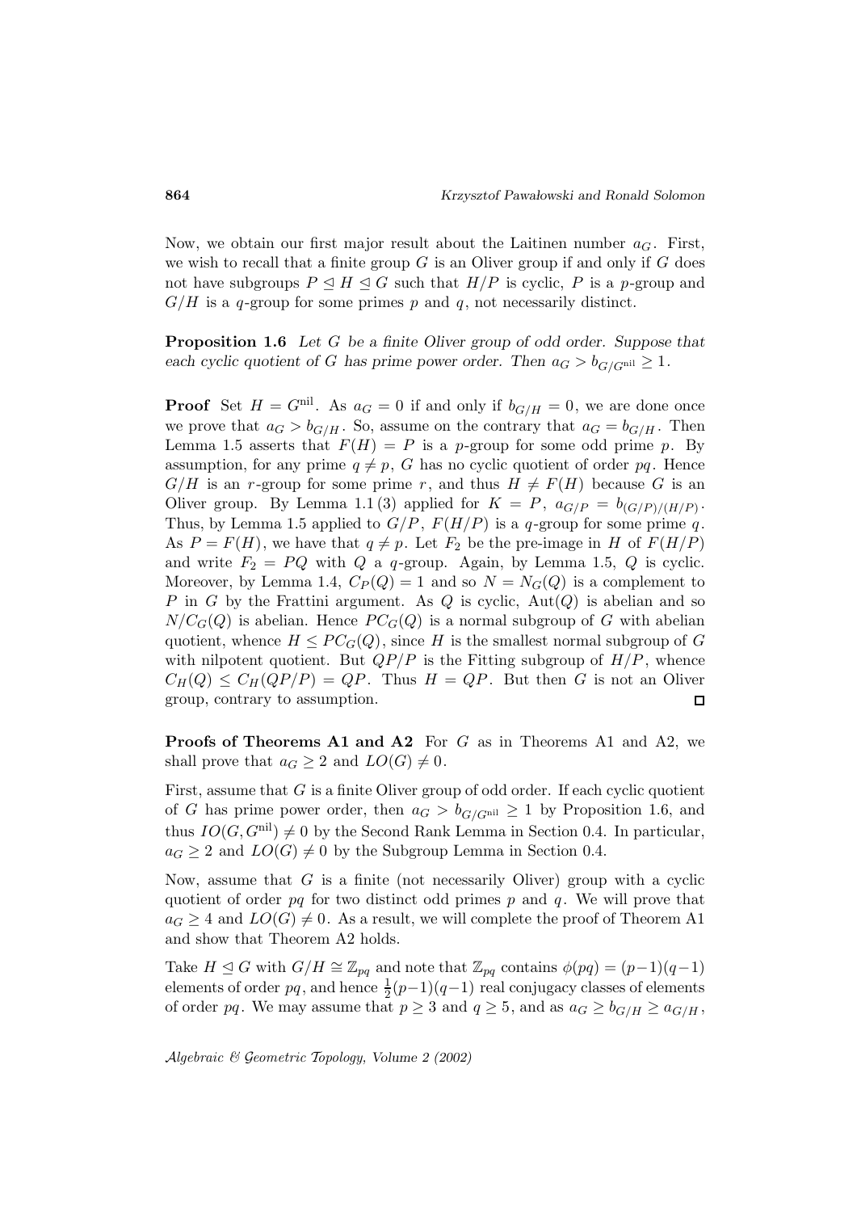Now, we obtain our first major result about the Laitinen number $a_G$. First, we wish to recall that a finite group $G$ is an Oliver group if and only if $G$ does not have subgroups $P \trianglelefteq H \trianglelefteq G$ such that $H/P$ is cyclic, $P$ is a $p$-group and $G/H$ is a $q$-group for some primes $p$ and $q$, not necessarily distinct.

**Proposition 1.6** *Let $G$ be a finite Oliver group of odd order. Suppose that each cyclic quotient of $G$ has prime power order. Then $a_G > b_{G/G^{\mathrm{nil}}} \geq 1$.*

**Proof** Set $H = G^{\mathrm{nil}}$. As $a_G = 0$ if and only if $b_{G/H} = 0$, we are done once we prove that $a_G > b_{G/H}$. So, assume on the contrary that $a_G = b_{G/H}$. Then Lemma 1.5 asserts that $F(H) = P$ is a $p$-group for some odd prime $p$. By assumption, for any prime $q \neq p$, $G$ has no cyclic quotient of order $pq$. Hence $G/H$ is an $r$-group for some prime $r$, and thus $H \neq F(H)$ because $G$ is an Oliver group. By Lemma 1.1 (3) applied for $K = P$, $a_{G/P} = b_{(G/P)/(H/P)}$. Thus, by Lemma 1.5 applied to $G/P$, $F(H/P)$ is a $q$-group for some prime $q$. As $P = F(H)$, we have that $q \neq p$. Let $F_2$ be the pre-image in $H$ of $F(H/P)$ and write $F_2 = PQ$ with $Q$ a $q$-group. Again, by Lemma 1.5, $Q$ is cyclic. Moreover, by Lemma 1.4, $C_P(Q) = 1$ and so $N = N_G(Q)$ is a complement to $P$ in $G$ by the Frattini argument. As $Q$ is cyclic, $\mathrm{Aut}(Q)$ is abelian and so $N/C_G(Q)$ is abelian. Hence $PC_G(Q)$ is a normal subgroup of $G$ with abelian quotient, whence $H \leq PC_G(Q)$, since $H$ is the smallest normal subgroup of $G$ with nilpotent quotient. But $QP/P$ is the Fitting subgroup of $H/P$, whence $C_H(Q) \leq C_H(QP/P) = QP$. Thus $H = QP$. But then $G$ is not an Oliver group, contrary to assumption. $\square$

**Proofs of Theorems A1 and A2** For $G$ as in Theorems A1 and A2, we shall prove that $a_G \geq 2$ and $LO(G) \neq 0$.

First, assume that $G$ is a finite Oliver group of odd order. If each cyclic quotient of $G$ has prime power order, then $a_G > b_{G/G^{\mathrm{nil}}} \geq 1$ by Proposition 1.6, and thus $IO(G, G^{\mathrm{nil}}) \neq 0$ by the Second Rank Lemma in Section 0.4. In particular, $a_G \geq 2$ and $LO(G) \neq 0$ by the Subgroup Lemma in Section 0.4.

Now, assume that $G$ is a finite (not necessarily Oliver) group with a cyclic quotient of order $pq$ for two distinct odd primes $p$ and $q$. We will prove that $a_G \geq 4$ and $LO(G) \neq 0$. As a result, we will complete the proof of Theorem A1 and show that Theorem A2 holds.

Take $H \trianglelefteq G$ with $G/H \cong \mathbb{Z}_{pq}$ and note that $\mathbb{Z}_{pq}$ contains $\phi(pq) = (p-1)(q-1)$ elements of order $pq$, and hence $\frac{1}{2}(p-1)(q-1)$ real conjugacy classes of elements of order $pq$. We may assume that $p \geq 3$ and $q \geq 5$, and as $a_G \geq b_{G/H} \geq a_{G/H}$,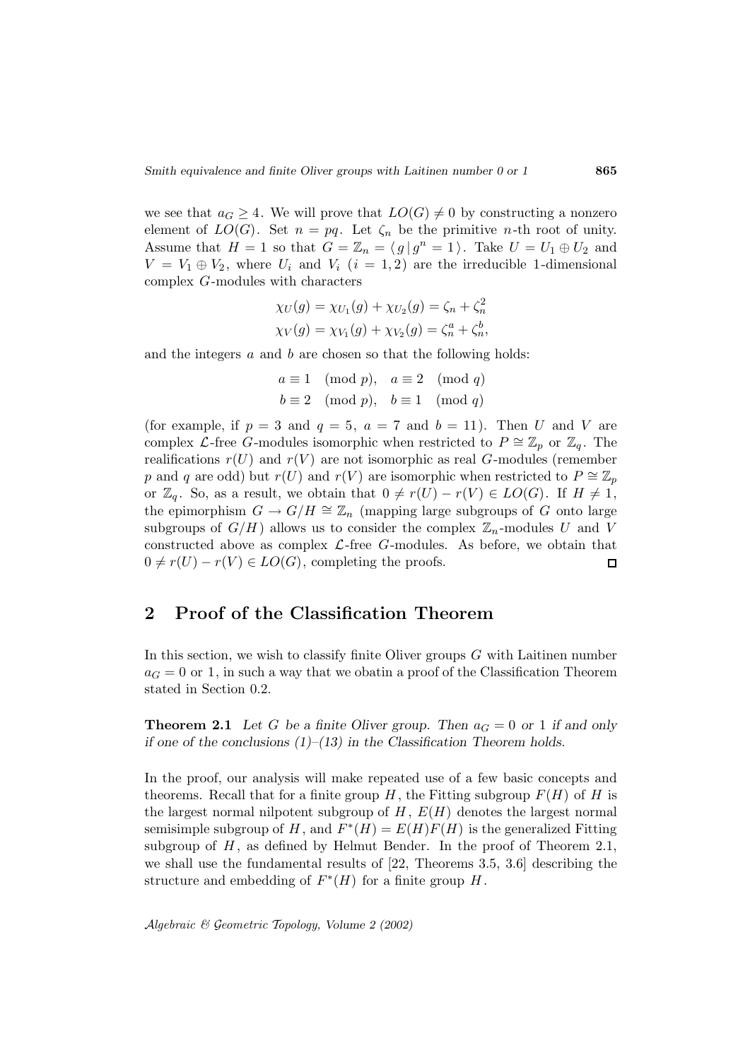we see that $a_G \geq 4$. We will prove that $LO(G) \neq 0$ by constructing a nonzero element of $LO(G)$. Set $n = pq$. Let $\zeta_n$ be the primitive $n$-th root of unity. Assume that $H = 1$ so that $G = \mathbb{Z}_n = \langle g \,|\, g^n = 1 \rangle$. Take $U = U_1 \oplus U_2$ and $V = V_1 \oplus V_2$, where $U_i$ and $V_i$ $(i = 1, 2)$ are the irreducible 1-dimensional complex $G$-modules with characters

$$\chi_U(g) = \chi_{U_1}(g) + \chi_{U_2}(g) = \zeta_n + \zeta_n^2$$
$$\chi_V(g) = \chi_{V_1}(g) + \chi_{V_2}(g) = \zeta_n^a + \zeta_n^b,$$

and the integers $a$ and $b$ are chosen so that the following holds:

$$a \equiv 1 \pmod p, \quad a \equiv 2 \pmod q$$
$$b \equiv 2 \pmod p, \quad b \equiv 1 \pmod q$$

(for example, if $p = 3$ and $q = 5$, $a = 7$ and $b = 11$). Then $U$ and $V$ are complex $\mathcal{L}$-free $G$-modules isomorphic when restricted to $P \cong \mathbb{Z}_p$ or $\mathbb{Z}_q$. The realifications $r(U)$ and $r(V)$ are not isomorphic as real $G$-modules (remember $p$ and $q$ are odd) but $r(U)$ and $r(V)$ are isomorphic when restricted to $P \cong \mathbb{Z}_p$ or $\mathbb{Z}_q$. So, as a result, we obtain that $0 \neq r(U) - r(V) \in LO(G)$. If $H \neq 1$, the epimorphism $G \to G/H \cong \mathbb{Z}_n$ (mapping large subgroups of $G$ onto large subgroups of $G/H$) allows us to consider the complex $\mathbb{Z}_n$-modules $U$ and $V$ constructed above as complex $\mathcal{L}$-free $G$-modules. As before, we obtain that $0 \neq r(U) - r(V) \in LO(G)$, completing the proofs. □

## 2 Proof of the Classification Theorem

In this section, we wish to classify finite Oliver groups $G$ with Laitinen number $a_G = 0$ or 1, in such a way that we obatin a proof of the Classification Theorem stated in Section 0.2.

**Theorem 2.1** *Let $G$ be a finite Oliver group. Then $a_G = 0$ or 1 if and only if one of the conclusions (1)–(13) in the Classification Theorem holds.*

In the proof, our analysis will make repeated use of a few basic concepts and theorems. Recall that for a finite group $H$, the Fitting subgroup $F(H)$ of $H$ is the largest normal nilpotent subgroup of $H$, $E(H)$ denotes the largest normal semisimple subgroup of $H$, and $F^*(H) = E(H)F(H)$ is the generalized Fitting subgroup of $H$, as defined by Helmut Bender. In the proof of Theorem 2.1, we shall use the fundamental results of [22, Theorems 3.5, 3.6] describing the structure and embedding of $F^*(H)$ for a finite group $H$.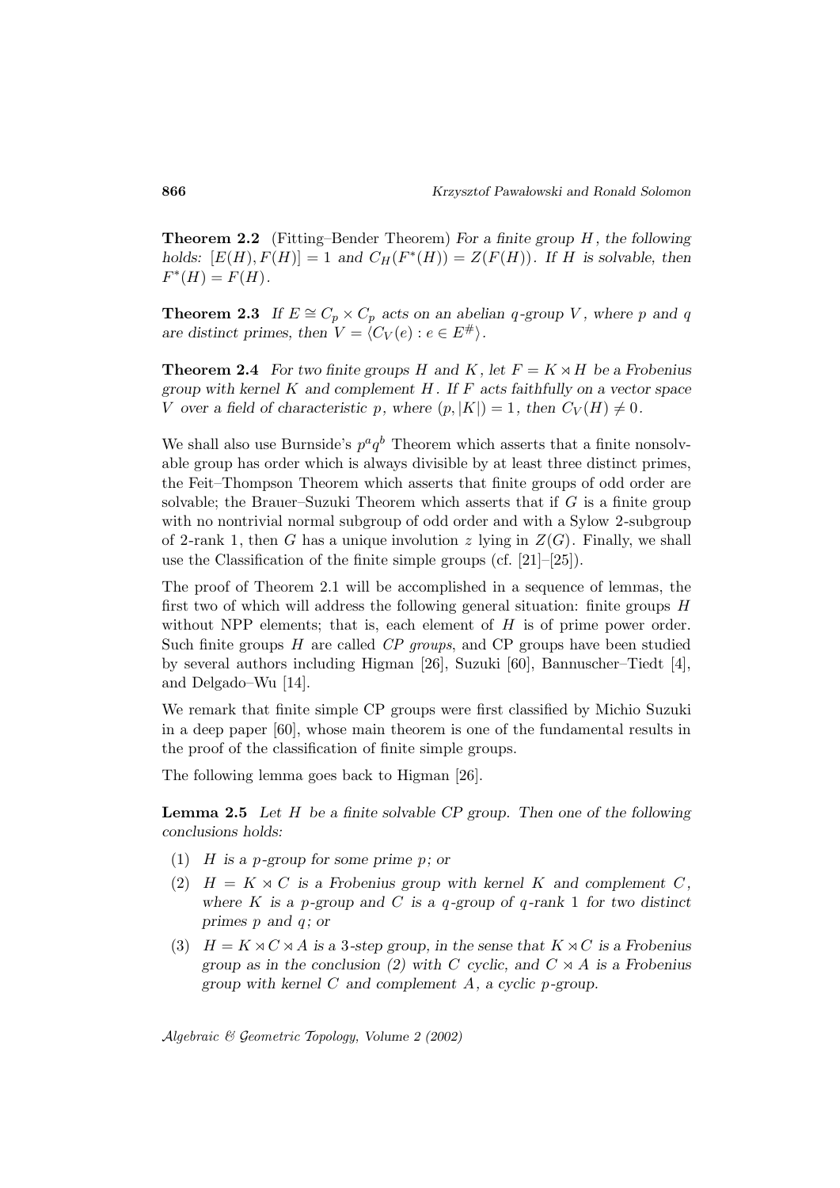**Theorem 2.2** (Fitting–Bender Theorem) *For a finite group $H$, the following holds: $[E(H), F(H)] = 1$ and $C_H(F^*(H)) = Z(F(H))$. If $H$ is solvable, then $F^*(H) = F(H)$.*

**Theorem 2.3** *If $E \cong C_p \times C_p$ acts on an abelian $q$-group $V$, where $p$ and $q$ are distinct primes, then $V = \langle C_V(e) : e \in E^{\#} \rangle$.*

**Theorem 2.4** *For two finite groups $H$ and $K$, let $F = K \rtimes H$ be a Frobenius group with kernel $K$ and complement $H$. If $F$ acts faithfully on a vector space $V$ over a field of characteristic $p$, where $(p, |K|) = 1$, then $C_V(H) \neq 0$.*

We shall also use Burnside's $p^a q^b$ Theorem which asserts that a finite nonsolvable group has order which is always divisible by at least three distinct primes, the Feit–Thompson Theorem which asserts that finite groups of odd order are solvable; the Brauer–Suzuki Theorem which asserts that if $G$ is a finite group with no nontrivial normal subgroup of odd order and with a Sylow 2-subgroup of 2-rank 1, then $G$ has a unique involution $z$ lying in $Z(G)$. Finally, we shall use the Classification of the finite simple groups (cf. [21]–[25]).

The proof of Theorem 2.1 will be accomplished in a sequence of lemmas, the first two of which will address the following general situation: finite groups $H$ without NPP elements; that is, each element of $H$ is of prime power order. Such finite groups $H$ are called *CP groups*, and CP groups have been studied by several authors including Higman [26], Suzuki [60], Bannuscher–Tiedt [4], and Delgado–Wu [14].

We remark that finite simple CP groups were first classified by Michio Suzuki in a deep paper [60], whose main theorem is one of the fundamental results in the proof of the classification of finite simple groups.

The following lemma goes back to Higman [26].

**Lemma 2.5** *Let $H$ be a finite solvable CP group. Then one of the following conclusions holds:*

1. *$H$ is a $p$-group for some prime $p$; or*
2. *$H = K \rtimes C$ is a Frobenius group with kernel $K$ and complement $C$, where $K$ is a $p$-group and $C$ is a $q$-group of $q$-rank 1 for two distinct primes $p$ and $q$; or*
3. *$H = K \rtimes C \rtimes A$ is a 3-step group, in the sense that $K \rtimes C$ is a Frobenius group as in the conclusion (2) with $C$ cyclic, and $C \rtimes A$ is a Frobenius group with kernel $C$ and complement $A$, a cyclic $p$-group.*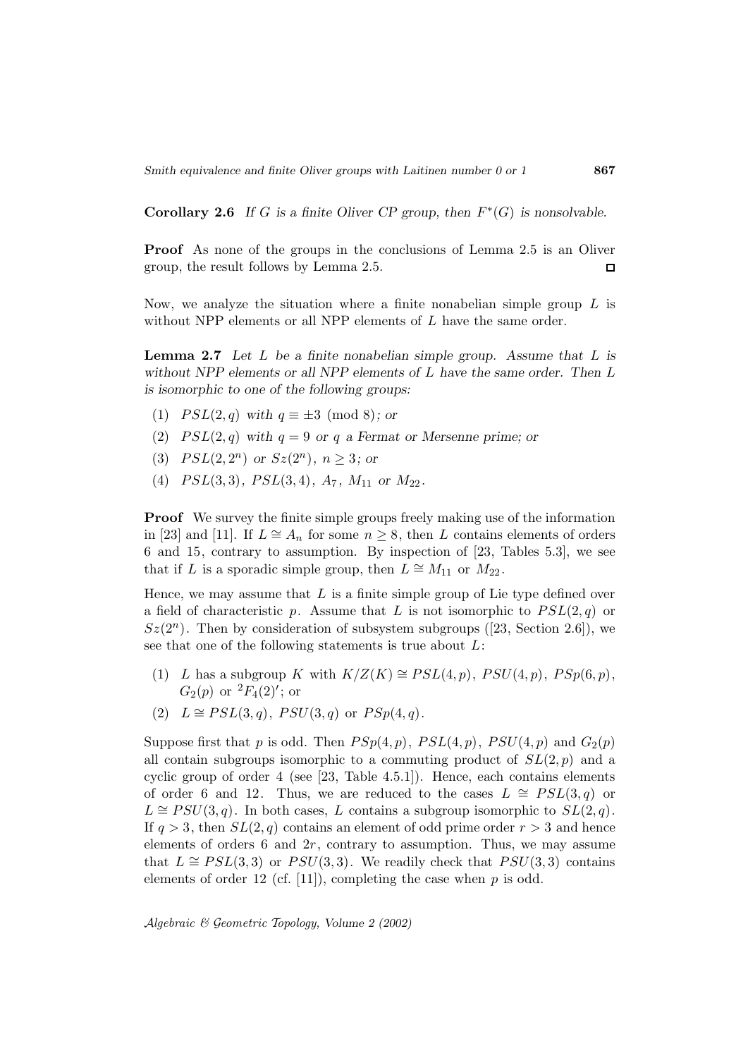**Corollary 2.6** *If $G$ is a finite Oliver CP group, then $F^*(G)$ is nonsolvable.*

**Proof** As none of the groups in the conclusions of Lemma 2.5 is an Oliver group, the result follows by Lemma 2.5. □

Now, we analyze the situation where a finite nonabelian simple group $L$ is without NPP elements or all NPP elements of $L$ have the same order.

**Lemma 2.7** *Let $L$ be a finite nonabelian simple group. Assume that $L$ is without NPP elements or all NPP elements of $L$ have the same order. Then $L$ is isomorphic to one of the following groups:*

1. $PSL(2, q)$ *with* $q \equiv \pm 3 \pmod 8$*; or*
2. $PSL(2, q)$ *with* $q = 9$ *or* $q$ *a Fermat or Mersenne prime; or*
3. $PSL(2, 2^n)$ *or* $Sz(2^n)$*,* $n \geq 3$*; or*
4. $PSL(3, 3)$*,* $PSL(3, 4)$*,* $A_7$*,* $M_{11}$ *or* $M_{22}$*.*

**Proof** We survey the finite simple groups freely making use of the information in [23] and [11]. If $L \cong A_n$ for some $n \geq 8$, then $L$ contains elements of orders 6 and 15, contrary to assumption. By inspection of [23, Tables 5.3], we see that if $L$ is a sporadic simple group, then $L \cong M_{11}$ or $M_{22}$.

Hence, we may assume that $L$ is a finite simple group of Lie type defined over a field of characteristic $p$. Assume that $L$ is not isomorphic to $PSL(2, q)$ or $Sz(2^n)$. Then by consideration of subsystem subgroups ([23, Section 2.6]), we see that one of the following statements is true about $L$:

1. $L$ has a subgroup $K$ with $K/Z(K) \cong PSL(4, p)$, $PSU(4, p)$, $PSp(6, p)$, $G_2(p)$ or ${}^2F_4(2)'$; or
2. $L \cong PSL(3, q)$, $PSU(3, q)$ or $PSp(4, q)$.

Suppose first that $p$ is odd. Then $PSp(4, p)$, $PSL(4, p)$, $PSU(4, p)$ and $G_2(p)$ all contain subgroups isomorphic to a commuting product of $SL(2, p)$ and a cyclic group of order 4 (see [23, Table 4.5.1]). Hence, each contains elements of order 6 and 12. Thus, we are reduced to the cases $L \cong PSL(3, q)$ or $L \cong PSU(3, q)$. In both cases, $L$ contains a subgroup isomorphic to $SL(2, q)$. If $q > 3$, then $SL(2, q)$ contains an element of odd prime order $r > 3$ and hence elements of orders 6 and $2r$, contrary to assumption. Thus, we may assume that $L \cong PSL(3, 3)$ or $PSU(3, 3)$. We readily check that $PSU(3, 3)$ contains elements of order 12 (cf. [11]), completing the case when $p$ is odd.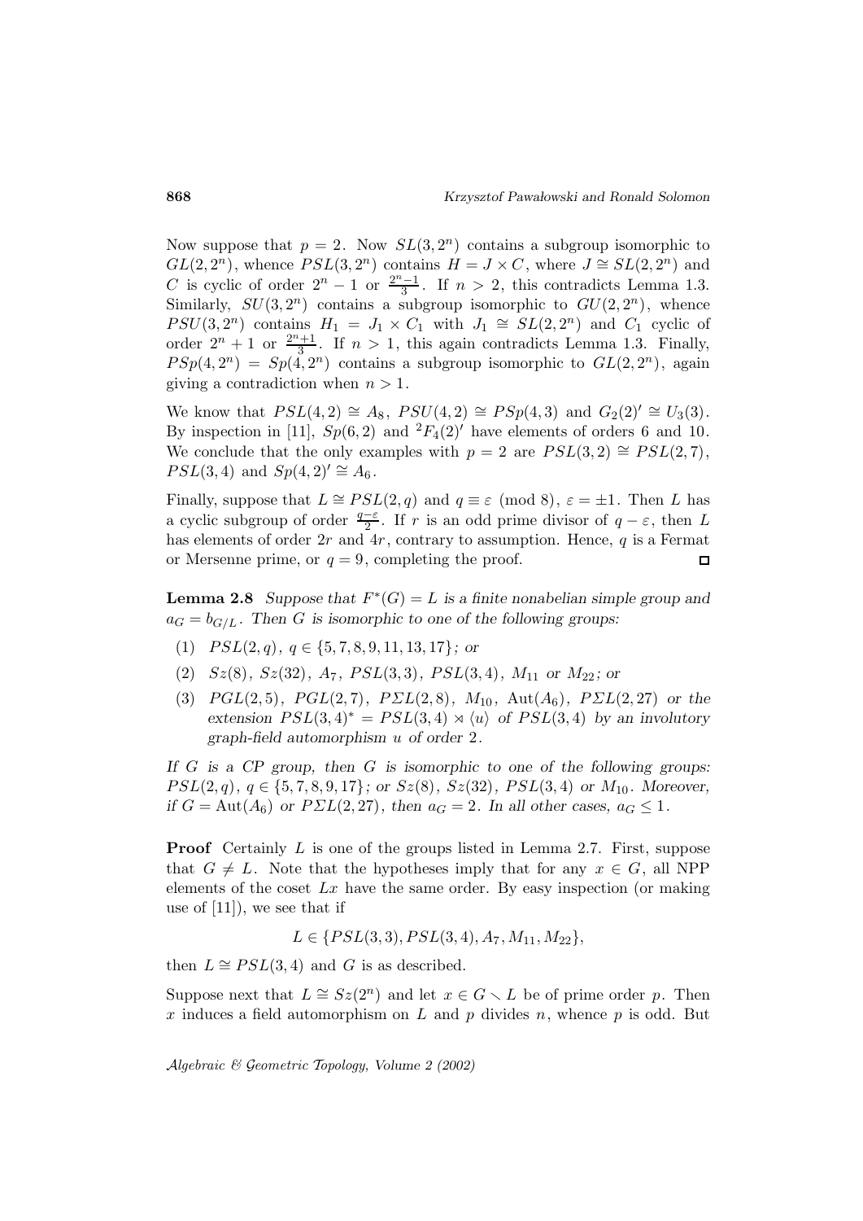Now suppose that $p = 2$. Now $SL(3, 2^n)$ contains a subgroup isomorphic to $GL(2, 2^n)$, whence $PSL(3, 2^n)$ contains $H = J \times C$, where $J \cong SL(2, 2^n)$ and $C$ is cyclic of order $2^n - 1$ or $\frac{2^n-1}{3}$. If $n > 2$, this contradicts Lemma 1.3. Similarly, $SU(3, 2^n)$ contains a subgroup isomorphic to $GU(2, 2^n)$, whence $PSU(3, 2^n)$ contains $H_1 = J_1 \times C_1$ with $J_1 \cong SL(2, 2^n)$ and $C_1$ cyclic of order $2^n + 1$ or $\frac{2^n+1}{3}$. If $n > 1$, this again contradicts Lemma 1.3. Finally, $PSp(4, 2^n) = Sp(4, 2^n)$ contains a subgroup isomorphic to $GL(2, 2^n)$, again giving a contradiction when $n > 1$.

We know that $PSL(4, 2) \cong A_8$, $PSU(4, 2) \cong PSp(4, 3)$ and $G_2(2)' \cong U_3(3)$. By inspection in [11], $Sp(6, 2)$ and ${}^2F_4(2)'$ have elements of orders 6 and 10. We conclude that the only examples with $p = 2$ are $PSL(3, 2) \cong PSL(2, 7)$, $PSL(3, 4)$ and $Sp(4, 2)' \cong A_6$.

Finally, suppose that $L \cong PSL(2, q)$ and $q \equiv \varepsilon \pmod 8$, $\varepsilon = \pm 1$. Then $L$ has a cyclic subgroup of order $\frac{q-\varepsilon}{2}$. If $r$ is an odd prime divisor of $q - \varepsilon$, then $L$ has elements of order $2r$ and $4r$, contrary to assumption. Hence, $q$ is a Fermat or Mersenne prime, or $q = 9$, completing the proof. □

**Lemma 2.8** *Suppose that $F^*(G) = L$ is a finite nonabelian simple group and $a_G = b_{G/L}$. Then $G$ is isomorphic to one of the following groups:*

(1) *$PSL(2, q)$, $q \in \{5, 7, 8, 9, 11, 13, 17\}$; or*

(2) *$Sz(8)$, $Sz(32)$, $A_7$, $PSL(3, 3)$, $PSL(3, 4)$, $M_{11}$ or $M_{22}$; or*

(3) *$PGL(2, 5)$, $PGL(2, 7)$, $P\Sigma L(2, 8)$, $M_{10}$, $\mathrm{Aut}(A_6)$, $P\Sigma L(2, 27)$ or the extension $PSL(3, 4)^* = PSL(3, 4) \rtimes \langle u \rangle$ of $PSL(3, 4)$ by an involutory graph-field automorphism $u$ of order 2.*

*If $G$ is a CP group, then $G$ is isomorphic to one of the following groups: $PSL(2, q)$, $q \in \{5, 7, 8, 9, 17\}$; or $Sz(8)$, $Sz(32)$, $PSL(3, 4)$ or $M_{10}$. Moreover, if $G = \mathrm{Aut}(A_6)$ or $P\Sigma L(2, 27)$, then $a_G = 2$. In all other cases, $a_G \leq 1$.*

**Proof** Certainly $L$ is one of the groups listed in Lemma 2.7. First, suppose that $G \neq L$. Note that the hypotheses imply that for any $x \in G$, all NPP elements of the coset $Lx$ have the same order. By easy inspection (or making use of [11]), we see that if

$$L \in \{PSL(3, 3), PSL(3, 4), A_7, M_{11}, M_{22}\},$$

then $L \cong PSL(3, 4)$ and $G$ is as described.

Suppose next that $L \cong Sz(2^n)$ and let $x \in G \setminus L$ be of prime order $p$. Then $x$ induces a field automorphism on $L$ and $p$ divides $n$, whence $p$ is odd. But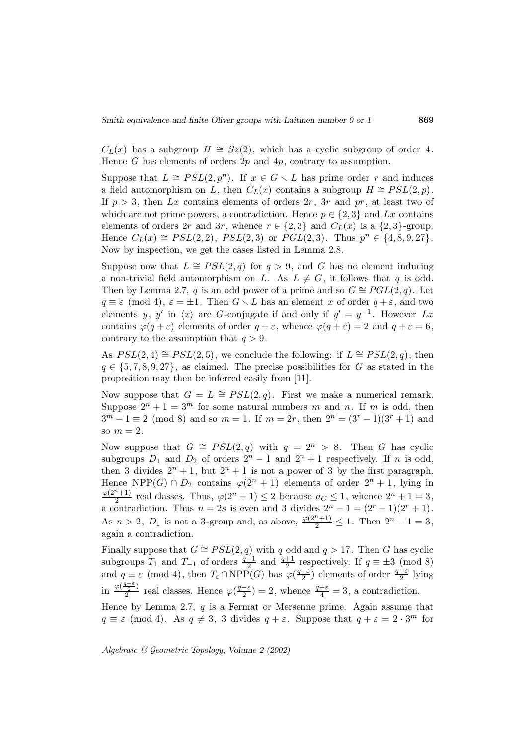$C_L(x)$ has a subgroup $H \cong Sz(2)$, which has a cyclic subgroup of order 4. Hence $G$ has elements of orders $2p$ and $4p$, contrary to assumption.

Suppose that $L \cong PSL(2, p^n)$. If $x \in G \smallsetminus L$ has prime order $r$ and induces a field automorphism on $L$, then $C_L(x)$ contains a subgroup $H \cong PSL(2, p)$. If $p > 3$, then $Lx$ contains elements of orders $2r$, $3r$ and $pr$, at least two of which are not prime powers, a contradiction. Hence $p \in \{2, 3\}$ and $Lx$ contains elements of orders $2r$ and $3r$, whence $r \in \{2, 3\}$ and $C_L(x)$ is a $\{2, 3\}$-group. Hence $C_L(x) \cong PSL(2, 2)$, $PSL(2, 3)$ or $PGL(2, 3)$. Thus $p^n \in \{4, 8, 9, 27\}$. Now by inspection, we get the cases listed in Lemma 2.8.

Suppose now that $L \cong PSL(2, q)$ for $q > 9$, and $G$ has no element inducing a non-trivial field automorphism on $L$. As $L \neq G$, it follows that $q$ is odd. Then by Lemma 2.7, $q$ is an odd power of a prime and so $G \cong PGL(2, q)$. Let $q \equiv \varepsilon \pmod 4$, $\varepsilon = \pm 1$. Then $G \smallsetminus L$ has an element $x$ of order $q + \varepsilon$, and two elements $y$, $y'$ in $\langle x \rangle$ are $G$-conjugate if and only if $y' = y^{-1}$. However $Lx$ contains $\varphi(q + \varepsilon)$ elements of order $q + \varepsilon$, whence $\varphi(q + \varepsilon) = 2$ and $q + \varepsilon = 6$, contrary to the assumption that $q > 9$.

As $PSL(2, 4) \cong PSL(2, 5)$, we conclude the following: if $L \cong PSL(2, q)$, then $q \in \{5, 7, 8, 9, 27\}$, as claimed. The precise possibilities for $G$ as stated in the proposition may then be inferred easily from [11].

Now suppose that $G = L \cong PSL(2, q)$. First we make a numerical remark. Suppose $2^n + 1 = 3^m$ for some natural numbers $m$ and $n$. If $m$ is odd, then $3^m - 1 \equiv 2 \pmod 8$ and so $m = 1$. If $m = 2r$, then $2^n = (3^r - 1)(3^r + 1)$ and so $m = 2$.

Now suppose that $G \cong PSL(2, q)$ with $q = 2^n > 8$. Then $G$ has cyclic subgroups $D_1$ and $D_2$ of orders $2^n - 1$ and $2^n + 1$ respectively. If $n$ is odd, then 3 divides $2^n + 1$, but $2^n + 1$ is not a power of 3 by the first paragraph. Hence $\mathrm{NPP}(G) \cap D_2$ contains $\varphi(2^n + 1)$ elements of order $2^n + 1$, lying in $\frac{\varphi(2^n+1)}{2}$ real classes. Thus, $\varphi(2^n + 1) \leq 2$ because $a_G \leq 1$, whence $2^n + 1 = 3$, a contradiction. Thus $n = 2s$ is even and 3 divides $2^n - 1 = (2^r - 1)(2^r + 1)$. As $n > 2$, $D_1$ is not a 3-group and, as above, $\frac{\varphi(2^n+1)}{2} \leq 1$. Then $2^n - 1 = 3$, again a contradiction.

Finally suppose that $G \cong PSL(2, q)$ with $q$ odd and $q > 17$. Then $G$ has cyclic subgroups $T_1$ and $T_{-1}$ of orders $\frac{q-1}{2}$ and $\frac{q+1}{2}$ respectively. If $q \equiv \pm 3 \pmod 8$ and $q \equiv \varepsilon \pmod 4$, then $T_\varepsilon \cap \mathrm{NPP}(G)$ has $\varphi(\frac{q-\varepsilon}{2})$ elements of order $\frac{q-\varepsilon}{2}$ lying in $\frac{\varphi(\frac{q-\varepsilon}{2})}{2}$ real classes. Hence $\varphi(\frac{q-\varepsilon}{2}) = 2$, whence $\frac{q-\varepsilon}{4} = 3$, a contradiction.

Hence by Lemma 2.7, $q$ is a Fermat or Mersenne prime. Again assume that $q \equiv \varepsilon \pmod 4$. As $q \neq 3$, 3 divides $q + \varepsilon$. Suppose that $q + \varepsilon = 2 \cdot 3^m$ for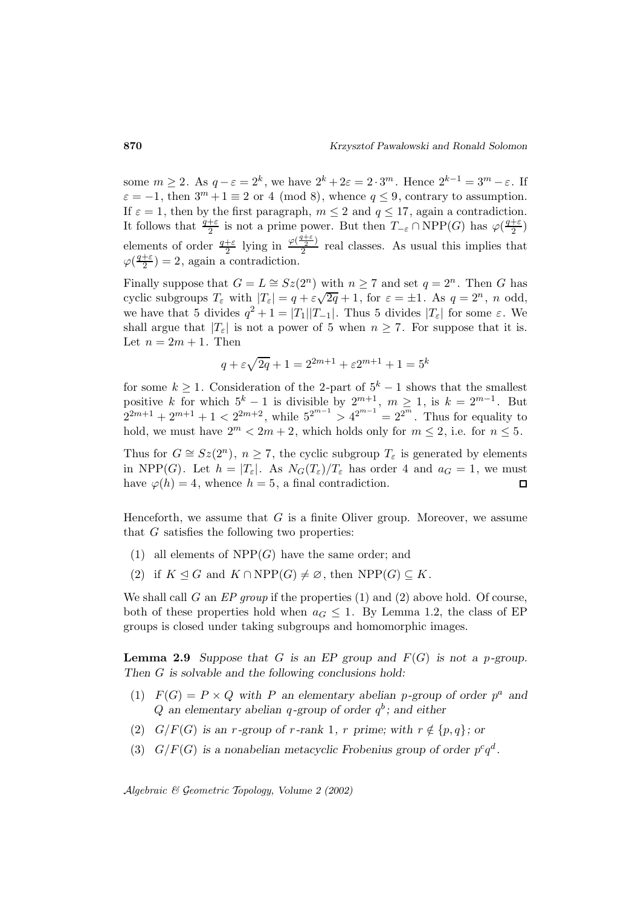some $m \geq 2$. As $q - \varepsilon = 2^k$, we have $2^k + 2\varepsilon = 2 \cdot 3^m$. Hence $2^{k-1} = 3^m - \varepsilon$. If $\varepsilon = -1$, then $3^m + 1 \equiv 2$ or $4 \pmod 8$, whence $q \leq 9$, contrary to assumption. If $\varepsilon = 1$, then by the first paragraph, $m \leq 2$ and $q \leq 17$, again a contradiction. It follows that $\frac{q+\varepsilon}{2}$ is not a prime power. But then $T_{-\varepsilon} \cap \mathrm{NPP}(G)$ has $\varphi(\frac{q+\varepsilon}{2})$ elements of order $\frac{q+\varepsilon}{2}$ lying in $\frac{\varphi(\frac{q+\varepsilon}{2})}{2}$ real classes. As usual this implies that $\varphi(\frac{q+\varepsilon}{2}) = 2$, again a contradiction.

Finally suppose that $G = L \cong Sz(2^n)$ with $n \geq 7$ and set $q = 2^n$. Then $G$ has cyclic subgroups $T_\varepsilon$ with $|T_\varepsilon| = q + \varepsilon\sqrt{2q} + 1$, for $\varepsilon = \pm 1$. As $q = 2^n$, $n$ odd, we have that 5 divides $q^2 + 1 = |T_1||T_{-1}|$. Thus 5 divides $|T_\varepsilon|$ for some $\varepsilon$. We shall argue that $|T_\varepsilon|$ is not a power of 5 when $n \geq 7$. For suppose that it is. Let $n = 2m + 1$. Then

$$q + \varepsilon\sqrt{2q} + 1 = 2^{2m+1} + \varepsilon 2^{m+1} + 1 = 5^k$$

for some $k \geq 1$. Consideration of the 2-part of $5^k - 1$ shows that the smallest positive $k$ for which $5^k - 1$ is divisible by $2^{m+1}$, $m \geq 1$, is $k = 2^{m-1}$. But $2^{2m+1} + 2^{m+1} + 1 < 2^{2m+2}$, while $5^{2^{m-1}} > 4^{2^{m-1}} = 2^{2^m}$. Thus for equality to hold, we must have $2^m < 2m + 2$, which holds only for $m \leq 2$, i.e. for $n \leq 5$.

Thus for $G \cong Sz(2^n)$, $n \geq 7$, the cyclic subgroup $T_\varepsilon$ is generated by elements in $\mathrm{NPP}(G)$. Let $h = |T_\varepsilon|$. As $N_G(T_\varepsilon)/T_\varepsilon$ has order 4 and $a_G = 1$, we must have $\varphi(h) = 4$, whence $h = 5$, a final contradiction. $\square$

Henceforth, we assume that $G$ is a finite Oliver group. Moreover, we assume that $G$ satisfies the following two properties:

(1) all elements of $\mathrm{NPP}(G)$ have the same order; and

(2) if $K \trianglelefteq G$ and $K \cap \mathrm{NPP}(G) \neq \varnothing$, then $\mathrm{NPP}(G) \subseteq K$.

We shall call $G$ an *EP group* if the properties (1) and (2) above hold. Of course, both of these properties hold when $a_G \leq 1$. By Lemma 1.2, the class of EP groups is closed under taking subgroups and homomorphic images.

**Lemma 2.9** *Suppose that $G$ is an EP group and $F(G)$ is not a $p$-group. Then $G$ is solvable and the following conclusions hold:*

(1) *$F(G) = P \times Q$ with $P$ an elementary abelian $p$-group of order $p^a$ and $Q$ an elementary abelian $q$-group of order $q^b$; and either*

(2) *$G/F(G)$ is an $r$-group of $r$-rank 1, $r$ prime; with $r \notin \{p, q\}$; or*

(3) *$G/F(G)$ is a nonabelian metacyclic Frobenius group of order $p^c q^d$.*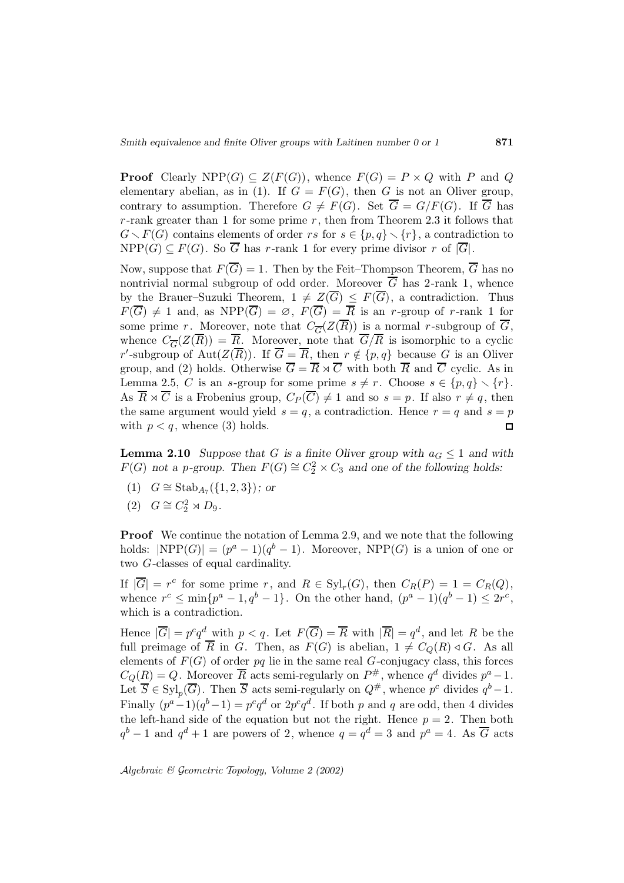**Proof** Clearly $\mathrm{NPP}(G) \subseteq Z(F(G))$, whence $F(G) = P \times Q$ with $P$ and $Q$ elementary abelian, as in (1). If $G = F(G)$, then $G$ is not an Oliver group, contrary to assumption. Therefore $G \neq F(G)$. Set $\overline{G} = G/F(G)$. If $\overline{G}$ has $r$-rank greater than 1 for some prime $r$, then from Theorem 2.3 it follows that $G \smallsetminus F(G)$ contains elements of order $rs$ for $s \in \{p,q\} \smallsetminus \{r\}$, a contradiction to $\mathrm{NPP}(G) \subseteq F(G)$. So $\overline{G}$ has $r$-rank 1 for every prime divisor $r$ of $|\overline{G}|$.

Now, suppose that $F(\overline{G}) = 1$. Then by the Feit–Thompson Theorem, $\overline{G}$ has no nontrivial normal subgroup of odd order. Moreover $\overline{G}$ has 2-rank 1, whence by the Brauer–Suzuki Theorem, $1 \neq Z(\overline{G}) \leq F(\overline{G})$, a contradiction. Thus $F(\overline{G}) \neq 1$ and, as $\mathrm{NPP}(\overline{G}) = \varnothing$, $F(\overline{G}) = \overline{R}$ is an $r$-group of $r$-rank 1 for some prime $r$. Moreover, note that $C_{\overline{G}}(Z(\overline{R}))$ is a normal $r$-subgroup of $\overline{G}$, whence $C_{\overline{G}}(Z(\overline{R})) = \overline{R}$. Moreover, note that $\overline{G}/\overline{R}$ is isomorphic to a cyclic $r'$-subgroup of $\mathrm{Aut}(Z(\overline{R}))$. If $\overline{G} = \overline{R}$, then $r \notin \{p,q\}$ because $G$ is an Oliver group, and (2) holds. Otherwise $\overline{G} = \overline{R} \rtimes \overline{C}$ with both $\overline{R}$ and $\overline{C}$ cyclic. As in Lemma 2.5, $C$ is an $s$-group for some prime $s \neq r$. Choose $s \in \{p,q\} \smallsetminus \{r\}$. As $\overline{R} \rtimes \overline{C}$ is a Frobenius group, $C_P(\overline{C}) \neq 1$ and so $s = p$. If also $r \neq q$, then the same argument would yield $s = q$, a contradiction. Hence $r = q$ and $s = p$ with $p < q$, whence (3) holds. $\square$

**Lemma 2.10** *Suppose that $G$ is a finite Oliver group with $a_G \leq 1$ and with $F(G)$ not a $p$-group. Then $F(G) \cong C_2^2 \times C_3$ and one of the following holds:*

1. $G \cong \mathrm{Stab}_{A_7}(\{1,2,3\})$*; or*
2. $G \cong C_2^2 \rtimes D_9$.

**Proof** We continue the notation of Lemma 2.9, and we note that the following holds: $|\mathrm{NPP}(G)| = (p^a - 1)(q^b - 1)$. Moreover, $\mathrm{NPP}(G)$ is a union of one or two $G$-classes of equal cardinality.

If $|\overline{G}| = r^c$ for some prime $r$, and $R \in \mathrm{Syl}_r(G)$, then $C_R(P) = 1 = C_R(Q)$, whence $r^c \leq \min\{p^a - 1, q^b - 1\}$. On the other hand, $(p^a - 1)(q^b - 1) \leq 2r^c$, which is a contradiction.

Hence $|\overline{G}| = p^c q^d$ with $p < q$. Let $F(\overline{G}) = \overline{R}$ with $|\overline{R}| = q^d$, and let $R$ be the full preimage of $\overline{R}$ in $G$. Then, as $F(G)$ is abelian, $1 \neq C_Q(R) \triangleleft G$. As all elements of $F(G)$ of order $pq$ lie in the same real $G$-conjugacy class, this forces $C_Q(R) = Q$. Moreover $\overline{R}$ acts semi-regularly on $P^\#$, whence $q^d$ divides $p^a - 1$. Let $\overline{S} \in \mathrm{Syl}_p(\overline{G})$. Then $\overline{S}$ acts semi-regularly on $Q^\#$, whence $p^c$ divides $q^b - 1$. Finally $(p^a - 1)(q^b - 1) = p^c q^d$ or $2p^c q^d$. If both $p$ and $q$ are odd, then 4 divides the left-hand side of the equation but not the right. Hence $p = 2$. Then both $q^b - 1$ and $q^d + 1$ are powers of 2, whence $q = q^d = 3$ and $p^a = 4$. As $\overline{G}$ acts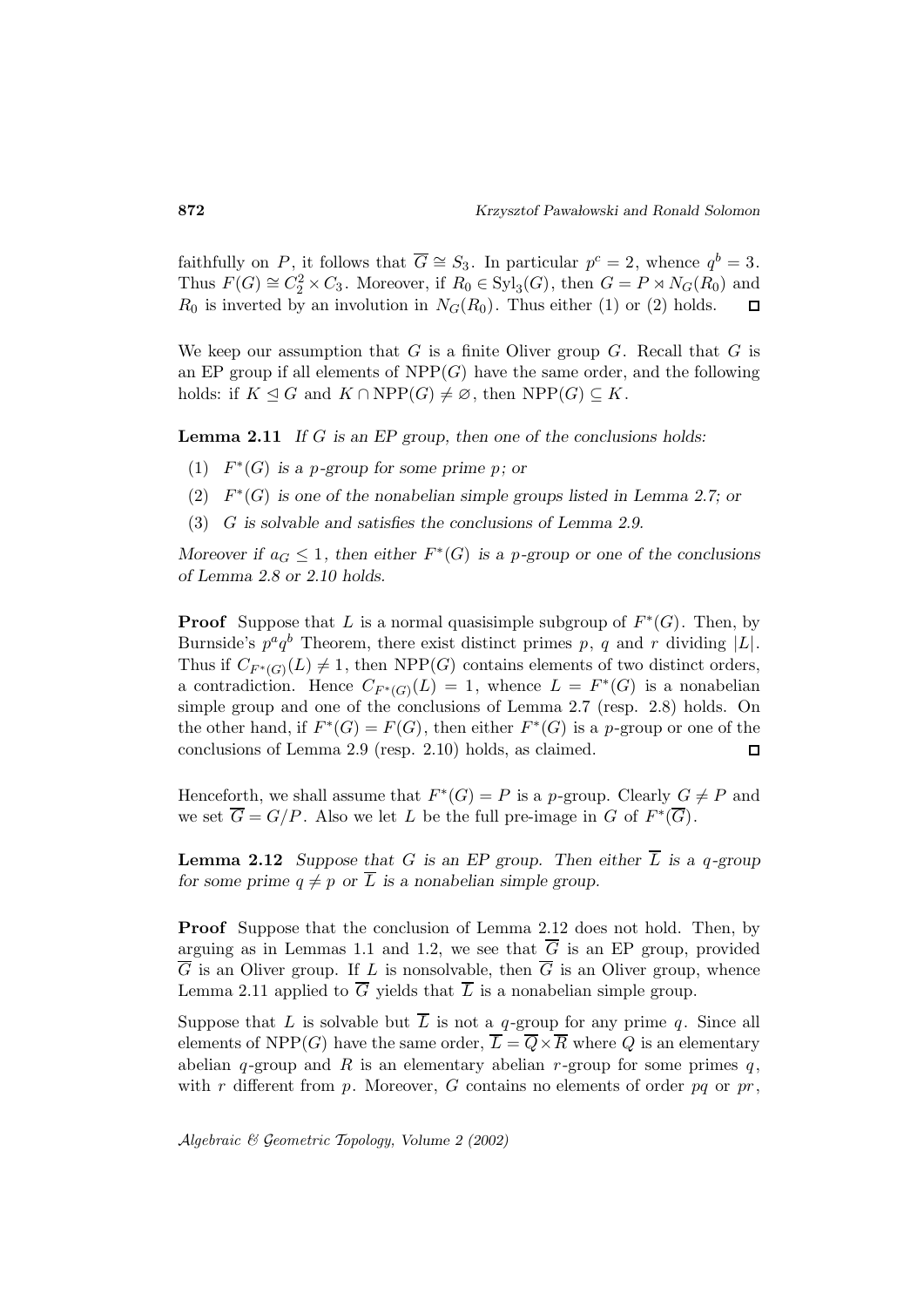faithfully on $P$, it follows that $\overline{G} \cong S_3$. In particular $p^c = 2$, whence $q^b = 3$. Thus $F(G) \cong C_2^2 \times C_3$. Moreover, if $R_0 \in \mathrm{Syl}_3(G)$, then $G = P \rtimes N_G(R_0)$ and $R_0$ is inverted by an involution in $N_G(R_0)$. Thus either (1) or (2) holds. $\square$

We keep our assumption that $G$ is a finite Oliver group $G$. Recall that $G$ is an EP group if all elements of $\mathrm{NPP}(G)$ have the same order, and the following holds: if $K \trianglelefteq G$ and $K \cap \mathrm{NPP}(G) \neq \varnothing$, then $\mathrm{NPP}(G) \subseteq K$.

**Lemma 2.11** *If $G$ is an EP group, then one of the conclusions holds:*

1. *$F^*(G)$ is a $p$-group for some prime $p$; or*
2. *$F^*(G)$ is one of the nonabelian simple groups listed in Lemma 2.7; or*
3. *$G$ is solvable and satisfies the conclusions of Lemma 2.9.*

*Moreover if $a_G \leq 1$, then either $F^*(G)$ is a $p$-group or one of the conclusions of Lemma 2.8 or 2.10 holds.*

**Proof** Suppose that $L$ is a normal quasisimple subgroup of $F^*(G)$. Then, by Burnside's $p^a q^b$ Theorem, there exist distinct primes $p$, $q$ and $r$ dividing $|L|$. Thus if $C_{F^*(G)}(L) \neq 1$, then $\mathrm{NPP}(G)$ contains elements of two distinct orders, a contradiction. Hence $C_{F^*(G)}(L) = 1$, whence $L = F^*(G)$ is a nonabelian simple group and one of the conclusions of Lemma 2.7 (resp. 2.8) holds. On the other hand, if $F^*(G) = F(G)$, then either $F^*(G)$ is a $p$-group or one of the conclusions of Lemma 2.9 (resp. 2.10) holds, as claimed. $\square$

Henceforth, we shall assume that $F^*(G) = P$ is a $p$-group. Clearly $G \neq P$ and we set $\overline{G} = G/P$. Also we let $L$ be the full pre-image in $G$ of $F^*(\overline{G})$.

**Lemma 2.12** *Suppose that $G$ is an EP group. Then either $\overline{L}$ is a $q$-group for some prime $q \neq p$ or $\overline{L}$ is a nonabelian simple group.*

**Proof** Suppose that the conclusion of Lemma 2.12 does not hold. Then, by arguing as in Lemmas 1.1 and 1.2, we see that $\overline{G}$ is an EP group, provided $\overline{G}$ is an Oliver group. If $L$ is nonsolvable, then $\overline{G}$ is an Oliver group, whence Lemma 2.11 applied to $\overline{G}$ yields that $\overline{L}$ is a nonabelian simple group.

Suppose that $L$ is solvable but $\overline{L}$ is not a $q$-group for any prime $q$. Since all elements of $\mathrm{NPP}(G)$ have the same order, $\overline{L} = \overline{Q} \times \overline{R}$ where $Q$ is an elementary abelian $q$-group and $R$ is an elementary abelian $r$-group for some primes $q$, with $r$ different from $p$. Moreover, $G$ contains no elements of order $pq$ or $pr$,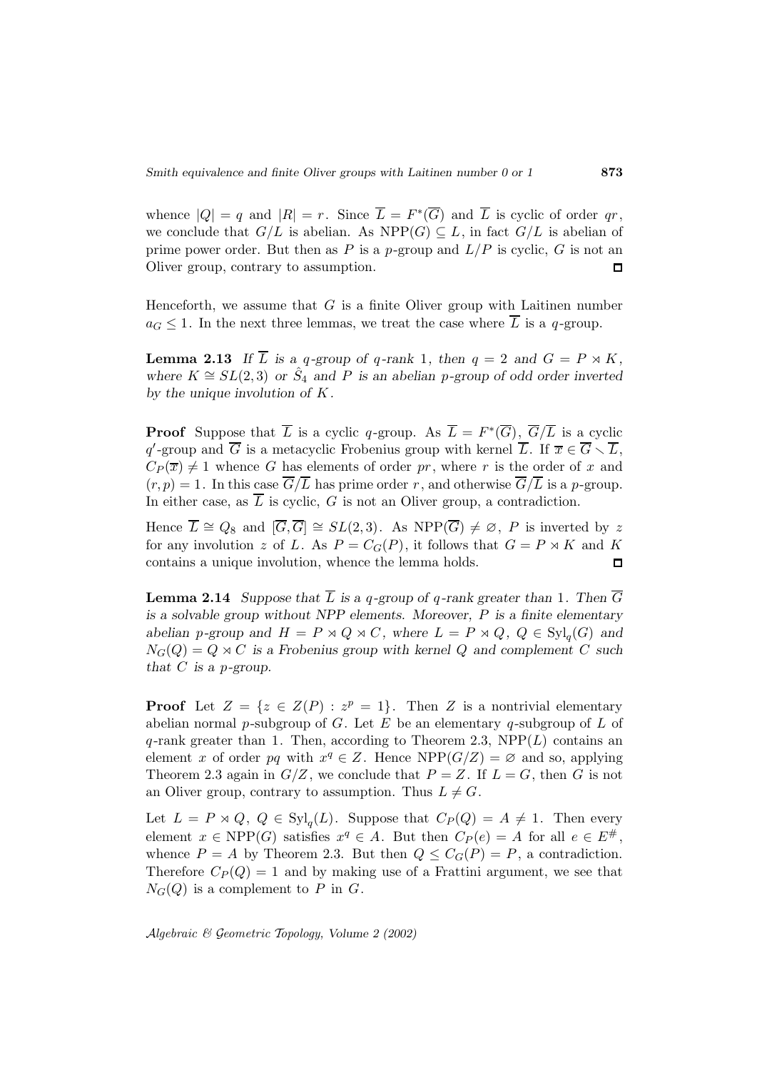whence $|Q| = q$ and $|R| = r$. Since $\overline{L} = F^*(\overline{G})$ and $\overline{L}$ is cyclic of order $qr$, we conclude that $G/L$ is abelian. As $\mathrm{NPP}(G) \subseteq L$, in fact $G/L$ is abelian of prime power order. But then as $P$ is a $p$-group and $L/P$ is cyclic, $G$ is not an Oliver group, contrary to assumption. □

Henceforth, we assume that $G$ is a finite Oliver group with Laitinen number $a_G \leq 1$. In the next three lemmas, we treat the case where $\overline{L}$ is a $q$-group.

**Lemma 2.13** *If $\overline{L}$ is a $q$-group of $q$-rank 1, then $q = 2$ and $G = P \rtimes K$, where $K \cong SL(2,3)$ or $\hat{S}_4$ and $P$ is an abelian $p$-group of odd order inverted by the unique involution of $K$.*

**Proof** Suppose that $\overline{L}$ is a cyclic $q$-group. As $\overline{L} = F^*(\overline{G})$, $\overline{G}/\overline{L}$ is a cyclic $q'$-group and $\overline{G}$ is a metacyclic Frobenius group with kernel $\overline{L}$. If $\overline{x} \in \overline{G} \smallsetminus \overline{L}$, $C_P(\overline{x}) \neq 1$ whence $G$ has elements of order $pr$, where $r$ is the order of $x$ and $(r,p) = 1$. In this case $\overline{G}/\overline{L}$ has prime order $r$, and otherwise $\overline{G}/\overline{L}$ is a $p$-group. In either case, as $\overline{L}$ is cyclic, $G$ is not an Oliver group, a contradiction.

Hence $\overline{L} \cong Q_8$ and $[\overline{G}, \overline{G}] \cong SL(2,3)$. As $\mathrm{NPP}(\overline{G}) \neq \varnothing$, $P$ is inverted by $z$ for any involution $z$ of $L$. As $P = C_G(P)$, it follows that $G = P \rtimes K$ and $K$ contains a unique involution, whence the lemma holds. □

**Lemma 2.14** *Suppose that $\overline{L}$ is a $q$-group of $q$-rank greater than 1. Then $\overline{G}$ is a solvable group without NPP elements. Moreover, $P$ is a finite elementary abelian $p$-group and $H = P \rtimes Q \rtimes C$, where $L = P \rtimes Q$, $Q \in \mathrm{Syl}_q(G)$ and $N_G(Q) = Q \rtimes C$ is a Frobenius group with kernel $Q$ and complement $C$ such that $C$ is a $p$-group.*

**Proof** Let $Z = \{z \in Z(P) : z^p = 1\}$. Then $Z$ is a nontrivial elementary abelian normal $p$-subgroup of $G$. Let $E$ be an elementary $q$-subgroup of $L$ of $q$-rank greater than 1. Then, according to Theorem 2.3, $\mathrm{NPP}(L)$ contains an element $x$ of order $pq$ with $x^q \in Z$. Hence $\mathrm{NPP}(G/Z) = \varnothing$ and so, applying Theorem 2.3 again in $G/Z$, we conclude that $P = Z$. If $L = G$, then $G$ is not an Oliver group, contrary to assumption. Thus $L \neq G$.

Let $L = P \rtimes Q$, $Q \in \mathrm{Syl}_q(L)$. Suppose that $C_P(Q) = A \neq 1$. Then every element $x \in \mathrm{NPP}(G)$ satisfies $x^q \in A$. But then $C_P(e) = A$ for all $e \in E^\#$, whence $P = A$ by Theorem 2.3. But then $Q \leq C_G(P) = P$, a contradiction. Therefore $C_P(Q) = 1$ and by making use of a Frattini argument, we see that $N_G(Q)$ is a complement to $P$ in $G$.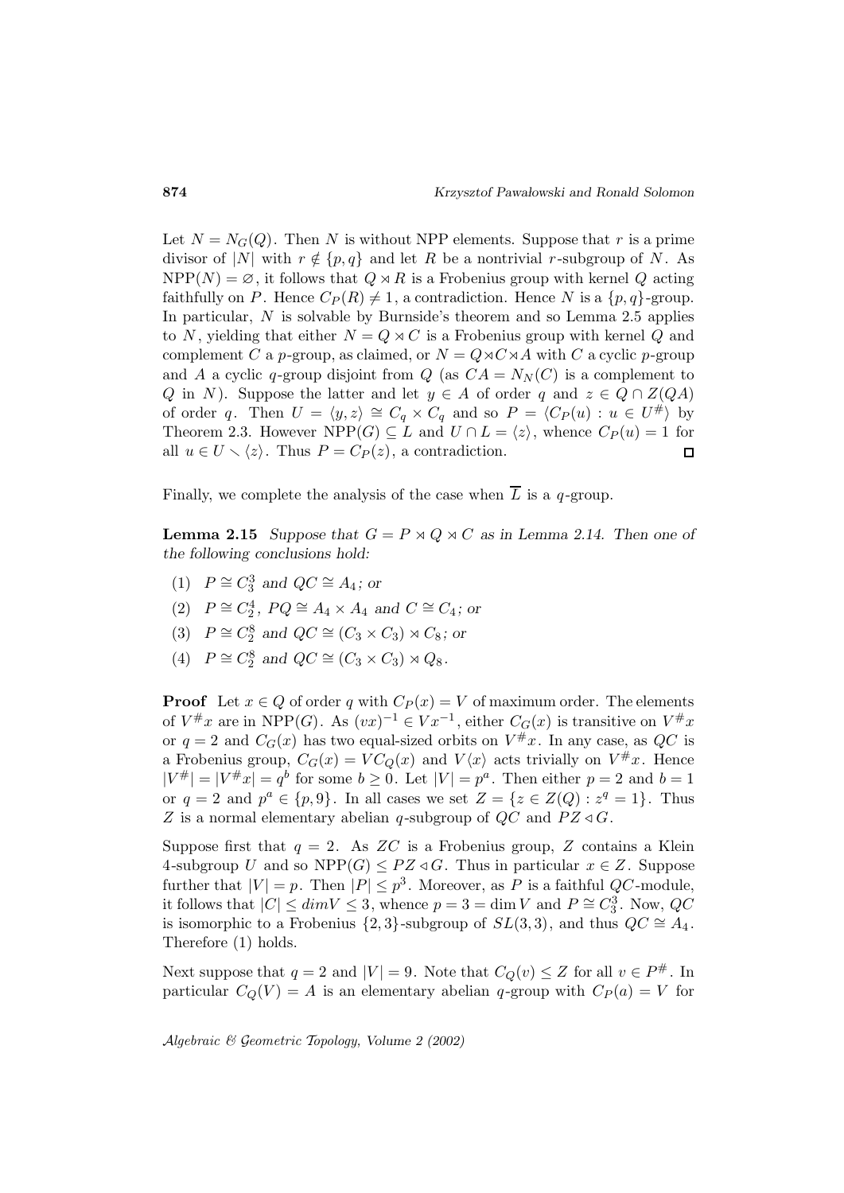Let $N = N_G(Q)$. Then $N$ is without NPP elements. Suppose that $r$ is a prime divisor of $|N|$ with $r \notin \{p, q\}$ and let $R$ be a nontrivial $r$-subgroup of $N$. As $\mathrm{NPP}(N) = \varnothing$, it follows that $Q \rtimes R$ is a Frobenius group with kernel $Q$ acting faithfully on $P$. Hence $C_P(R) \neq 1$, a contradiction. Hence $N$ is a $\{p, q\}$-group. In particular, $N$ is solvable by Burnside's theorem and so Lemma 2.5 applies to $N$, yielding that either $N = Q \rtimes C$ is a Frobenius group with kernel $Q$ and complement $C$ a $p$-group, as claimed, or $N = Q \rtimes C \rtimes A$ with $C$ a cyclic $p$-group and $A$ a cyclic $q$-group disjoint from $Q$ (as $CA = N_N(C)$ is a complement to $Q$ in $N$). Suppose the latter and let $y \in A$ of order $q$ and $z \in Q \cap Z(QA)$ of order $q$. Then $U = \langle y, z \rangle \cong C_q \times C_q$ and so $P = \langle C_P(u) : u \in U^{\#} \rangle$ by Theorem 2.3. However $\mathrm{NPP}(G) \subseteq L$ and $U \cap L = \langle z \rangle$, whence $C_P(u) = 1$ for all $u \in U \smallsetminus \langle z \rangle$. Thus $P = C_P(z)$, a contradiction. $\square$

Finally, we complete the analysis of the case when $\overline{L}$ is a $q$-group.

**Lemma 2.15** *Suppose that $G = P \rtimes Q \rtimes C$ as in Lemma 2.14. Then one of the following conclusions hold:*

1. $P \cong C_3^3$ *and* $QC \cong A_4$*; or*
2. $P \cong C_2^4$*,* $PQ \cong A_4 \times A_4$ *and* $C \cong C_4$*; or*
3. $P \cong C_2^8$ *and* $QC \cong (C_3 \times C_3) \rtimes C_8$*; or*
4. $P \cong C_2^8$ *and* $QC \cong (C_3 \times C_3) \rtimes Q_8$*.*

**Proof** Let $x \in Q$ of order $q$ with $C_P(x) = V$ of maximum order. The elements of $V^{\#}x$ are in $\mathrm{NPP}(G)$. As $(vx)^{-1} \in Vx^{-1}$, either $C_G(x)$ is transitive on $V^{\#}x$ or $q = 2$ and $C_G(x)$ has two equal-sized orbits on $V^{\#}x$. In any case, as $QC$ is a Frobenius group, $C_G(x) = VC_Q(x)$ and $V\langle x \rangle$ acts trivially on $V^{\#}x$. Hence $|V^{\#}| = |V^{\#}x| = q^b$ for some $b \geq 0$. Let $|V| = p^a$. Then either $p = 2$ and $b = 1$ or $q = 2$ and $p^a \in \{p, 9\}$. In all cases we set $Z = \{z \in Z(Q) : z^q = 1\}$. Thus $Z$ is a normal elementary abelian $q$-subgroup of $QC$ and $PZ \lhd G$.

Suppose first that $q = 2$. As $ZC$ is a Frobenius group, $Z$ contains a Klein 4-subgroup $U$ and so $\mathrm{NPP}(G) \leq PZ \lhd G$. Thus in particular $x \in Z$. Suppose further that $|V| = p$. Then $|P| \leq p^3$. Moreover, as $P$ is a faithful $QC$-module, it follows that $|C| \leq dim V \leq 3$, whence $p = 3 = \dim V$ and $P \cong C_3^3$. Now, $QC$ is isomorphic to a Frobenius $\{2, 3\}$-subgroup of $SL(3, 3)$, and thus $QC \cong A_4$. Therefore (1) holds.

Next suppose that $q = 2$ and $|V| = 9$. Note that $C_Q(v) \leq Z$ for all $v \in P^{\#}$. In particular $C_Q(V) = A$ is an elementary abelian $q$-group with $C_P(a) = V$ for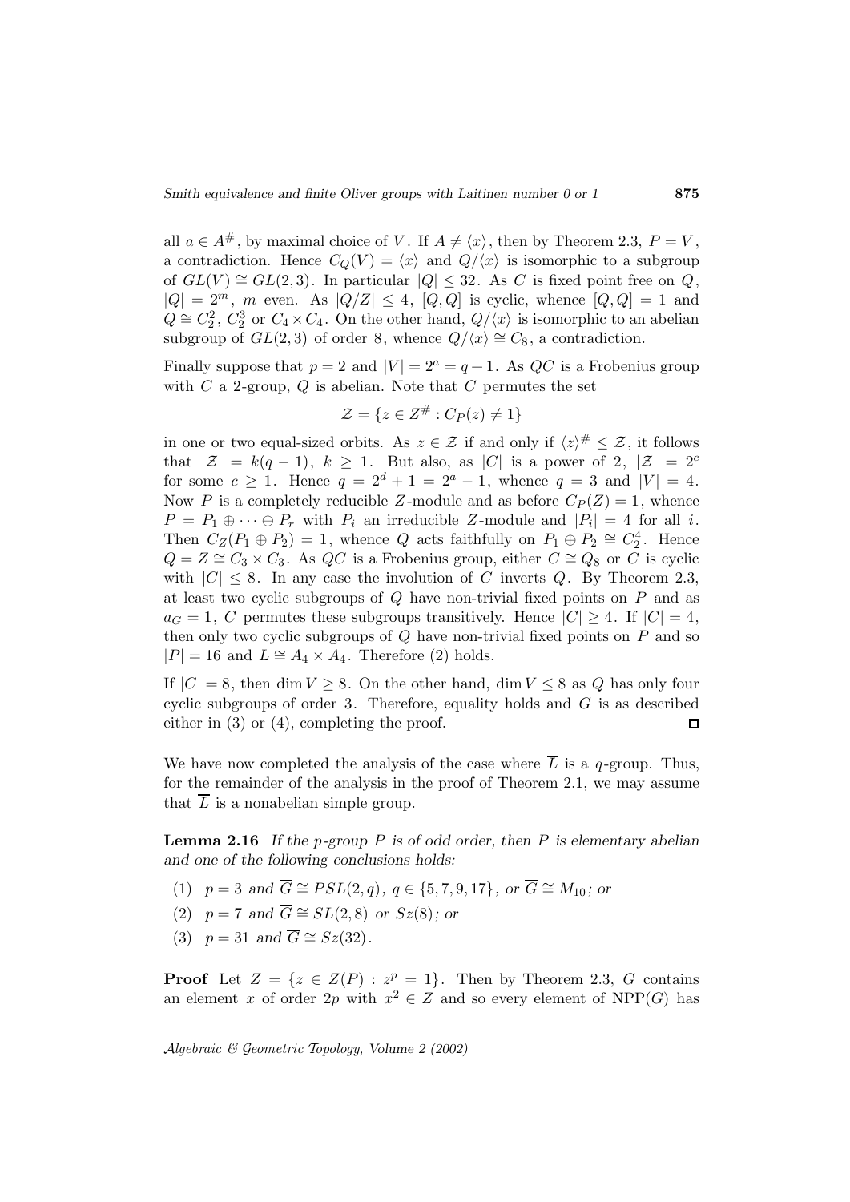all $a \in A^{\#}$, by maximal choice of $V$. If $A \neq \langle x \rangle$, then by Theorem 2.3, $P = V$, a contradiction. Hence $C_Q(V) = \langle x \rangle$ and $Q/\langle x \rangle$ is isomorphic to a subgroup of $GL(V) \cong GL(2,3)$. In particular $|Q| \leq 32$. As $C$ is fixed point free on $Q$, $|Q| = 2^m$, $m$ even. As $|Q/Z| \leq 4$, $[Q,Q]$ is cyclic, whence $[Q,Q] = 1$ and $Q \cong C_2^2$, $C_2^3$ or $C_4 \times C_4$. On the other hand, $Q/\langle x \rangle$ is isomorphic to an abelian subgroup of $GL(2,3)$ of order 8, whence $Q/\langle x \rangle \cong C_8$, a contradiction.

Finally suppose that $p = 2$ and $|V| = 2^a = q+1$. As $QC$ is a Frobenius group with $C$ a 2-group, $Q$ is abelian. Note that $C$ permutes the set

$$\mathcal{Z} = \{z \in Z^{\#} : C_P(z) \neq 1\}$$

in one or two equal-sized orbits. As $z \in \mathcal{Z}$ if and only if $\langle z \rangle^{\#} \leq \mathcal{Z}$, it follows that $|\mathcal{Z}| = k(q-1)$, $k \geq 1$. But also, as $|C|$ is a power of 2, $|\mathcal{Z}| = 2^c$ for some $c \geq 1$. Hence $q = 2^d + 1 = 2^a - 1$, whence $q = 3$ and $|V| = 4$. Now $P$ is a completely reducible $Z$-module and as before $C_P(Z) = 1$, whence $P = P_1 \oplus \cdots \oplus P_r$ with $P_i$ an irreducible $Z$-module and $|P_i| = 4$ for all $i$. Then $C_Z(P_1 \oplus P_2) = 1$, whence $Q$ acts faithfully on $P_1 \oplus P_2 \cong C_2^4$. Hence $Q = Z \cong C_3 \times C_3$. As $QC$ is a Frobenius group, either $C \cong Q_8$ or $C$ is cyclic with $|C| \leq 8$. In any case the involution of $C$ inverts $Q$. By Theorem 2.3, at least two cyclic subgroups of $Q$ have non-trivial fixed points on $P$ and as $a_G = 1$, $C$ permutes these subgroups transitively. Hence $|C| \geq 4$. If $|C| = 4$, then only two cyclic subgroups of $Q$ have non-trivial fixed points on $P$ and so $|P| = 16$ and $L \cong A_4 \times A_4$. Therefore (2) holds.

If $|C| = 8$, then $\dim V \geq 8$. On the other hand, $\dim V \leq 8$ as $Q$ has only four cyclic subgroups of order 3. Therefore, equality holds and $G$ is as described either in (3) or (4), completing the proof. $\square$

We have now completed the analysis of the case where $\overline{L}$ is a $q$-group. Thus, for the remainder of the analysis in the proof of Theorem 2.1, we may assume that $\overline{L}$ is a nonabelian simple group.

**Lemma 2.16** *If the $p$-group $P$ is of odd order, then $P$ is elementary abelian and one of the following conclusions holds:*

1. $p = 3$ *and* $\overline{G} \cong PSL(2,q)$, $q \in \{5,7,9,17\}$, *or* $\overline{G} \cong M_{10}$; *or*
2. $p = 7$ *and* $\overline{G} \cong SL(2,8)$ *or* $Sz(8)$; *or*
3. $p = 31$ *and* $\overline{G} \cong Sz(32)$.

**Proof** Let $Z = \{z \in Z(P) : z^p = 1\}$. Then by Theorem 2.3, $G$ contains an element $x$ of order $2p$ with $x^2 \in Z$ and so every element of $\mathrm{NPP}(G)$ has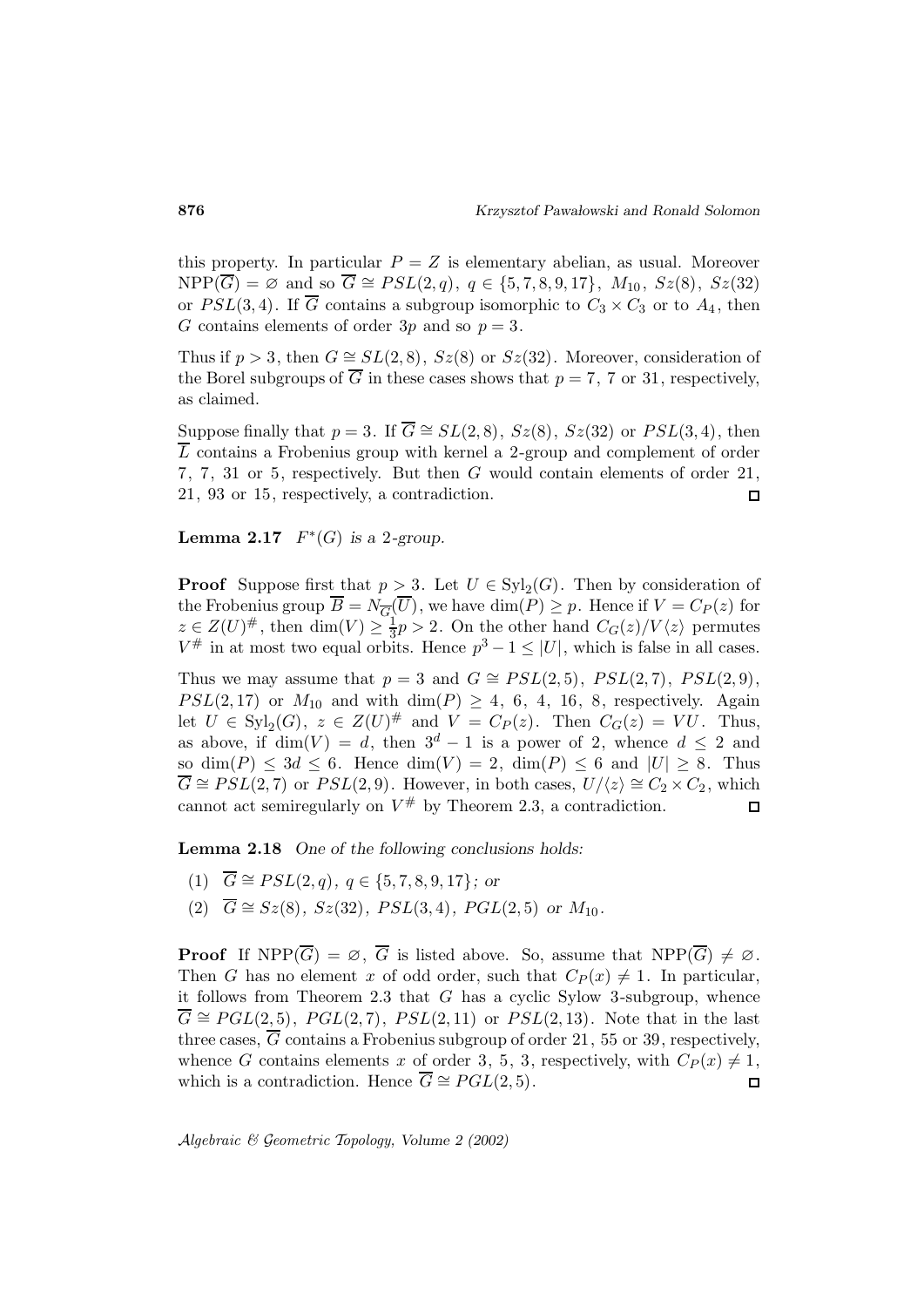this property. In particular $P = Z$ is elementary abelian, as usual. Moreover $\mathrm{NPP}(\overline{G}) = \varnothing$ and so $\overline{G} \cong PSL(2,q)$, $q \in \{5,7,8,9,17\}$, $M_{10}$, $Sz(8)$, $Sz(32)$ or $PSL(3,4)$. If $\overline{G}$ contains a subgroup isomorphic to $C_3 \times C_3$ or to $A_4$, then $G$ contains elements of order $3p$ and so $p = 3$.

Thus if $p > 3$, then $G \cong SL(2,8)$, $Sz(8)$ or $Sz(32)$. Moreover, consideration of the Borel subgroups of $\overline{G}$ in these cases shows that $p = 7$, $7$ or $31$, respectively, as claimed.

Suppose finally that $p = 3$. If $\overline{G} \cong SL(2,8)$, $Sz(8)$, $Sz(32)$ or $PSL(3,4)$, then $\overline{L}$ contains a Frobenius group with kernel a 2-group and complement of order 7, 7, 31 or 5, respectively. But then $G$ would contain elements of order 21, 21, 93 or 15, respectively, a contradiction. □

**Lemma 2.17** *$F^*(G)$ is a 2-group.*

**Proof** Suppose first that $p > 3$. Let $U \in \mathrm{Syl}_2(G)$. Then by consideration of the Frobenius group $\overline{B} = N_{\overline{G}}(\overline{U})$, we have $\dim(P) \geq p$. Hence if $V = C_P(z)$ for $z \in Z(U)^{\#}$, then $\dim(V) \geq \frac{1}{3}p > 2$. On the other hand $C_G(z)/V\langle z \rangle$ permutes $V^{\#}$ in at most two equal orbits. Hence $p^3 - 1 \leq |U|$, which is false in all cases.

Thus we may assume that $p = 3$ and $G \cong PSL(2,5)$, $PSL(2,7)$, $PSL(2,9)$, $PSL(2,17)$ or $M_{10}$ and with $\dim(P) \geq 4$, 6, 4, 16, 8, respectively. Again let $U \in \mathrm{Syl}_2(G)$, $z \in Z(U)^{\#}$ and $V = C_P(z)$. Then $C_G(z) = VU$. Thus, as above, if $\dim(V) = d$, then $3^d - 1$ is a power of 2, whence $d \leq 2$ and so $\dim(P) \leq 3d \leq 6$. Hence $\dim(V) = 2$, $\dim(P) \leq 6$ and $|U| \geq 8$. Thus $\overline{G} \cong PSL(2,7)$ or $PSL(2,9)$. However, in both cases, $U/\langle z \rangle \cong C_2 \times C_2$, which cannot act semiregularly on $V^{\#}$ by Theorem 2.3, a contradiction. □

**Lemma 2.18** *One of the following conclusions holds:*

(1) $\overline{G} \cong PSL(2,q)$, $q \in \{5,7,8,9,17\}$; *or*

(2) $\overline{G} \cong Sz(8)$, $Sz(32)$, $PSL(3,4)$, $PGL(2,5)$ *or* $M_{10}$.

**Proof** If $\mathrm{NPP}(\overline{G}) = \varnothing$, $\overline{G}$ is listed above. So, assume that $\mathrm{NPP}(\overline{G}) \neq \varnothing$. Then $G$ has no element $x$ of odd order, such that $C_P(x) \neq 1$. In particular, it follows from Theorem 2.3 that $G$ has a cyclic Sylow 3-subgroup, whence $\overline{G} \cong PGL(2,5)$, $PGL(2,7)$, $PSL(2,11)$ or $PSL(2,13)$. Note that in the last three cases, $\overline{G}$ contains a Frobenius subgroup of order 21, 55 or 39, respectively, whence $G$ contains elements $x$ of order 3, 5, 3, respectively, with $C_P(x) \neq 1$, which is a contradiction. Hence $\overline{G} \cong PGL(2,5)$. □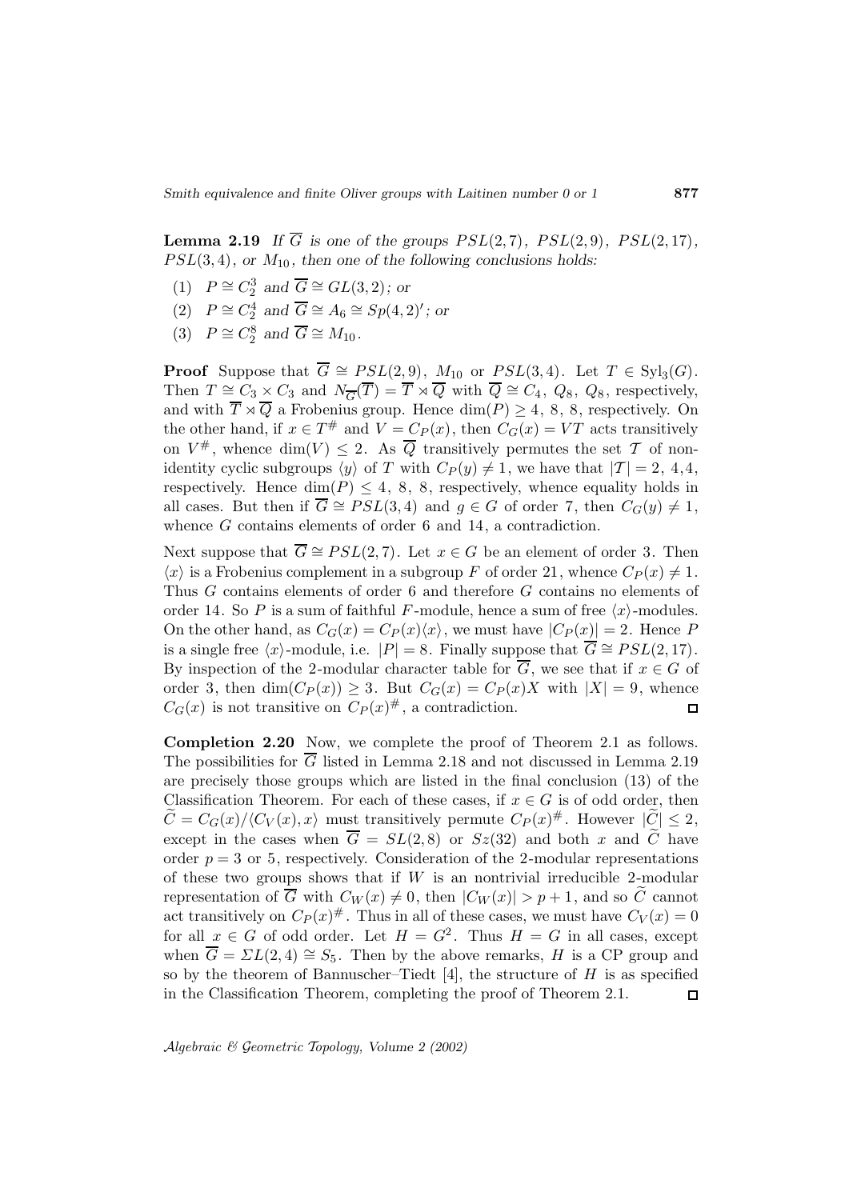**Lemma 2.19** *If $\overline{G}$ is one of the groups $PSL(2,7)$, $PSL(2,9)$, $PSL(2,17)$, $PSL(3,4)$, or $M_{10}$, then one of the following conclusions holds:*

(1) $P \cong C_2^3$ *and* $\overline{G} \cong GL(3,2)$*; or*

(2) $P \cong C_2^4$ *and* $\overline{G} \cong A_6 \cong Sp(4,2)'$*; or*

(3) $P \cong C_2^8$ *and* $\overline{G} \cong M_{10}$*.*

**Proof** Suppose that $\overline{G} \cong PSL(2,9)$, $M_{10}$ or $PSL(3,4)$. Let $T \in \mathrm{Syl}_3(G)$. Then $T \cong C_3 \times C_3$ and $N_{\overline{G}}(\overline{T}) = \overline{T} \rtimes \overline{Q}$ with $\overline{Q} \cong C_4$, $Q_8$, $Q_8$, respectively, and with $\overline{T} \rtimes \overline{Q}$ a Frobenius group. Hence $\dim(P) \geq 4$, 8, 8, respectively. On the other hand, if $x \in T^{\#}$ and $V = C_P(x)$, then $C_G(x) = VT$ acts transitively on $V^{\#}$, whence $\dim(V) \leq 2$. As $\overline{Q}$ transitively permutes the set $\mathcal{T}$ of non-identity cyclic subgroups $\langle y \rangle$ of $T$ with $C_P(y) \neq 1$, we have that $|\mathcal{T}| = 2$, 4,4, respectively. Hence $\dim(P) \leq 4$, 8, 8, respectively, whence equality holds in all cases. But then if $\overline{G} \cong PSL(3,4)$ and $g \in G$ of order 7, then $C_G(y) \neq 1$, whence $G$ contains elements of order 6 and 14, a contradiction.

Next suppose that $\overline{G} \cong PSL(2,7)$. Let $x \in G$ be an element of order 3. Then $\langle x \rangle$ is a Frobenius complement in a subgroup $F$ of order 21, whence $C_P(x) \neq 1$. Thus $G$ contains elements of order 6 and therefore $G$ contains no elements of order 14. So $P$ is a sum of faithful $F$-module, hence a sum of free $\langle x \rangle$-modules. On the other hand, as $C_G(x) = C_P(x)\langle x \rangle$, we must have $|C_P(x)| = 2$. Hence $P$ is a single free $\langle x \rangle$-module, i.e. $|P| = 8$. Finally suppose that $\overline{G} \cong PSL(2,17)$. By inspection of the 2-modular character table for $\overline{G}$, we see that if $x \in G$ of order 3, then $\dim(C_P(x)) \geq 3$. But $C_G(x) = C_P(x)X$ with $|X| = 9$, whence $C_G(x)$ is not transitive on $C_P(x)^{\#}$, a contradiction. $\square$

**Completion 2.20** Now, we complete the proof of Theorem 2.1 as follows. The possibilities for $\overline{G}$ listed in Lemma 2.18 and not discussed in Lemma 2.19 are precisely those groups which are listed in the final conclusion (13) of the Classification Theorem. For each of these cases, if $x \in G$ is of odd order, then $\widetilde{C} = C_G(x)/\langle C_V(x), x \rangle$ must transitively permute $C_P(x)^{\#}$. However $|\widetilde{C}| \leq 2$, except in the cases when $\overline{G} = SL(2,8)$ or $Sz(32)$ and both $x$ and $\widetilde{C}$ have order $p = 3$ or 5, respectively. Consideration of the 2-modular representations of these two groups shows that if $W$ is an nontrivial irreducible 2-modular representation of $\overline{G}$ with $C_W(x) \neq 0$, then $|C_W(x)| > p+1$, and so $\widetilde{C}$ cannot act transitively on $C_P(x)^{\#}$. Thus in all of these cases, we must have $C_V(x) = 0$ for all $x \in G$ of odd order. Let $H = G^2$. Thus $H = G$ in all cases, except when $\overline{G} = \Sigma L(2,4) \cong S_5$. Then by the above remarks, $H$ is a CP group and so by the theorem of Bannuscher–Tiedt [4], the structure of $H$ is as specified in the Classification Theorem, completing the proof of Theorem 2.1. $\square$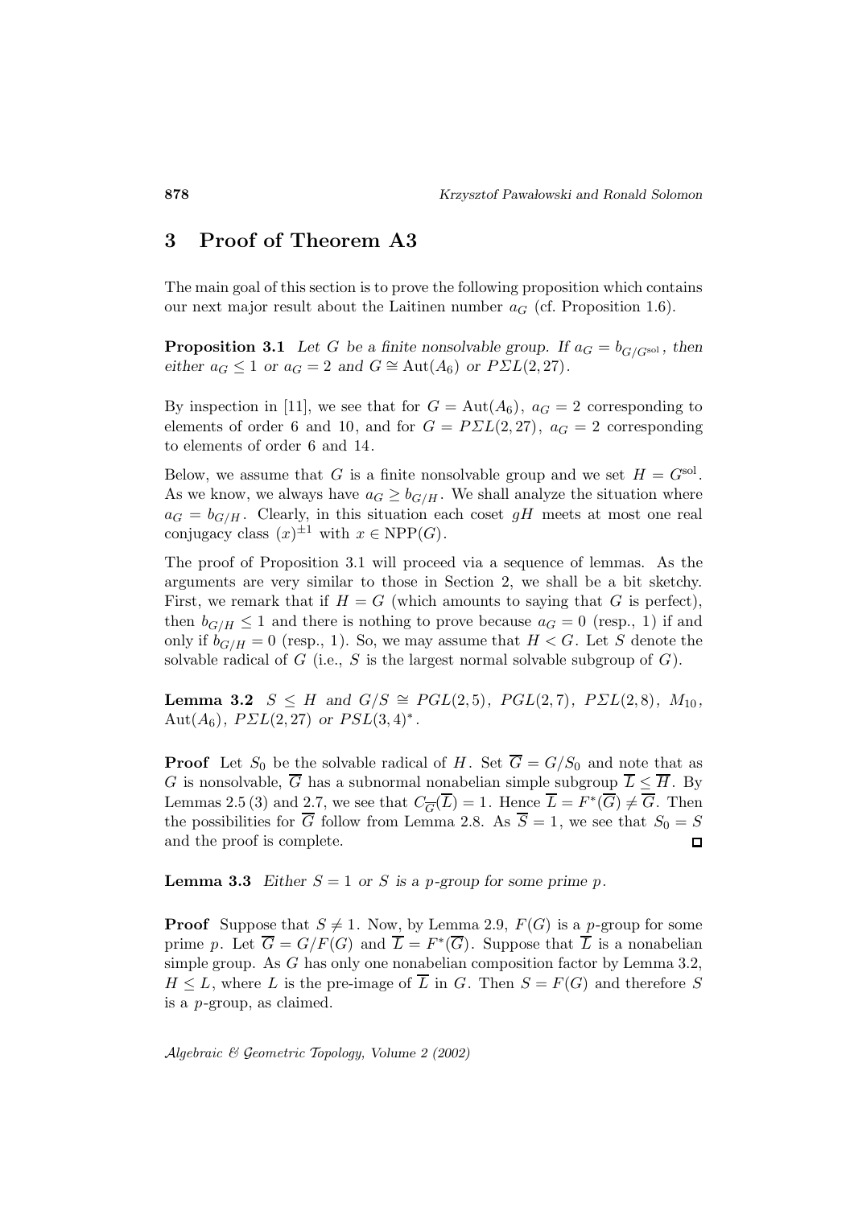## 3 Proof of Theorem A3

The main goal of this section is to prove the following proposition which contains our next major result about the Laitinen number $a_G$ (cf. Proposition 1.6).

**Proposition 3.1** *Let $G$ be a finite nonsolvable group. If $a_G = b_{G/G^{\rm sol}}$, then either $a_G \leq 1$ or $a_G = 2$ and $G \cong \mathrm{Aut}(A_6)$ or $P\Sigma L(2,27)$.*

By inspection in [11], we see that for $G = \mathrm{Aut}(A_6)$, $a_G = 2$ corresponding to elements of order 6 and 10, and for $G = P\Sigma L(2,27)$, $a_G = 2$ corresponding to elements of order 6 and 14.

Below, we assume that $G$ is a finite nonsolvable group and we set $H = G^{\rm sol}$. As we know, we always have $a_G \geq b_{G/H}$. We shall analyze the situation where $a_G = b_{G/H}$. Clearly, in this situation each coset $gH$ meets at most one real conjugacy class $(x)^{\pm 1}$ with $x \in \mathrm{NPP}(G)$.

The proof of Proposition 3.1 will proceed via a sequence of lemmas. As the arguments are very similar to those in Section 2, we shall be a bit sketchy. First, we remark that if $H = G$ (which amounts to saying that $G$ is perfect), then $b_{G/H} \leq 1$ and there is nothing to prove because $a_G = 0$ (resp., 1) if and only if $b_{G/H} = 0$ (resp., 1). So, we may assume that $H < G$. Let $S$ denote the solvable radical of $G$ (i.e., $S$ is the largest normal solvable subgroup of $G$).

**Lemma 3.2** *$S \leq H$ and $G/S \cong PGL(2,5)$, $PGL(2,7)$, $P\Sigma L(2,8)$, $M_{10}$, $\mathrm{Aut}(A_6)$, $P\Sigma L(2,27)$ or $PSL(3,4)^*$.*

**Proof** Let $S_0$ be the solvable radical of $H$. Set $\overline{G} = G/S_0$ and note that as $G$ is nonsolvable, $\overline{G}$ has a subnormal nonabelian simple subgroup $\overline{L} \leq \overline{H}$. By Lemmas 2.5 (3) and 2.7, we see that $C_{\overline{G}}(\overline{L}) = 1$. Hence $\overline{L} = F^*(\overline{G}) \neq \overline{G}$. Then the possibilities for $\overline{G}$ follow from Lemma 2.8. As $\overline{S} = 1$, we see that $S_0 = S$ and the proof is complete. □

**Lemma 3.3** *Either $S = 1$ or $S$ is a $p$-group for some prime $p$.*

**Proof** Suppose that $S \neq 1$. Now, by Lemma 2.9, $F(G)$ is a $p$-group for some prime $p$. Let $\overline{G} = G/F(G)$ and $\overline{L} = F^*(\overline{G})$. Suppose that $\overline{L}$ is a nonabelian simple group. As $G$ has only one nonabelian composition factor by Lemma 3.2, $H \leq L$, where $L$ is the pre-image of $\overline{L}$ in $G$. Then $S = F(G)$ and therefore $S$ is a $p$-group, as claimed.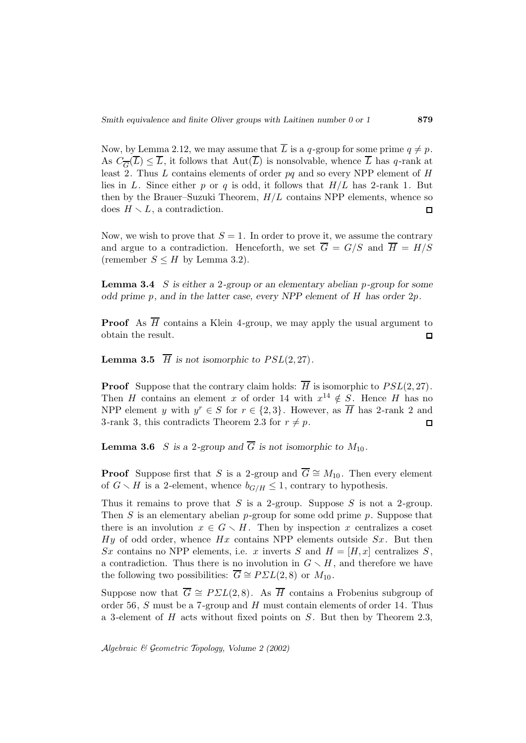Now, by Lemma 2.12, we may assume that $\overline{L}$ is a $q$-group for some prime $q \neq p$. As $C_{\overline{G}}(\overline{L}) \leq \overline{L}$, it follows that $\mathrm{Aut}(\overline{L})$ is nonsolvable, whence $\overline{L}$ has $q$-rank at least 2. Thus $L$ contains elements of order $pq$ and so every NPP element of $H$ lies in $L$. Since either $p$ or $q$ is odd, it follows that $H/L$ has 2-rank 1. But then by the Brauer–Suzuki Theorem, $H/L$ contains NPP elements, whence so does $H \smallsetminus L$, a contradiction. □

Now, we wish to prove that $S = 1$. In order to prove it, we assume the contrary and argue to a contradiction. Henceforth, we set $\overline{G} = G/S$ and $\overline{H} = H/S$ (remember $S \leq H$ by Lemma 3.2).

**Lemma 3.4** *$S$ is either a 2-group or an elementary abelian $p$-group for some odd prime $p$, and in the latter case, every NPP element of $H$ has order $2p$.*

**Proof** As $\overline{H}$ contains a Klein 4-group, we may apply the usual argument to obtain the result. □

**Lemma 3.5** *$\overline{H}$ is not isomorphic to $PSL(2,27)$.*

**Proof** Suppose that the contrary claim holds: $\overline{H}$ is isomorphic to $PSL(2,27)$. Then $H$ contains an element $x$ of order 14 with $x^{14} \notin S$. Hence $H$ has no NPP element $y$ with $y^r \in S$ for $r \in \{2,3\}$. However, as $\overline{H}$ has 2-rank 2 and 3-rank 3, this contradicts Theorem 2.3 for $r \neq p$. □

**Lemma 3.6** *$S$ is a 2-group and $\overline{G}$ is not isomorphic to $M_{10}$.*

**Proof** Suppose first that $S$ is a 2-group and $\overline{G} \cong M_{10}$. Then every element of $G \smallsetminus H$ is a 2-element, whence $b_{G/H} \leq 1$, contrary to hypothesis.

Thus it remains to prove that $S$ is a 2-group. Suppose $S$ is not a 2-group. Then $S$ is an elementary abelian $p$-group for some odd prime $p$. Suppose that there is an involution $x \in G \smallsetminus H$. Then by inspection $x$ centralizes a coset $Hy$ of odd order, whence $Hx$ contains NPP elements outside $Sx$. But then $Sx$ contains no NPP elements, i.e. $x$ inverts $S$ and $H = [H,x]$ centralizes $S$, a contradiction. Thus there is no involution in $G \smallsetminus H$, and therefore we have the following two possibilities: $\overline{G} \cong P\Sigma L(2,8)$ or $M_{10}$.

Suppose now that $\overline{G} \cong P\Sigma L(2,8)$. As $\overline{H}$ contains a Frobenius subgroup of order 56, $S$ must be a 7-group and $H$ must contain elements of order 14. Thus a 3-element of $H$ acts without fixed points on $S$. But then by Theorem 2.3,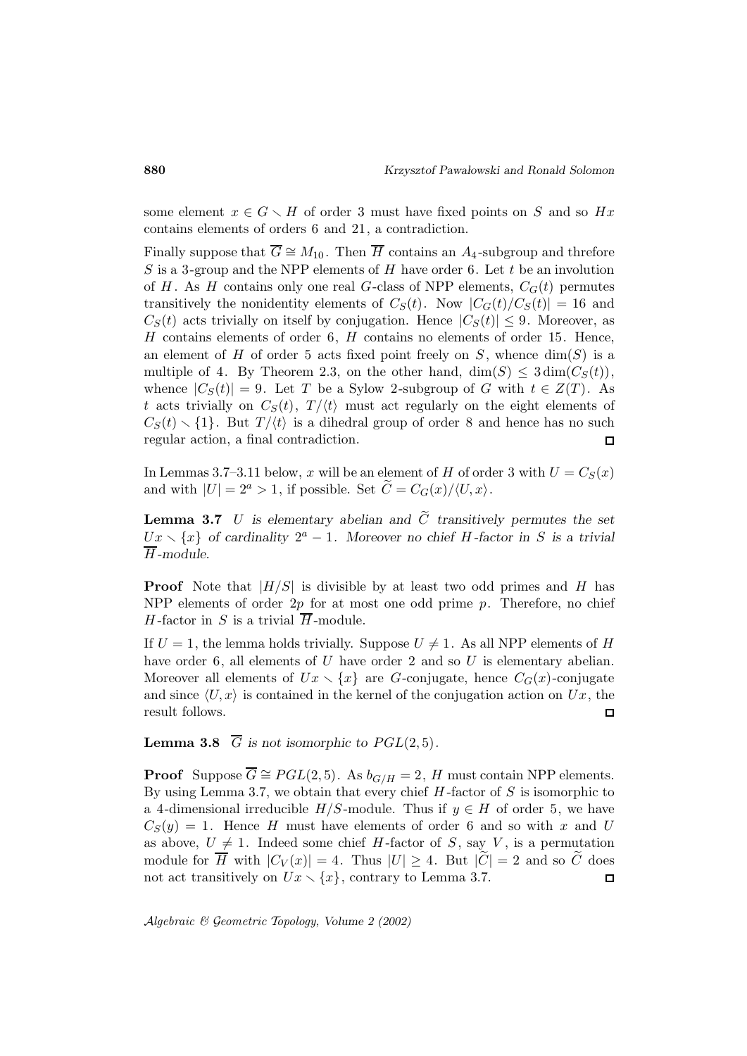some element $x \in G \smallsetminus H$ of order 3 must have fixed points on $S$ and so $Hx$ contains elements of orders 6 and 21, a contradiction.

Finally suppose that $\overline{G} \cong M_{10}$. Then $\overline{H}$ contains an $A_4$-subgroup and threfore $S$ is a 3-group and the NPP elements of $H$ have order 6. Let $t$ be an involution of $H$. As $H$ contains only one real $G$-class of NPP elements, $C_G(t)$ permutes transitively the nonidentity elements of $C_S(t)$. Now $|C_G(t)/C_S(t)| = 16$ and $C_S(t)$ acts trivially on itself by conjugation. Hence $|C_S(t)| \leq 9$. Moreover, as $H$ contains elements of order 6, $H$ contains no elements of order 15. Hence, an element of $H$ of order 5 acts fixed point freely on $S$, whence $\dim(S)$ is a multiple of 4. By Theorem 2.3, on the other hand, $\dim(S) \leq 3\dim(C_S(t))$, whence $|C_S(t)| = 9$. Let $T$ be a Sylow 2-subgroup of $G$ with $t \in Z(T)$. As $t$ acts trivially on $C_S(t)$, $T/\langle t \rangle$ must act regularly on the eight elements of $C_S(t) \smallsetminus \{1\}$. But $T/\langle t \rangle$ is a dihedral group of order 8 and hence has no such regular action, a final contradiction. □

In Lemmas 3.7–3.11 below, $x$ will be an element of $H$ of order 3 with $U = C_S(x)$ and with $|U| = 2^a > 1$, if possible. Set $\widetilde{C} = C_G(x)/\langle U, x \rangle$.

**Lemma 3.7** *$U$ is elementary abelian and $\widetilde{C}$ transitively permutes the set $Ux \smallsetminus \{x\}$ of cardinality $2^a - 1$. Moreover no chief $H$-factor in $S$ is a trivial $\overline{H}$-module.*

**Proof** Note that $|H/S|$ is divisible by at least two odd primes and $H$ has NPP elements of order $2p$ for at most one odd prime $p$. Therefore, no chief $H$-factor in $S$ is a trivial $\overline{H}$-module.

If $U = 1$, the lemma holds trivially. Suppose $U \neq 1$. As all NPP elements of $H$ have order 6, all elements of $U$ have order 2 and so $U$ is elementary abelian. Moreover all elements of $Ux \smallsetminus \{x\}$ are $G$-conjugate, hence $C_G(x)$-conjugate and since $\langle U, x \rangle$ is contained in the kernel of the conjugation action on $Ux$, the result follows. □

**Lemma 3.8** *$\overline{G}$ is not isomorphic to $PGL(2,5)$.*

**Proof** Suppose $\overline{G} \cong PGL(2,5)$. As $b_{G/H} = 2$, $H$ must contain NPP elements. By using Lemma 3.7, we obtain that every chief $H$-factor of $S$ is isomorphic to a 4-dimensional irreducible $H/S$-module. Thus if $y \in H$ of order 5, we have $C_S(y) = 1$. Hence $H$ must have elements of order 6 and so with $x$ and $U$ as above, $U \neq 1$. Indeed some chief $H$-factor of $S$, say $V$, is a permutation module for $\overline{H}$ with $|C_V(x)| = 4$. Thus $|U| \geq 4$. But $|\widetilde{C}| = 2$ and so $\widetilde{C}$ does not act transitively on $Ux \smallsetminus \{x\}$, contrary to Lemma 3.7. □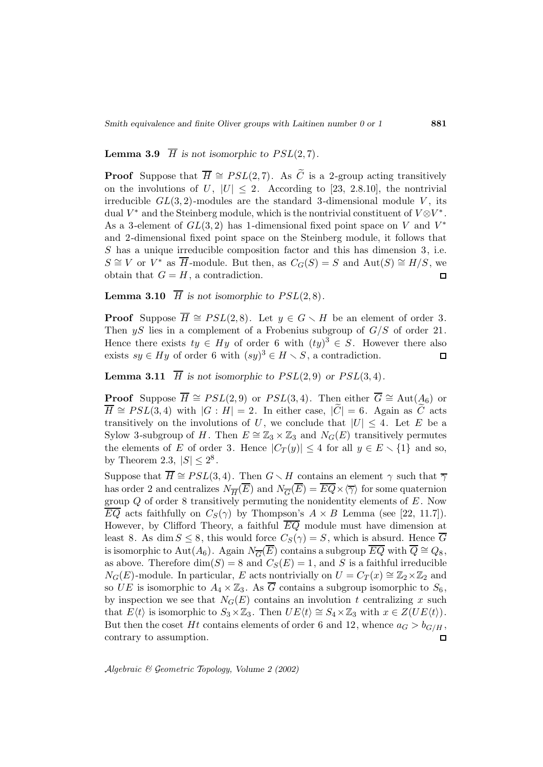**Lemma 3.9** *$\overline{H}$ is not isomorphic to $PSL(2,7)$.*

**Proof** Suppose that $\overline{H} \cong PSL(2,7)$. As $\widetilde{C}$ is a 2-group acting transitively on the involutions of $U$, $|U| \leq 2$. According to [23, 2.8.10], the nontrivial irreducible $GL(3,2)$-modules are the standard 3-dimensional module $V$, its dual $V^*$ and the Steinberg module, which is the nontrivial constituent of $V \otimes V^*$. As a 3-element of $GL(3,2)$ has 1-dimensional fixed point space on $V$ and $V^*$ and 2-dimensional fixed point space on the Steinberg module, it follows that $S$ has a unique irreducible composition factor and this has dimension 3, i.e. $S \cong V$ or $V^*$ as $\overline{H}$-module. But then, as $C_G(S) = S$ and $\mathrm{Aut}(S) \cong H/S$, we obtain that $G = H$, a contradiction. □

**Lemma 3.10** *$\overline{H}$ is not isomorphic to $PSL(2,8)$.*

**Proof** Suppose $\overline{H} \cong PSL(2,8)$. Let $y \in G \smallsetminus H$ be an element of order 3. Then $yS$ lies in a complement of a Frobenius subgroup of $G/S$ of order 21. Hence there exists $ty \in Hy$ of order 6 with $(ty)^3 \in S$. However there also exists $sy \in Hy$ of order 6 with $(sy)^3 \in H \smallsetminus S$, a contradiction. □

**Lemma 3.11** *$\overline{H}$ is not isomorphic to $PSL(2,9)$ or $PSL(3,4)$.*

**Proof** Suppose $\overline{H} \cong PSL(2,9)$ or $PSL(3,4)$. Then either $\overline{G} \cong \mathrm{Aut}(A_6)$ or $\overline{H} \cong PSL(3,4)$ with $|G : H| = 2$. In either case, $|\widetilde{C}| = 6$. Again as $\widetilde{C}$ acts transitively on the involutions of $U$, we conclude that $|U| \leq 4$. Let $E$ be a Sylow 3-subgroup of $H$. Then $E \cong \mathbb{Z}_3 \times \mathbb{Z}_3$ and $N_G(E)$ transitively permutes the elements of $E$ of order 3. Hence $|C_T(y)| \leq 4$ for all $y \in E \smallsetminus \{1\}$ and so, by Theorem 2.3, $|S| \leq 2^8$.

Suppose that $\overline{H} \cong PSL(3,4)$. Then $G \smallsetminus H$ contains an element $\gamma$ such that $\overline{\gamma}$ has order 2 and centralizes $N_{\overline{H}}(\overline{E})$ and $N_{\overline{G}}(\overline{E}) = \overline{EQ} \times \langle \overline{\gamma} \rangle$ for some quaternion group $Q$ of order 8 transitively permuting the nonidentity elements of $E$. Now $\overline{EQ}$ acts faithfully on $C_S(\gamma)$ by Thompson's $A \times B$ Lemma (see [22, 11.7]). However, by Clifford Theory, a faithful $\overline{EQ}$ module must have dimension at least 8. As $\dim S \leq 8$, this would force $C_S(\gamma) = S$, which is absurd. Hence $\overline{G}$ is isomorphic to $\mathrm{Aut}(A_6)$. Again $N_{\overline{G}}(\overline{E})$ contains a subgroup $\overline{EQ}$ with $\overline{Q} \cong Q_8$, as above. Therefore $\dim(S) = 8$ and $C_S(E) = 1$, and $S$ is a faithful irreducible $N_G(E)$-module. In particular, $E$ acts nontrivially on $U = C_T(x) \cong \mathbb{Z}_2 \times \mathbb{Z}_2$ and so $UE$ is isomorphic to $A_4 \times \mathbb{Z}_3$. As $\overline{G}$ contains a subgroup isomorphic to $S_6$, by inspection we see that $N_G(E)$ contains an involution $t$ centralizing $x$ such that $E\langle t \rangle$ is isomorphic to $S_3 \times \mathbb{Z}_3$. Then $UE\langle t \rangle \cong S_4 \times \mathbb{Z}_3$ with $x \in Z(UE\langle t \rangle)$. But then the coset $Ht$ contains elements of order 6 and 12, whence $a_G > b_{G/H}$, contrary to assumption. □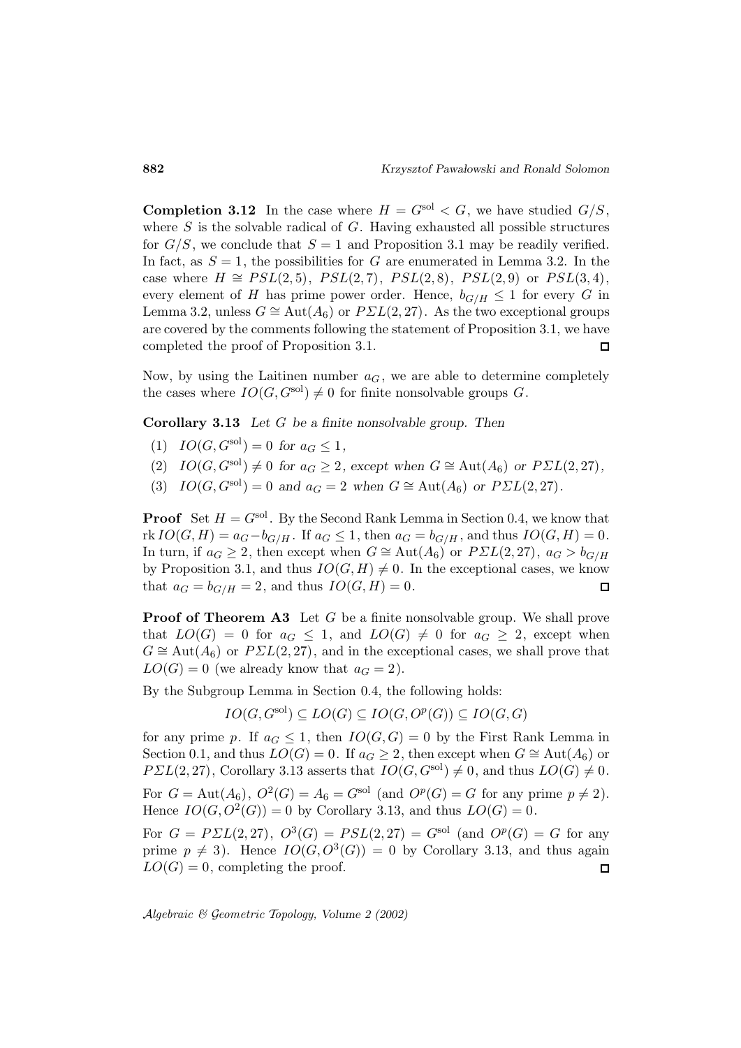**Completion 3.12** In the case where $H = G^{\mathrm{sol}} < G$, we have studied $G/S$, where $S$ is the solvable radical of $G$. Having exhausted all possible structures for $G/S$, we conclude that $S = 1$ and Proposition 3.1 may be readily verified. In fact, as $S = 1$, the possibilities for $G$ are enumerated in Lemma 3.2. In the case where $H \cong PSL(2,5)$, $PSL(2,7)$, $PSL(2,8)$, $PSL(2,9)$ or $PSL(3,4)$, every element of $H$ has prime power order. Hence, $b_{G/H} \leq 1$ for every $G$ in Lemma 3.2, unless $G \cong \mathrm{Aut}(A_6)$ or $P\Sigma L(2,27)$. As the two exceptional groups are covered by the comments following the statement of Proposition 3.1, we have completed the proof of Proposition 3.1. $\square$

Now, by using the Laitinen number $a_G$, we are able to determine completely the cases where $IO(G, G^{\mathrm{sol}}) \neq 0$ for finite nonsolvable groups $G$.

**Corollary 3.13** *Let $G$ be a finite nonsolvable group. Then*

1. $IO(G, G^{\mathrm{sol}}) = 0$ *for* $a_G \leq 1$,
2. $IO(G, G^{\mathrm{sol}}) \neq 0$ *for* $a_G \geq 2$, *except when* $G \cong \mathrm{Aut}(A_6)$ *or* $P\Sigma L(2,27)$,
3. $IO(G, G^{\mathrm{sol}}) = 0$ *and* $a_G = 2$ *when* $G \cong \mathrm{Aut}(A_6)$ *or* $P\Sigma L(2,27)$.

**Proof** Set $H = G^{\mathrm{sol}}$. By the Second Rank Lemma in Section 0.4, we know that $\mathrm{rk}\, IO(G,H) = a_G - b_{G/H}$. If $a_G \leq 1$, then $a_G = b_{G/H}$, and thus $IO(G,H) = 0$. In turn, if $a_G \geq 2$, then except when $G \cong \mathrm{Aut}(A_6)$ or $P\Sigma L(2,27)$, $a_G > b_{G/H}$ by Proposition 3.1, and thus $IO(G,H) \neq 0$. In the exceptional cases, we know that $a_G = b_{G/H} = 2$, and thus $IO(G,H) = 0$. $\square$

**Proof of Theorem A3** Let $G$ be a finite nonsolvable group. We shall prove that $LO(G) = 0$ for $a_G \leq 1$, and $LO(G) \neq 0$ for $a_G \geq 2$, except when $G \cong \mathrm{Aut}(A_6)$ or $P\Sigma L(2,27)$, and in the exceptional cases, we shall prove that $LO(G) = 0$ (we already know that $a_G = 2$).

By the Subgroup Lemma in Section 0.4, the following holds:

$$IO(G, G^{\mathrm{sol}}) \subseteq LO(G) \subseteq IO(G, O^p(G)) \subseteq IO(G,G)$$

for any prime $p$. If $a_G \leq 1$, then $IO(G,G) = 0$ by the First Rank Lemma in Section 0.1, and thus $LO(G) = 0$. If $a_G \geq 2$, then except when $G \cong \mathrm{Aut}(A_6)$ or $P\Sigma L(2,27)$, Corollary 3.13 asserts that $IO(G, G^{\mathrm{sol}}) \neq 0$, and thus $LO(G) \neq 0$.

For $G = \mathrm{Aut}(A_6)$, $O^2(G) = A_6 = G^{\mathrm{sol}}$ (and $O^p(G) = G$ for any prime $p \neq 2$). Hence $IO(G, O^2(G)) = 0$ by Corollary 3.13, and thus $LO(G) = 0$.

For $G = P\Sigma L(2,27)$, $O^3(G) = PSL(2,27) = G^{\mathrm{sol}}$ (and $O^p(G) = G$ for any prime $p \neq 3$). Hence $IO(G, O^3(G)) = 0$ by Corollary 3.13, and thus again $LO(G) = 0$, completing the proof. $\square$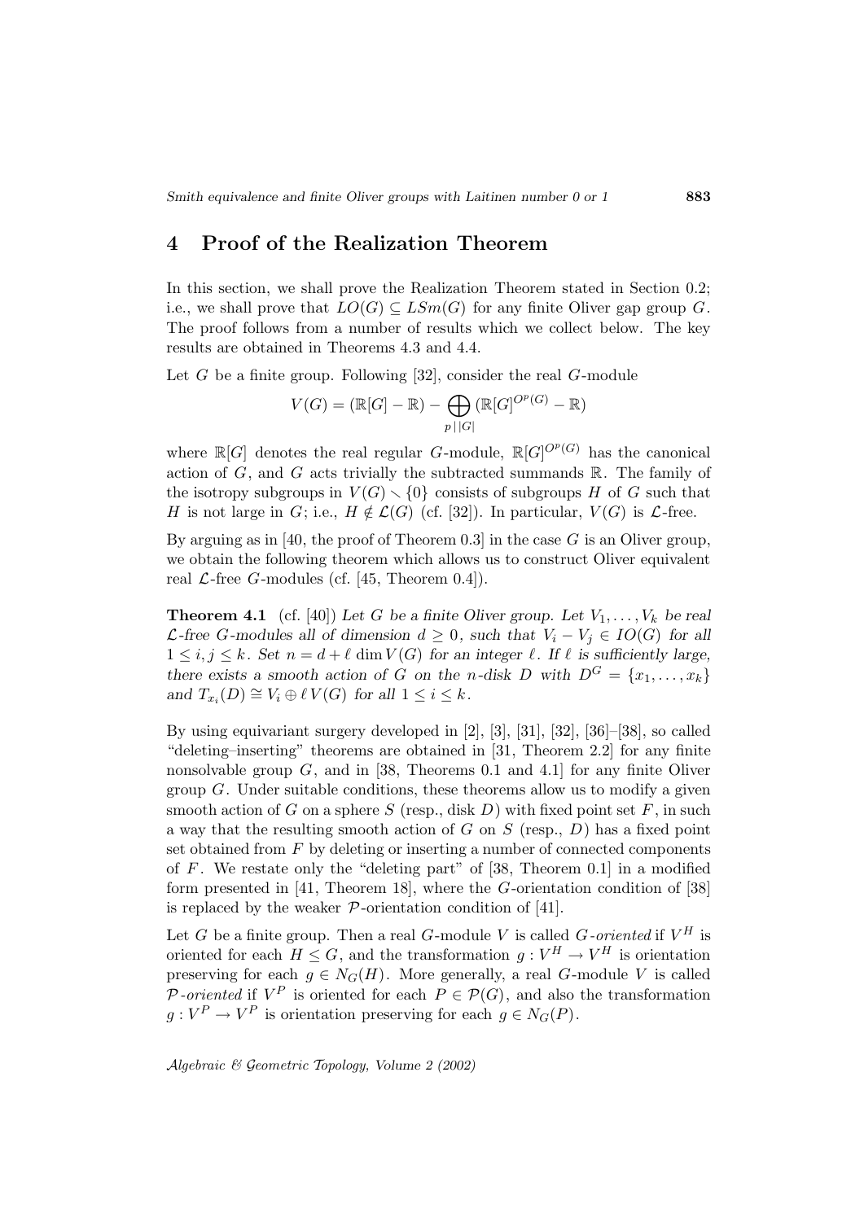## 4 Proof of the Realization Theorem

In this section, we shall prove the Realization Theorem stated in Section 0.2; i.e., we shall prove that $LO(G) \subseteq LSm(G)$ for any finite Oliver gap group $G$. The proof follows from a number of results which we collect below. The key results are obtained in Theorems 4.3 and 4.4.

Let $G$ be a finite group. Following [32], consider the real $G$-module

$$V(G) = (\mathbb{R}[G] - \mathbb{R}) - \bigoplus_{p \,|\, |G|} (\mathbb{R}[G]^{O^p(G)} - \mathbb{R})$$

where $\mathbb{R}[G]$ denotes the real regular $G$-module, $\mathbb{R}[G]^{O^p(G)}$ has the canonical action of $G$, and $G$ acts trivially the subtracted summands $\mathbb{R}$. The family of the isotropy subgroups in $V(G) \smallsetminus \{0\}$ consists of subgroups $H$ of $G$ such that $H$ is not large in $G$; i.e., $H \notin \mathcal{L}(G)$ (cf. [32]). In particular, $V(G)$ is $\mathcal{L}$-free.

By arguing as in [40, the proof of Theorem 0.3] in the case $G$ is an Oliver group, we obtain the following theorem which allows us to construct Oliver equivalent real $\mathcal{L}$-free $G$-modules (cf. [45, Theorem 0.4]).

**Theorem 4.1** (cf. [40]) *Let $G$ be a finite Oliver group. Let $V_1, \ldots, V_k$ be real $\mathcal{L}$-free $G$-modules all of dimension $d \geq 0$, such that $V_i - V_j \in IO(G)$ for all $1 \leq i, j \leq k$. Set $n = d + \ell \dim V(G)$ for an integer $\ell$. If $\ell$ is sufficiently large, there exists a smooth action of $G$ on the $n$-disk $D$ with $D^G = \{x_1, \ldots, x_k\}$ and $T_{x_i}(D) \cong V_i \oplus \ell\, V(G)$ for all $1 \leq i \leq k$.*

By using equivariant surgery developed in [2], [3], [31], [32], [36]–[38], so called "deleting–inserting" theorems are obtained in [31, Theorem 2.2] for any finite nonsolvable group $G$, and in [38, Theorems 0.1 and 4.1] for any finite Oliver group $G$. Under suitable conditions, these theorems allow us to modify a given smooth action of $G$ on a sphere $S$ (resp., disk $D$) with fixed point set $F$, in such a way that the resulting smooth action of $G$ on $S$ (resp., $D$) has a fixed point set obtained from $F$ by deleting or inserting a number of connected components of $F$. We restate only the "deleting part" of [38, Theorem 0.1] in a modified form presented in [41, Theorem 18], where the $G$-orientation condition of [38] is replaced by the weaker $\mathcal{P}$-orientation condition of [41].

Let $G$ be a finite group. Then a real $G$-module $V$ is called *$G$-oriented* if $V^H$ is oriented for each $H \leq G$, and the transformation $g : V^H \to V^H$ is orientation preserving for each $g \in N_G(H)$. More generally, a real $G$-module $V$ is called *$\mathcal{P}$-oriented* if $V^P$ is oriented for each $P \in \mathcal{P}(G)$, and also the transformation $g : V^P \to V^P$ is orientation preserving for each $g \in N_G(P)$.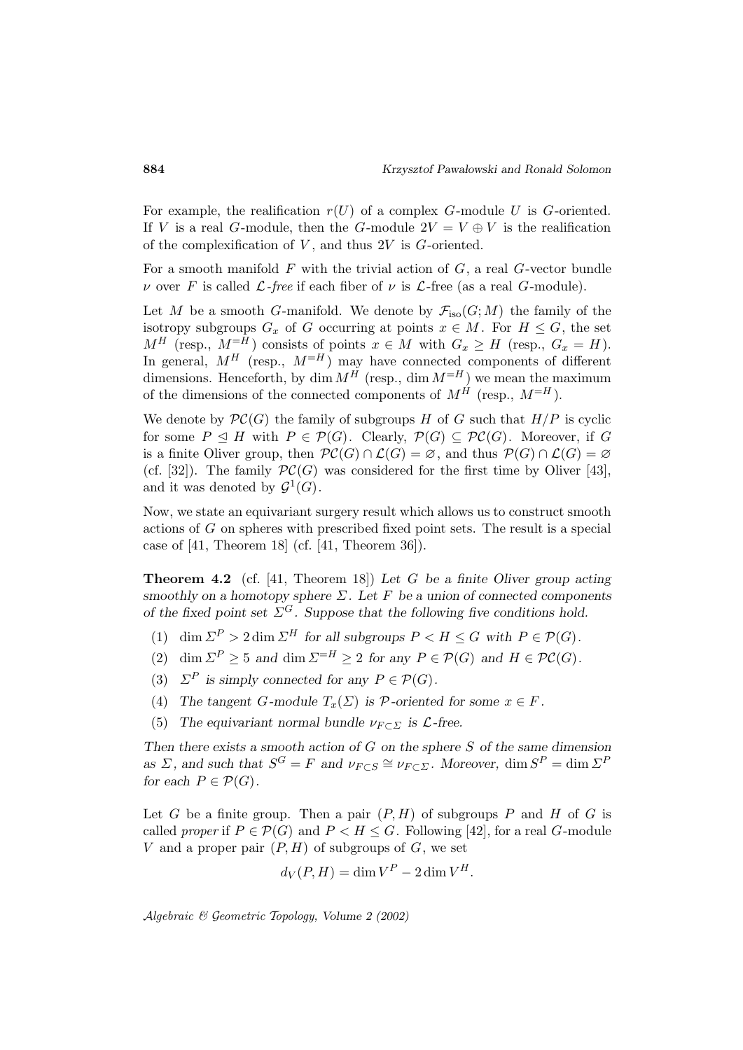For example, the realification $r(U)$ of a complex $G$-module $U$ is $G$-oriented. If $V$ is a real $G$-module, then the $G$-module $2V = V \oplus V$ is the realification of the complexification of $V$, and thus $2V$ is $G$-oriented.

For a smooth manifold $F$ with the trivial action of $G$, a real $G$-vector bundle $\nu$ over $F$ is called *$\mathcal{L}$-free* if each fiber of $\nu$ is $\mathcal{L}$-free (as a real $G$-module).

Let $M$ be a smooth $G$-manifold. We denote by $\mathcal{F}_{\mathrm{iso}}(G;M)$ the family of the isotropy subgroups $G_x$ of $G$ occurring at points $x \in M$. For $H \leq G$, the set $M^H$ (resp., $M^{=H}$) consists of points $x \in M$ with $G_x \geq H$ (resp., $G_x = H$). In general, $M^H$ (resp., $M^{=H}$) may have connected components of different dimensions. Henceforth, by $\dim M^H$ (resp., $\dim M^{=H}$) we mean the maximum of the dimensions of the connected components of $M^H$ (resp., $M^{=H}$).

We denote by $\mathcal{PC}(G)$ the family of subgroups $H$ of $G$ such that $H/P$ is cyclic for some $P \trianglelefteq H$ with $P \in \mathcal{P}(G)$. Clearly, $\mathcal{P}(G) \subseteq \mathcal{PC}(G)$. Moreover, if $G$ is a finite Oliver group, then $\mathcal{PC}(G) \cap \mathcal{L}(G) = \varnothing$, and thus $\mathcal{P}(G) \cap \mathcal{L}(G) = \varnothing$ (cf. [32]). The family $\mathcal{PC}(G)$ was considered for the first time by Oliver [43], and it was denoted by $\mathcal{G}^1(G)$.

Now, we state an equivariant surgery result which allows us to construct smooth actions of $G$ on spheres with prescribed fixed point sets. The result is a special case of [41, Theorem 18] (cf. [41, Theorem 36]).

**Theorem 4.2** (cf. [41, Theorem 18]) *Let $G$ be a finite Oliver group acting smoothly on a homotopy sphere $\Sigma$. Let $F$ be a union of connected components of the fixed point set $\Sigma^G$. Suppose that the following five conditions hold.*

1. *$\dim \Sigma^P > 2 \dim \Sigma^H$ for all subgroups $P < H \leq G$ with $P \in \mathcal{P}(G)$.*
2. *$\dim \Sigma^P \geq 5$ and $\dim \Sigma^{=H} \geq 2$ for any $P \in \mathcal{P}(G)$ and $H \in \mathcal{PC}(G)$.*
3. *$\Sigma^P$ is simply connected for any $P \in \mathcal{P}(G)$.*
4. *The tangent $G$-module $T_x(\Sigma)$ is $\mathcal{P}$-oriented for some $x \in F$.*
5. *The equivariant normal bundle $\nu_{F \subset \Sigma}$ is $\mathcal{L}$-free.*

*Then there exists a smooth action of $G$ on the sphere $S$ of the same dimension as $\Sigma$, and such that $S^G = F$ and $\nu_{F \subset S} \cong \nu_{F \subset \Sigma}$. Moreover, $\dim S^P = \dim \Sigma^P$ for each $P \in \mathcal{P}(G)$.*

Let $G$ be a finite group. Then a pair $(P, H)$ of subgroups $P$ and $H$ of $G$ is called *proper* if $P \in \mathcal{P}(G)$ and $P < H \leq G$. Following [42], for a real $G$-module $V$ and a proper pair $(P, H)$ of subgroups of $G$, we set

$$d_V(P, H) = \dim V^P - 2 \dim V^H.$$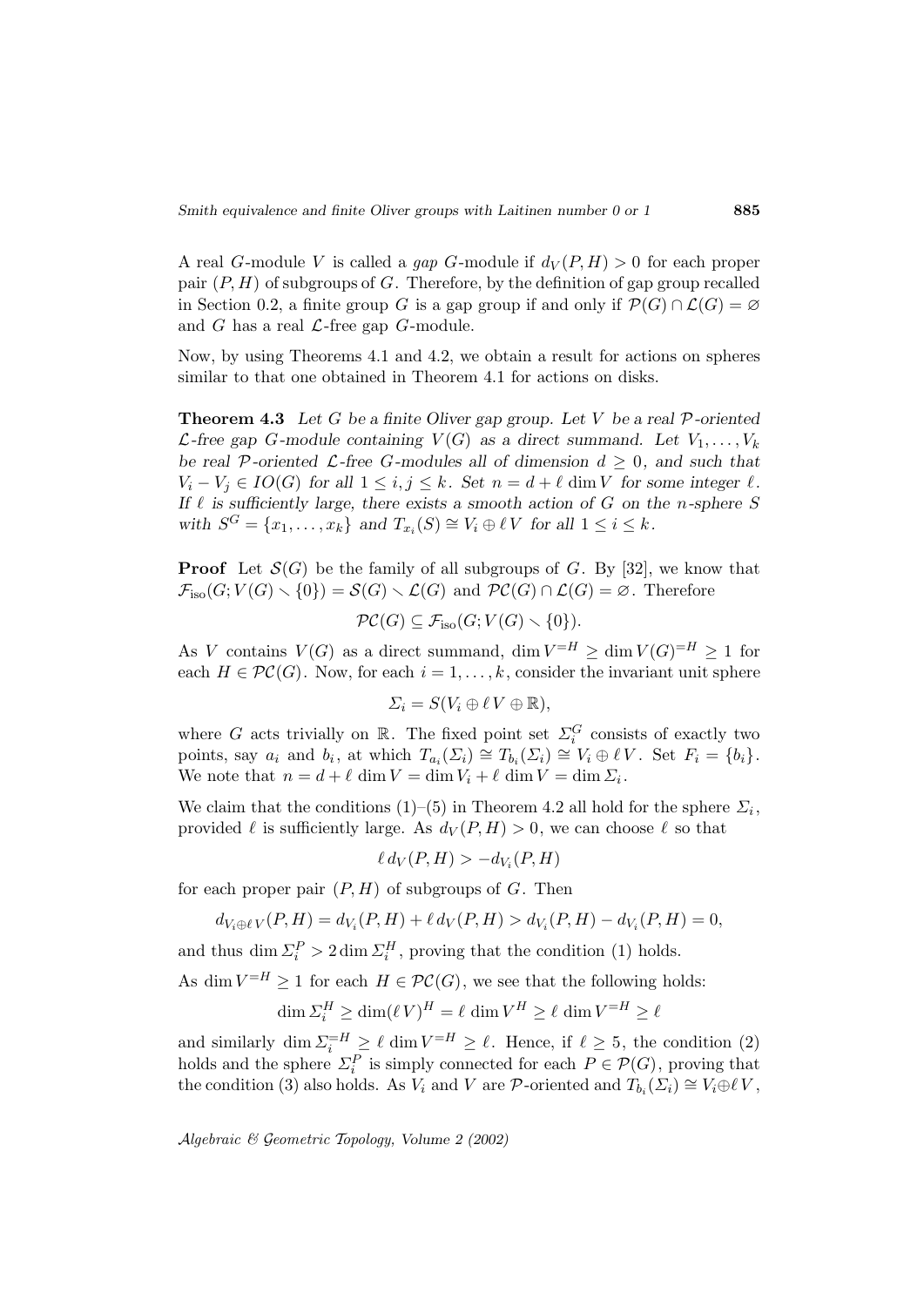A real $G$-module $V$ is called a *gap* $G$-module if $d_V(P,H) > 0$ for each proper pair $(P,H)$ of subgroups of $G$. Therefore, by the definition of gap group recalled in Section 0.2, a finite group $G$ is a gap group if and only if $\mathcal{P}(G) \cap \mathcal{L}(G) = \varnothing$ and $G$ has a real $\mathcal{L}$-free gap $G$-module.

Now, by using Theorems 4.1 and 4.2, we obtain a result for actions on spheres similar to that one obtained in Theorem 4.1 for actions on disks.

**Theorem 4.3** *Let $G$ be a finite Oliver gap group. Let $V$ be a real $\mathcal{P}$-oriented $\mathcal{L}$-free gap $G$-module containing $V(G)$ as a direct summand. Let $V_1, \ldots, V_k$ be real $\mathcal{P}$-oriented $\mathcal{L}$-free $G$-modules all of dimension $d \geq 0$, and such that $V_i - V_j \in IO(G)$ for all $1 \leq i, j \leq k$. Set $n = d + \ell \dim V$ for some integer $\ell$. If $\ell$ is sufficiently large, there exists a smooth action of $G$ on the $n$-sphere $S$ with $S^G = \{x_1, \ldots, x_k\}$ and $T_{x_i}(S) \cong V_i \oplus \ell V$ for all $1 \leq i \leq k$.*

**Proof** Let $\mathcal{S}(G)$ be the family of all subgroups of $G$. By [32], we know that $\mathcal{F}_{\mathrm{iso}}(G; V(G) \smallsetminus \{0\}) = \mathcal{S}(G) \smallsetminus \mathcal{L}(G)$ and $\mathcal{PC}(G) \cap \mathcal{L}(G) = \varnothing$. Therefore

$$\mathcal{PC}(G) \subseteq \mathcal{F}_{\mathrm{iso}}(G; V(G) \smallsetminus \{0\}).$$

As $V$ contains $V(G)$ as a direct summand, $\dim V^{=H} \geq \dim V(G)^{=H} \geq 1$ for each $H \in \mathcal{PC}(G)$. Now, for each $i = 1, \ldots, k$, consider the invariant unit sphere

$$\Sigma_i = S(V_i \oplus \ell V \oplus \mathbb{R}),$$

where $G$ acts trivially on $\mathbb{R}$. The fixed point set $\Sigma_i^G$ consists of exactly two points, say $a_i$ and $b_i$, at which $T_{a_i}(\Sigma_i) \cong T_{b_i}(\Sigma_i) \cong V_i \oplus \ell V$. Set $F_i = \{b_i\}$. We note that $n = d + \ell \dim V = \dim V_i + \ell \dim V = \dim \Sigma_i$.

We claim that the conditions (1)–(5) in Theorem 4.2 all hold for the sphere $\Sigma_i$, provided $\ell$ is sufficiently large. As $d_V(P,H) > 0$, we can choose $\ell$ so that

$$\ell \, d_V(P,H) > -d_{V_i}(P,H)$$

for each proper pair $(P,H)$ of subgroups of $G$. Then

$$d_{V_i \oplus \ell V}(P,H) = d_{V_i}(P,H) + \ell \, d_V(P,H) > d_{V_i}(P,H) - d_{V_i}(P,H) = 0,$$

and thus $\dim \Sigma_i^P > 2 \dim \Sigma_i^H$, proving that the condition (1) holds.

As $\dim V^{=H} \geq 1$ for each $H \in \mathcal{PC}(G)$, we see that the following holds:

$$\dim \Sigma_i^H \geq \dim(\ell \, V)^H = \ell \dim V^H \geq \ell \dim V^{=H} \geq \ell$$

and similarly $\dim \Sigma_i^{=H} \geq \ell \dim V^{=H} \geq \ell$. Hence, if $\ell \geq 5$, the condition (2) holds and the sphere $\Sigma_i^P$ is simply connected for each $P \in \mathcal{P}(G)$, proving that the condition (3) also holds. As $V_i$ and $V$ are $\mathcal{P}$-oriented and $T_{b_i}(\Sigma_i) \cong V_i \oplus \ell V$,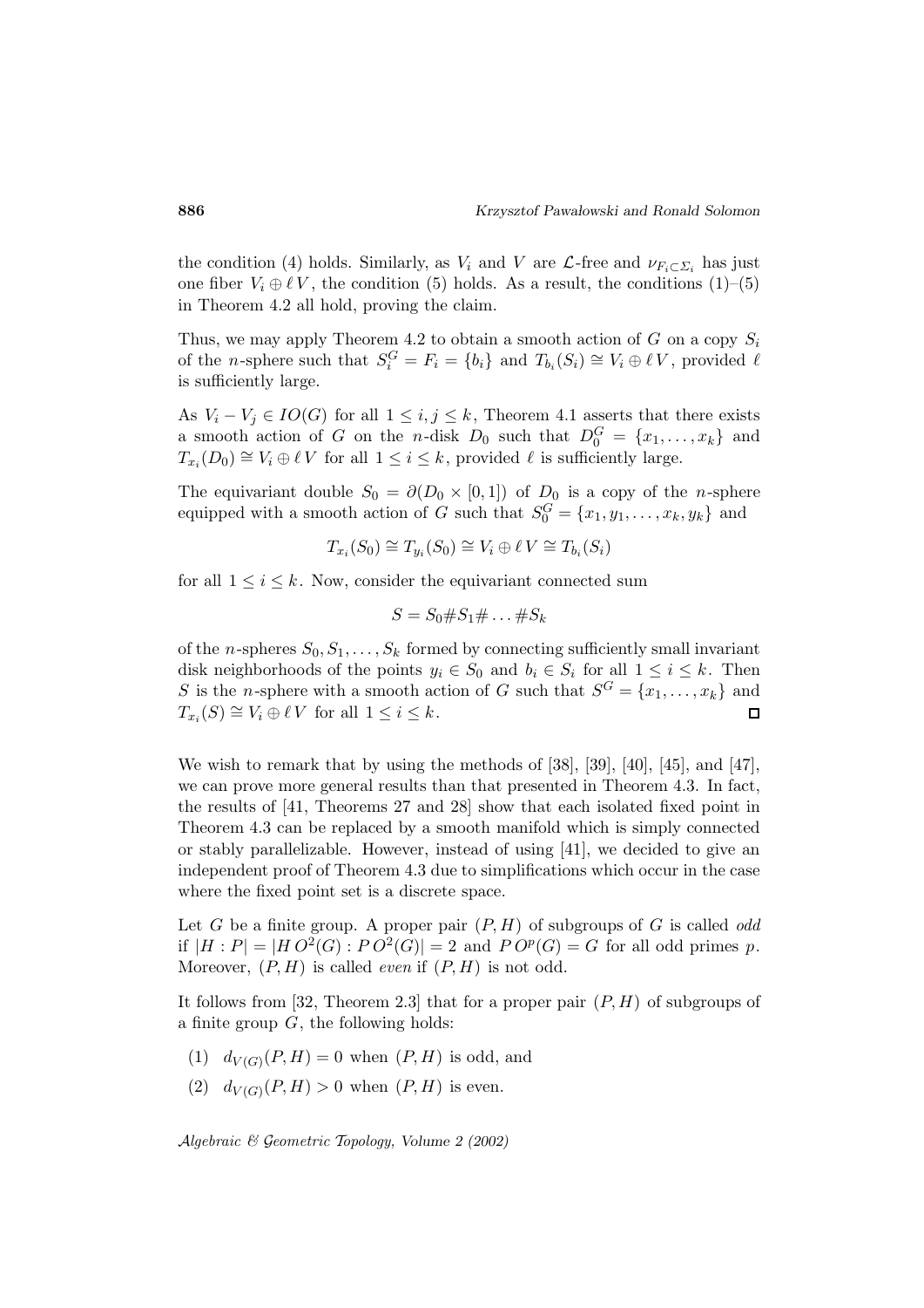the condition (4) holds. Similarly, as $V_i$ and $V$ are $\mathcal{L}$-free and $\nu_{F_i \subset \Sigma_i}$ has just one fiber $V_i \oplus \ell V$, the condition (5) holds. As a result, the conditions (1)–(5) in Theorem 4.2 all hold, proving the claim.

Thus, we may apply Theorem 4.2 to obtain a smooth action of $G$ on a copy $S_i$ of the $n$-sphere such that $S_i^G = F_i = \{b_i\}$ and $T_{b_i}(S_i) \cong V_i \oplus \ell V$, provided $\ell$ is sufficiently large.

As $V_i - V_j \in IO(G)$ for all $1 \leq i, j \leq k$, Theorem 4.1 asserts that there exists a smooth action of $G$ on the $n$-disk $D_0$ such that $D_0^G = \{x_1, \ldots, x_k\}$ and $T_{x_i}(D_0) \cong V_i \oplus \ell V$ for all $1 \leq i \leq k$, provided $\ell$ is sufficiently large.

The equivariant double $S_0 = \partial(D_0 \times [0,1])$ of $D_0$ is a copy of the $n$-sphere equipped with a smooth action of $G$ such that $S_0^G = \{x_1, y_1, \ldots, x_k, y_k\}$ and

$$T_{x_i}(S_0) \cong T_{y_i}(S_0) \cong V_i \oplus \ell V \cong T_{b_i}(S_i)$$

for all $1 \leq i \leq k$. Now, consider the equivariant connected sum

$$S = S_0 \# S_1 \# \ldots \# S_k$$

of the $n$-spheres $S_0, S_1, \ldots, S_k$ formed by connecting sufficiently small invariant disk neighborhoods of the points $y_i \in S_0$ and $b_i \in S_i$ for all $1 \leq i \leq k$. Then $S$ is the $n$-sphere with a smooth action of $G$ such that $S^G = \{x_1, \ldots, x_k\}$ and $T_{x_i}(S) \cong V_i \oplus \ell V$ for all $1 \leq i \leq k$. □

We wish to remark that by using the methods of [38], [39], [40], [45], and [47], we can prove more general results than that presented in Theorem 4.3. In fact, the results of [41, Theorems 27 and 28] show that each isolated fixed point in Theorem 4.3 can be replaced by a smooth manifold which is simply connected or stably parallelizable. However, instead of using [41], we decided to give an independent proof of Theorem 4.3 due to simplifications which occur in the case where the fixed point set is a discrete space.

Let $G$ be a finite group. A proper pair $(P, H)$ of subgroups of $G$ is called *odd* if $|H : P| = |H\,O^2(G) : P\,O^2(G)| = 2$ and $P\,O^p(G) = G$ for all odd primes $p$. Moreover, $(P, H)$ is called *even* if $(P, H)$ is not odd.

It follows from [32, Theorem 2.3] that for a proper pair $(P, H)$ of subgroups of a finite group $G$, the following holds:

(1) $d_{V(G)}(P, H) = 0$ when $(P, H)$ is odd, and

(2) $d_{V(G)}(P, H) > 0$ when $(P, H)$ is even.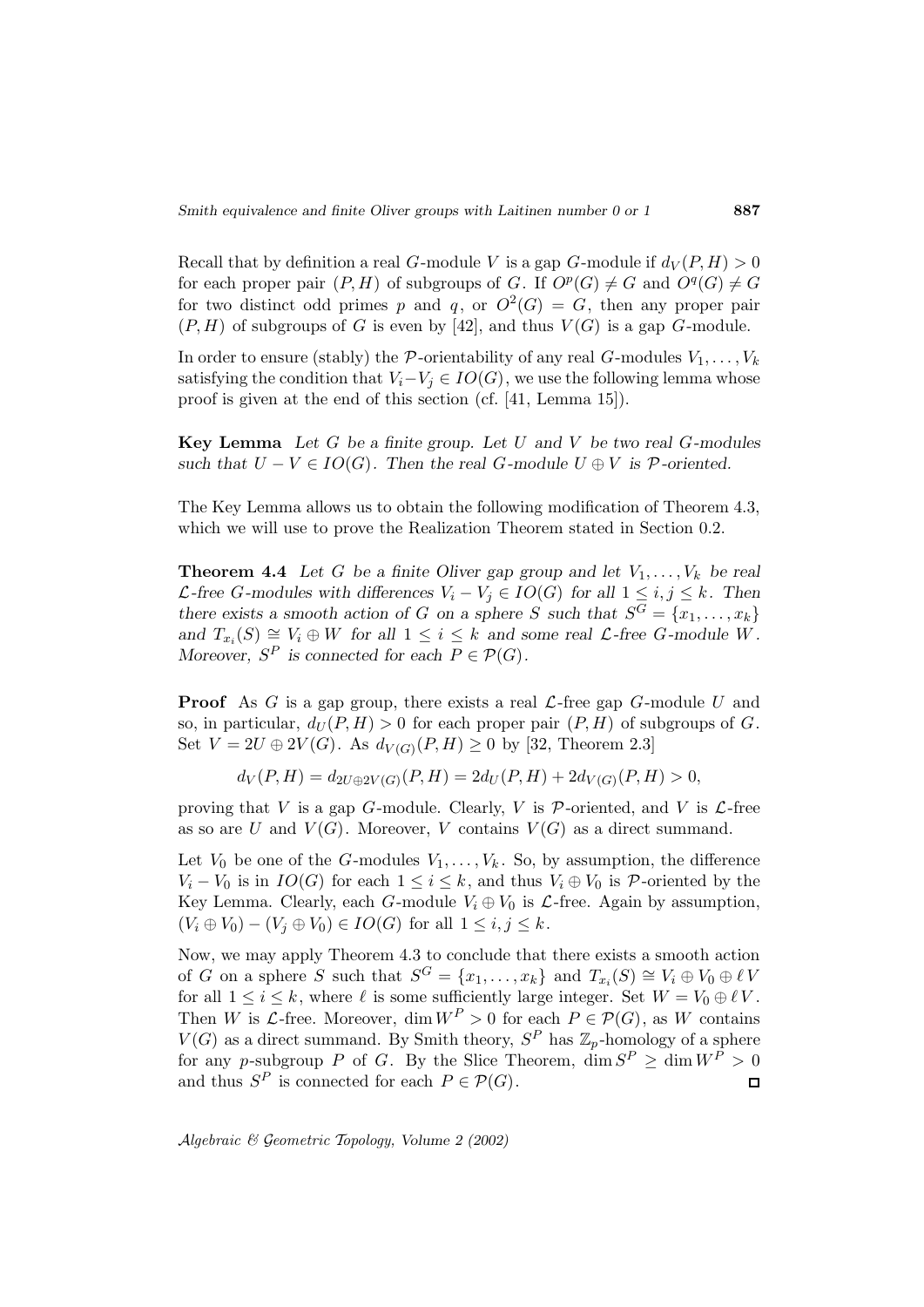Recall that by definition a real $G$-module $V$ is a gap $G$-module if $d_V(P,H) > 0$ for each proper pair $(P,H)$ of subgroups of $G$. If $O^p(G) \neq G$ and $O^q(G) \neq G$ for two distinct odd primes $p$ and $q$, or $O^2(G) = G$, then any proper pair $(P,H)$ of subgroups of $G$ is even by [42], and thus $V(G)$ is a gap $G$-module.

In order to ensure (stably) the $\mathcal{P}$-orientability of any real $G$-modules $V_1, \ldots, V_k$ satisfying the condition that $V_i - V_j \in IO(G)$, we use the following lemma whose proof is given at the end of this section (cf. [41, Lemma 15]).

**Key Lemma** *Let $G$ be a finite group. Let $U$ and $V$ be two real $G$-modules such that $U - V \in IO(G)$. Then the real $G$-module $U \oplus V$ is $\mathcal{P}$-oriented.*

The Key Lemma allows us to obtain the following modification of Theorem 4.3, which we will use to prove the Realization Theorem stated in Section 0.2.

**Theorem 4.4** *Let $G$ be a finite Oliver gap group and let $V_1, \ldots, V_k$ be real $\mathcal{L}$-free $G$-modules with differences $V_i - V_j \in IO(G)$ for all $1 \leq i, j \leq k$. Then there exists a smooth action of $G$ on a sphere $S$ such that $S^G = \{x_1, \ldots, x_k\}$ and $T_{x_i}(S) \cong V_i \oplus W$ for all $1 \leq i \leq k$ and some real $\mathcal{L}$-free $G$-module $W$. Moreover, $S^P$ is connected for each $P \in \mathcal{P}(G)$.*

**Proof** As $G$ is a gap group, there exists a real $\mathcal{L}$-free gap $G$-module $U$ and so, in particular, $d_U(P,H) > 0$ for each proper pair $(P,H)$ of subgroups of $G$. Set $V = 2U \oplus 2V(G)$. As $d_{V(G)}(P,H) \geq 0$ by [32, Theorem 2.3]

$$d_V(P,H) = d_{2U \oplus 2V(G)}(P,H) = 2d_U(P,H) + 2d_{V(G)}(P,H) > 0,$$

proving that $V$ is a gap $G$-module. Clearly, $V$ is $\mathcal{P}$-oriented, and $V$ is $\mathcal{L}$-free as so are $U$ and $V(G)$. Moreover, $V$ contains $V(G)$ as a direct summand.

Let $V_0$ be one of the $G$-modules $V_1, \ldots, V_k$. So, by assumption, the difference $V_i - V_0$ is in $IO(G)$ for each $1 \leq i \leq k$, and thus $V_i \oplus V_0$ is $\mathcal{P}$-oriented by the Key Lemma. Clearly, each $G$-module $V_i \oplus V_0$ is $\mathcal{L}$-free. Again by assumption, $(V_i \oplus V_0) - (V_j \oplus V_0) \in IO(G)$ for all $1 \leq i, j \leq k$.

Now, we may apply Theorem 4.3 to conclude that there exists a smooth action of $G$ on a sphere $S$ such that $S^G = \{x_1, \ldots, x_k\}$ and $T_{x_i}(S) \cong V_i \oplus V_0 \oplus \ell V$ for all $1 \leq i \leq k$, where $\ell$ is some sufficiently large integer. Set $W = V_0 \oplus \ell V$. Then $W$ is $\mathcal{L}$-free. Moreover, $\dim W^P > 0$ for each $P \in \mathcal{P}(G)$, as $W$ contains $V(G)$ as a direct summand. By Smith theory, $S^P$ has $\mathbb{Z}_p$-homology of a sphere for any $p$-subgroup $P$ of $G$. By the Slice Theorem, $\dim S^P \geq \dim W^P > 0$ and thus $S^P$ is connected for each $P \in \mathcal{P}(G)$. □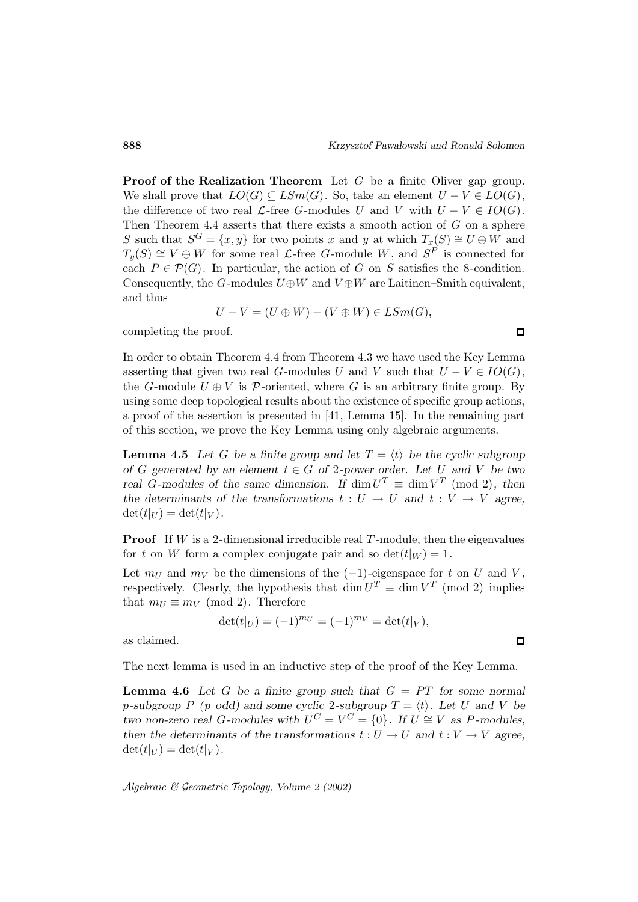**Proof of the Realization Theorem** Let $G$ be a finite Oliver gap group. We shall prove that $LO(G) \subseteq LSm(G)$. So, take an element $U - V \in LO(G)$, the difference of two real $\mathcal{L}$-free $G$-modules $U$ and $V$ with $U - V \in IO(G)$. Then Theorem 4.4 asserts that there exists a smooth action of $G$ on a sphere $S$ such that $S^G = \{x, y\}$ for two points $x$ and $y$ at which $T_x(S) \cong U \oplus W$ and $T_y(S) \cong V \oplus W$ for some real $\mathcal{L}$-free $G$-module $W$, and $S^P$ is connected for each $P \in \mathcal{P}(G)$. In particular, the action of $G$ on $S$ satisfies the 8-condition. Consequently, the $G$-modules $U \oplus W$ and $V \oplus W$ are Laitinen–Smith equivalent, and thus

$$U - V = (U \oplus W) - (V \oplus W) \in LSm(G),$$

completing the proof. □

In order to obtain Theorem 4.4 from Theorem 4.3 we have used the Key Lemma asserting that given two real $G$-modules $U$ and $V$ such that $U - V \in IO(G)$, the $G$-module $U \oplus V$ is $\mathcal{P}$-oriented, where $G$ is an arbitrary finite group. By using some deep topological results about the existence of specific group actions, a proof of the assertion is presented in [41, Lemma 15]. In the remaining part of this section, we prove the Key Lemma using only algebraic arguments.

**Lemma 4.5** *Let $G$ be a finite group and let $T = \langle t \rangle$ be the cyclic subgroup of $G$ generated by an element $t \in G$ of 2-power order. Let $U$ and $V$ be two real $G$-modules of the same dimension. If $\dim U^T \equiv \dim V^T \pmod 2$, then the determinants of the transformations $t : U \to U$ and $t : V \to V$ agree, $\det(t|_U) = \det(t|_V)$.*

**Proof** If $W$ is a 2-dimensional irreducible real $T$-module, then the eigenvalues for $t$ on $W$ form a complex conjugate pair and so $\det(t|_W) = 1$.

Let $m_U$ and $m_V$ be the dimensions of the $(-1)$-eigenspace for $t$ on $U$ and $V$, respectively. Clearly, the hypothesis that $\dim U^T \equiv \dim V^T \pmod 2$ implies that $m_U \equiv m_V \pmod 2$. Therefore

$$\det(t|_U) = (-1)^{m_U} = (-1)^{m_V} = \det(t|_V),$$

as claimed. □

The next lemma is used in an inductive step of the proof of the Key Lemma.

**Lemma 4.6** *Let $G$ be a finite group such that $G = PT$ for some normal $p$-subgroup $P$ ($p$ odd) and some cyclic 2-subgroup $T = \langle t \rangle$. Let $U$ and $V$ be two non-zero real $G$-modules with $U^G = V^G = \{0\}$. If $U \cong V$ as $P$-modules, then the determinants of the transformations $t : U \to U$ and $t : V \to V$ agree, $\det(t|_U) = \det(t|_V)$.*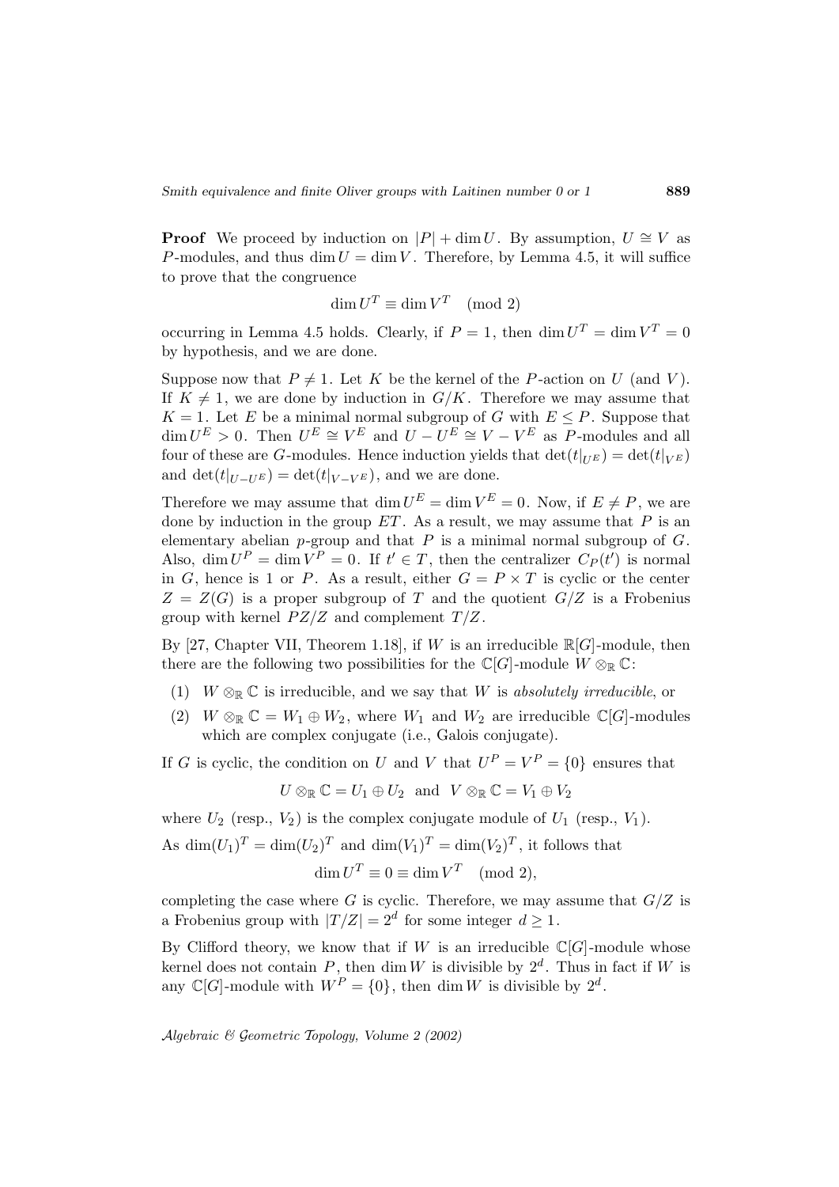**Proof** We proceed by induction on $|P| + \dim U$. By assumption, $U \cong V$ as $P$-modules, and thus $\dim U = \dim V$. Therefore, by Lemma 4.5, it will suffice to prove that the congruence

$$\dim U^T \equiv \dim V^T \pmod 2$$

occurring in Lemma 4.5 holds. Clearly, if $P = 1$, then $\dim U^T = \dim V^T = 0$ by hypothesis, and we are done.

Suppose now that $P \neq 1$. Let $K$ be the kernel of the $P$-action on $U$ (and $V$). If $K \neq 1$, we are done by induction in $G/K$. Therefore we may assume that $K = 1$. Let $E$ be a minimal normal subgroup of $G$ with $E \leq P$. Suppose that $\dim U^E > 0$. Then $U^E \cong V^E$ and $U - U^E \cong V - V^E$ as $P$-modules and all four of these are $G$-modules. Hence induction yields that $\det(t|_{U^E}) = \det(t|_{V^E})$ and $\det(t|_{U-U^E}) = \det(t|_{V-V^E})$, and we are done.

Therefore we may assume that $\dim U^E = \dim V^E = 0$. Now, if $E \neq P$, we are done by induction in the group $ET$. As a result, we may assume that $P$ is an elementary abelian $p$-group and that $P$ is a minimal normal subgroup of $G$. Also, $\dim U^P = \dim V^P = 0$. If $t' \in T$, then the centralizer $C_P(t')$ is normal in $G$, hence is 1 or $P$. As a result, either $G = P \times T$ is cyclic or the center $Z = Z(G)$ is a proper subgroup of $T$ and the quotient $G/Z$ is a Frobenius group with kernel $PZ/Z$ and complement $T/Z$.

By [27, Chapter VII, Theorem 1.18], if $W$ is an irreducible $\mathbb{R}[G]$-module, then there are the following two possibilities for the $\mathbb{C}[G]$-module $W \otimes_{\mathbb{R}} \mathbb{C}$:

1. $W \otimes_{\mathbb{R}} \mathbb{C}$ is irreducible, and we say that $W$ is *absolutely irreducible*, or
2. $W \otimes_{\mathbb{R}} \mathbb{C} = W_1 \oplus W_2$, where $W_1$ and $W_2$ are irreducible $\mathbb{C}[G]$-modules which are complex conjugate (i.e., Galois conjugate).

If $G$ is cyclic, the condition on $U$ and $V$ that $U^P = V^P = \{0\}$ ensures that

$$U \otimes_{\mathbb{R}} \mathbb{C} = U_1 \oplus U_2 \quad \text{and} \quad V \otimes_{\mathbb{R}} \mathbb{C} = V_1 \oplus V_2$$

where $U_2$ (resp., $V_2$) is the complex conjugate module of $U_1$ (resp., $V_1$).

As $\dim(U_1)^T = \dim(U_2)^T$ and $\dim(V_1)^T = \dim(V_2)^T$, it follows that

$$\dim U^T \equiv 0 \equiv \dim V^T \pmod 2,$$

completing the case where $G$ is cyclic. Therefore, we may assume that $G/Z$ is a Frobenius group with $|T/Z| = 2^d$ for some integer $d \geq 1$.

By Clifford theory, we know that if $W$ is an irreducible $\mathbb{C}[G]$-module whose kernel does not contain $P$, then $\dim W$ is divisible by $2^d$. Thus in fact if $W$ is any $\mathbb{C}[G]$-module with $W^P = \{0\}$, then $\dim W$ is divisible by $2^d$.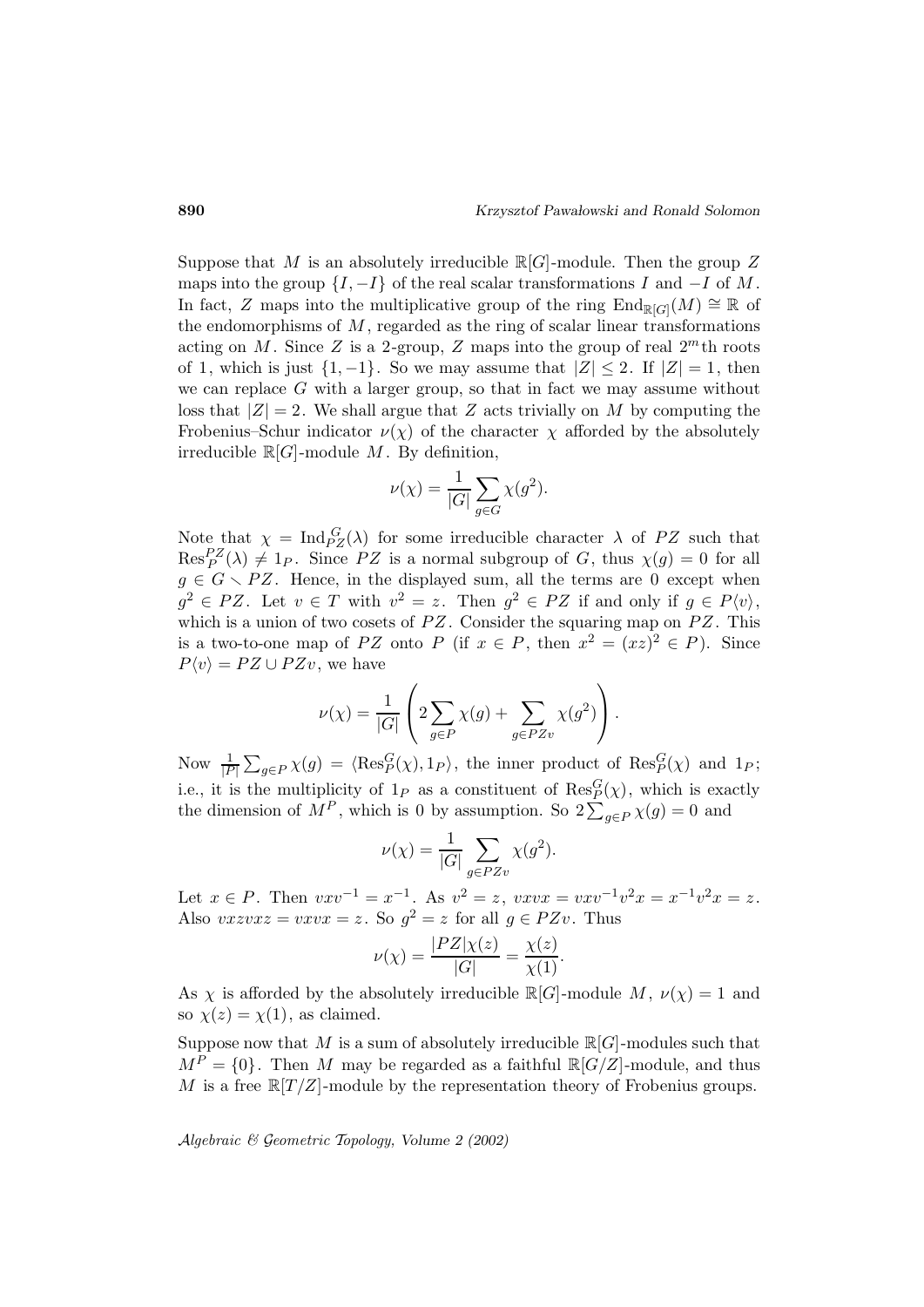Suppose that $M$ is an absolutely irreducible $\mathbb{R}[G]$-module. Then the group $Z$ maps into the group $\{I, -I\}$ of the real scalar transformations $I$ and $-I$ of $M$. In fact, $Z$ maps into the multiplicative group of the ring $\mathrm{End}_{\mathbb{R}[G]}(M) \cong \mathbb{R}$ of the endomorphisms of $M$, regarded as the ring of scalar linear transformations acting on $M$. Since $Z$ is a 2-group, $Z$ maps into the group of real $2^m$th roots of 1, which is just $\{1, -1\}$. So we may assume that $|Z| \leq 2$. If $|Z| = 1$, then we can replace $G$ with a larger group, so that in fact we may assume without loss that $|Z| = 2$. We shall argue that $Z$ acts trivially on $M$ by computing the Frobenius–Schur indicator $\nu(\chi)$ of the character $\chi$ afforded by the absolutely irreducible $\mathbb{R}[G]$-module $M$. By definition,

$$\nu(\chi) = \frac{1}{|G|} \sum_{g \in G} \chi(g^2).$$

Note that $\chi = \mathrm{Ind}_{PZ}^{G}(\lambda)$ for some irreducible character $\lambda$ of $PZ$ such that $\mathrm{Res}_{P}^{PZ}(\lambda) \neq 1_P$. Since $PZ$ is a normal subgroup of $G$, thus $\chi(g) = 0$ for all $g \in G \smallsetminus PZ$. Hence, in the displayed sum, all the terms are 0 except when $g^2 \in PZ$. Let $v \in T$ with $v^2 = z$. Then $g^2 \in PZ$ if and only if $g \in P\langle v \rangle$, which is a union of two cosets of $PZ$. Consider the squaring map on $PZ$. This is a two-to-one map of $PZ$ onto $P$ (if $x \in P$, then $x^2 = (xz)^2 \in P$). Since $P\langle v \rangle = PZ \cup PZv$, we have

$$\nu(\chi) = \frac{1}{|G|} \left( 2 \sum_{g \in P} \chi(g) + \sum_{g \in PZv} \chi(g^2) \right).$$

Now $\frac{1}{|P|} \sum_{g \in P} \chi(g) = \langle \mathrm{Res}_{P}^{G}(\chi), 1_P \rangle$, the inner product of $\mathrm{Res}_{P}^{G}(\chi)$ and $1_P$; i.e., it is the multiplicity of $1_P$ as a constituent of $\mathrm{Res}_{P}^{G}(\chi)$, which is exactly the dimension of $M^P$, which is 0 by assumption. So $2 \sum_{g \in P} \chi(g) = 0$ and

$$\nu(\chi) = \frac{1}{|G|} \sum_{g \in PZv} \chi(g^2).$$

Let $x \in P$. Then $vxv^{-1} = x^{-1}$. As $v^2 = z$, $vxvx = vxv^{-1}v^2x = x^{-1}v^2x = z$. Also $vxzvxz = vxvx = z$. So $g^2 = z$ for all $g \in PZv$. Thus

$$\nu(\chi) = \frac{|PZ|\chi(z)}{|G|} = \frac{\chi(z)}{\chi(1)}.$$

As $\chi$ is afforded by the absolutely irreducible $\mathbb{R}[G]$-module $M$, $\nu(\chi) = 1$ and so $\chi(z) = \chi(1)$, as claimed.

Suppose now that $M$ is a sum of absolutely irreducible $\mathbb{R}[G]$-modules such that $M^P = \{0\}$. Then $M$ may be regarded as a faithful $\mathbb{R}[G/Z]$-module, and thus $M$ is a free $\mathbb{R}[T/Z]$-module by the representation theory of Frobenius groups.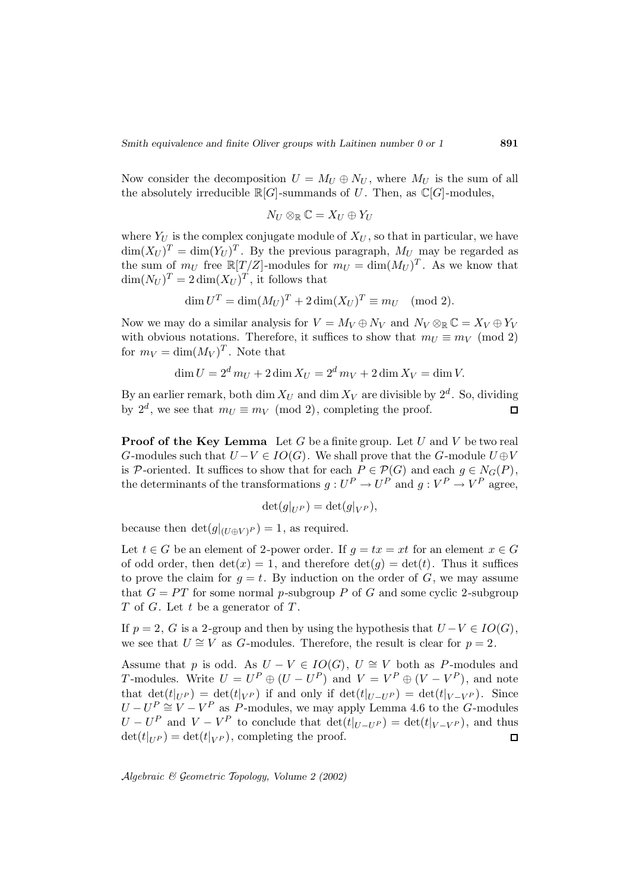Now consider the decomposition $U = M_U \oplus N_U$, where $M_U$ is the sum of all the absolutely irreducible $\mathbb{R}[G]$-summands of $U$. Then, as $\mathbb{C}[G]$-modules,

$$N_U \otimes_{\mathbb{R}} \mathbb{C} = X_U \oplus Y_U$$

where $Y_U$ is the complex conjugate module of $X_U$, so that in particular, we have $\dim(X_U)^T = \dim(Y_U)^T$. By the previous paragraph, $M_U$ may be regarded as the sum of $m_U$ free $\mathbb{R}[T/Z]$-modules for $m_U = \dim(M_U)^T$. As we know that $\dim(N_U)^T = 2\dim(X_U)^T$, it follows that

$$\dim U^T = \dim(M_U)^T + 2\dim(X_U)^T \equiv m_U \pmod 2.$$

Now we may do a similar analysis for $V = M_V \oplus N_V$ and $N_V \otimes_{\mathbb{R}} \mathbb{C} = X_V \oplus Y_V$ with obvious notations. Therefore, it suffices to show that $m_U \equiv m_V \pmod 2$ for $m_V = \dim(M_V)^T$. Note that

$$\dim U = 2^d\, m_U + 2\dim X_U = 2^d\, m_V + 2\dim X_V = \dim V.$$

By an earlier remark, both $\dim X_U$ and $\dim X_V$ are divisible by $2^d$. So, dividing by $2^d$, we see that $m_U \equiv m_V \pmod 2$, completing the proof. □

**Proof of the Key Lemma** Let $G$ be a finite group. Let $U$ and $V$ be two real $G$-modules such that $U - V \in IO(G)$. We shall prove that the $G$-module $U \oplus V$ is $\mathcal{P}$-oriented. It suffices to show that for each $P \in \mathcal{P}(G)$ and each $g \in N_G(P)$, the determinants of the transformations $g : U^P \to U^P$ and $g : V^P \to V^P$ agree,

$$\det(g|_{U^P}) = \det(g|_{V^P}),$$

because then $\det(g|_{(U\oplus V)^P}) = 1$, as required.

Let $t \in G$ be an element of 2-power order. If $g = tx = xt$ for an element $x \in G$ of odd order, then $\det(x) = 1$, and therefore $\det(g) = \det(t)$. Thus it suffices to prove the claim for $g = t$. By induction on the order of $G$, we may assume that $G = PT$ for some normal $p$-subgroup $P$ of $G$ and some cyclic 2-subgroup $T$ of $G$. Let $t$ be a generator of $T$.

If $p = 2$, $G$ is a 2-group and then by using the hypothesis that $U - V \in IO(G)$, we see that $U \cong V$ as $G$-modules. Therefore, the result is clear for $p = 2$.

Assume that $p$ is odd. As $U - V \in IO(G)$, $U \cong V$ both as $P$-modules and $T$-modules. Write $U = U^P \oplus (U - U^P)$ and $V = V^P \oplus (V - V^P)$, and note that $\det(t|_{U^P}) = \det(t|_{V^P})$ if and only if $\det(t|_{U-U^P}) = \det(t|_{V-V^P})$. Since $U - U^P \cong V - V^P$ as $P$-modules, we may apply Lemma 4.6 to the $G$-modules $U - U^P$ and $V - V^P$ to conclude that $\det(t|_{U-U^P}) = \det(t|_{V-V^P})$, and thus $\det(t|_{U^P}) = \det(t|_{V^P})$, completing the proof. □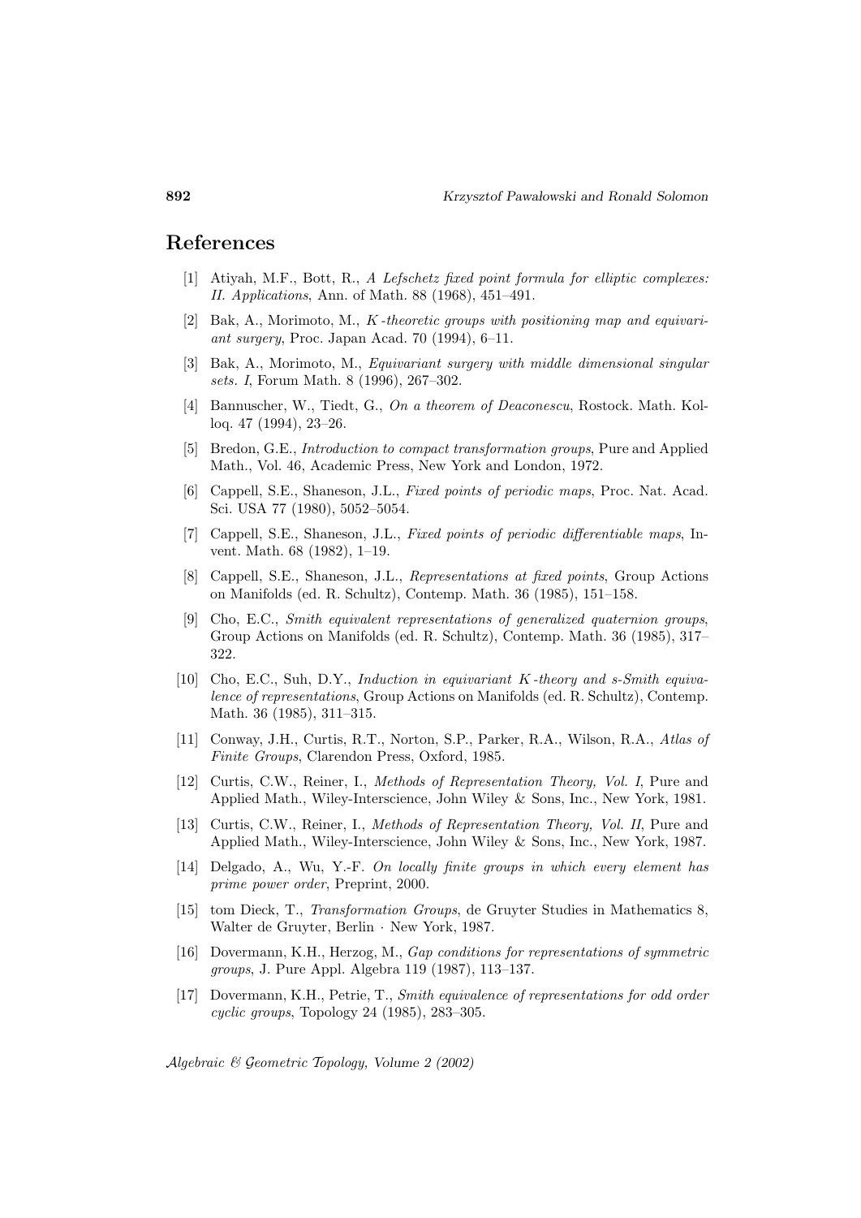# References

[1] Atiyah, M.F., Bott, R., *A Lefschetz fixed point formula for elliptic complexes: II. Applications*, Ann. of Math. 88 (1968), 451–491.

[2] Bak, A., Morimoto, M., *K-theoretic groups with positioning map and equivariant surgery*, Proc. Japan Acad. 70 (1994), 6–11.

[3] Bak, A., Morimoto, M., *Equivariant surgery with middle dimensional singular sets. I*, Forum Math. 8 (1996), 267–302.

[4] Bannuscher, W., Tiedt, G., *On a theorem of Deaconescu*, Rostock. Math. Kolloq. 47 (1994), 23–26.

[5] Bredon, G.E., *Introduction to compact transformation groups*, Pure and Applied Math., Vol. 46, Academic Press, New York and London, 1972.

[6] Cappell, S.E., Shaneson, J.L., *Fixed points of periodic maps*, Proc. Nat. Acad. Sci. USA 77 (1980), 5052–5054.

[7] Cappell, S.E., Shaneson, J.L., *Fixed points of periodic differentiable maps*, Invent. Math. 68 (1982), 1–19.

[8] Cappell, S.E., Shaneson, J.L., *Representations at fixed points*, Group Actions on Manifolds (ed. R. Schultz), Contemp. Math. 36 (1985), 151–158.

[9] Cho, E.C., *Smith equivalent representations of generalized quaternion groups*, Group Actions on Manifolds (ed. R. Schultz), Contemp. Math. 36 (1985), 317–322.

[10] Cho, E.C., Suh, D.Y., *Induction in equivariant K-theory and s-Smith equivalence of representations*, Group Actions on Manifolds (ed. R. Schultz), Contemp. Math. 36 (1985), 311–315.

[11] Conway, J.H., Curtis, R.T., Norton, S.P., Parker, R.A., Wilson, R.A., *Atlas of Finite Groups*, Clarendon Press, Oxford, 1985.

[12] Curtis, C.W., Reiner, I., *Methods of Representation Theory, Vol. I*, Pure and Applied Math., Wiley-Interscience, John Wiley & Sons, Inc., New York, 1981.

[13] Curtis, C.W., Reiner, I., *Methods of Representation Theory, Vol. II*, Pure and Applied Math., Wiley-Interscience, John Wiley & Sons, Inc., New York, 1987.

[14] Delgado, A., Wu, Y.-F. *On locally finite groups in which every element has prime power order*, Preprint, 2000.

[15] tom Dieck, T., *Transformation Groups*, de Gruyter Studies in Mathematics 8, Walter de Gruyter, Berlin · New York, 1987.

[16] Dovermann, K.H., Herzog, M., *Gap conditions for representations of symmetric groups*, J. Pure Appl. Algebra 119 (1987), 113–137.

[17] Dovermann, K.H., Petrie, T., *Smith equivalence of representations for odd order cyclic groups*, Topology 24 (1985), 283–305.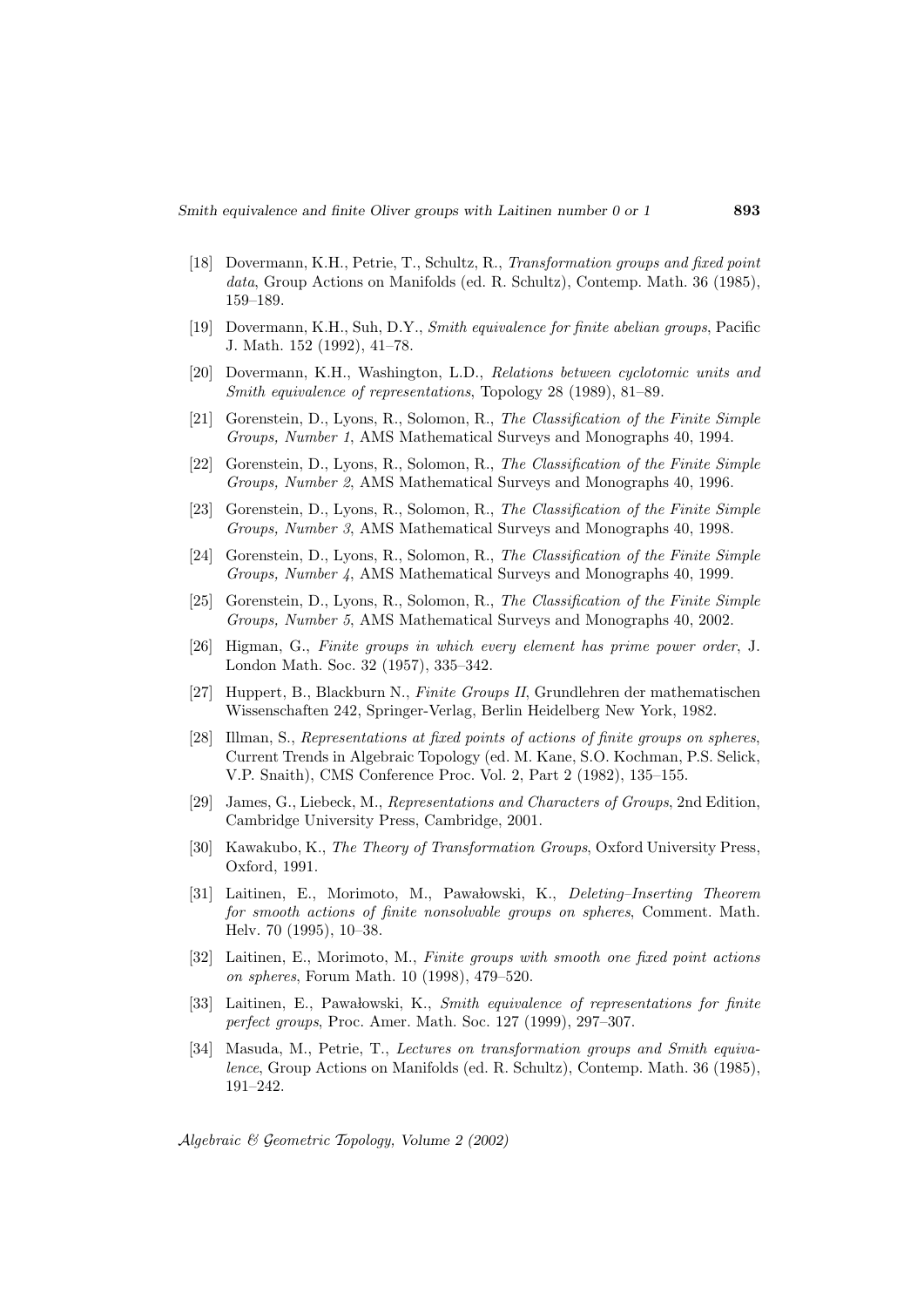[18] Dovermann, K.H., Petrie, T., Schultz, R., *Transformation groups and fixed point data*, Group Actions on Manifolds (ed. R. Schultz), Contemp. Math. 36 (1985), 159–189.

[19] Dovermann, K.H., Suh, D.Y., *Smith equivalence for finite abelian groups*, Pacific J. Math. 152 (1992), 41–78.

[20] Dovermann, K.H., Washington, L.D., *Relations between cyclotomic units and Smith equivalence of representations*, Topology 28 (1989), 81–89.

[21] Gorenstein, D., Lyons, R., Solomon, R., *The Classification of the Finite Simple Groups, Number 1*, AMS Mathematical Surveys and Monographs 40, 1994.

[22] Gorenstein, D., Lyons, R., Solomon, R., *The Classification of the Finite Simple Groups, Number 2*, AMS Mathematical Surveys and Monographs 40, 1996.

[23] Gorenstein, D., Lyons, R., Solomon, R., *The Classification of the Finite Simple Groups, Number 3*, AMS Mathematical Surveys and Monographs 40, 1998.

[24] Gorenstein, D., Lyons, R., Solomon, R., *The Classification of the Finite Simple Groups, Number 4*, AMS Mathematical Surveys and Monographs 40, 1999.

[25] Gorenstein, D., Lyons, R., Solomon, R., *The Classification of the Finite Simple Groups, Number 5*, AMS Mathematical Surveys and Monographs 40, 2002.

[26] Higman, G., *Finite groups in which every element has prime power order*, J. London Math. Soc. 32 (1957), 335–342.

[27] Huppert, B., Blackburn N., *Finite Groups II*, Grundlehren der mathematischen Wissenschaften 242, Springer-Verlag, Berlin Heidelberg New York, 1982.

[28] Illman, S., *Representations at fixed points of actions of finite groups on spheres*, Current Trends in Algebraic Topology (ed. M. Kane, S.O. Kochman, P.S. Selick, V.P. Snaith), CMS Conference Proc. Vol. 2, Part 2 (1982), 135–155.

[29] James, G., Liebeck, M., *Representations and Characters of Groups*, 2nd Edition, Cambridge University Press, Cambridge, 2001.

[30] Kawakubo, K., *The Theory of Transformation Groups*, Oxford University Press, Oxford, 1991.

[31] Laitinen, E., Morimoto, M., Pawałowski, K., *Deleting–Inserting Theorem for smooth actions of finite nonsolvable groups on spheres*, Comment. Math. Helv. 70 (1995), 10–38.

[32] Laitinen, E., Morimoto, M., *Finite groups with smooth one fixed point actions on spheres*, Forum Math. 10 (1998), 479–520.

[33] Laitinen, E., Pawałowski, K., *Smith equivalence of representations for finite perfect groups*, Proc. Amer. Math. Soc. 127 (1999), 297–307.

[34] Masuda, M., Petrie, T., *Lectures on transformation groups and Smith equivalence*, Group Actions on Manifolds (ed. R. Schultz), Contemp. Math. 36 (1985), 191–242.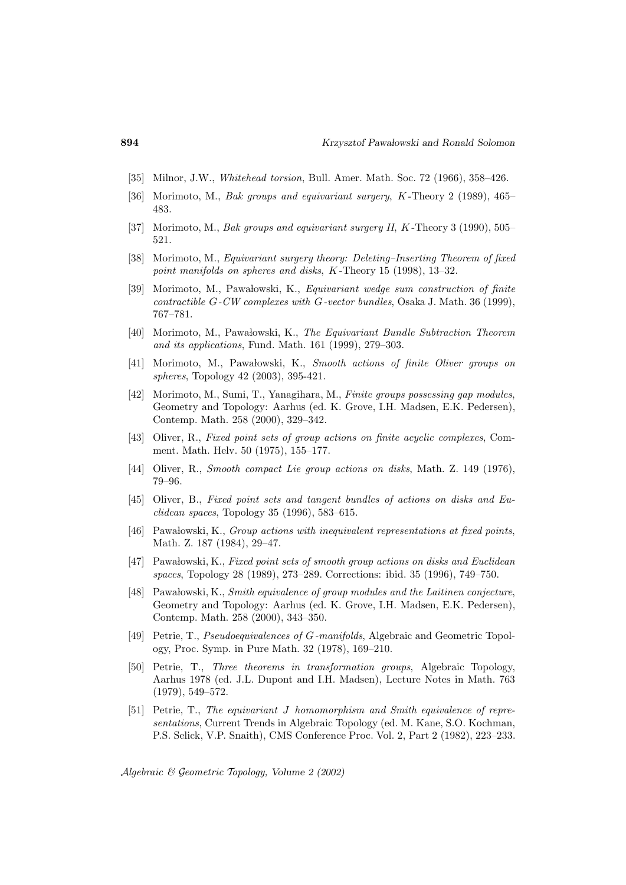[35] Milnor, J.W., *Whitehead torsion*, Bull. Amer. Math. Soc. 72 (1966), 358–426.

[36] Morimoto, M., *Bak groups and equivariant surgery*, $K$-Theory 2 (1989), 465–483.

[37] Morimoto, M., *Bak groups and equivariant surgery II*, $K$-Theory 3 (1990), 505–521.

[38] Morimoto, M., *Equivariant surgery theory: Deleting–Inserting Theorem of fixed point manifolds on spheres and disks*, $K$-Theory 15 (1998), 13–32.

[39] Morimoto, M., Pawałowski, K., *Equivariant wedge sum construction of finite contractible $G$-CW complexes with $G$-vector bundles*, Osaka J. Math. 36 (1999), 767–781.

[40] Morimoto, M., Pawałowski, K., *The Equivariant Bundle Subtraction Theorem and its applications*, Fund. Math. 161 (1999), 279–303.

[41] Morimoto, M., Pawałowski, K., *Smooth actions of finite Oliver groups on spheres*, Topology 42 (2003), 395-421.

[42] Morimoto, M., Sumi, T., Yanagihara, M., *Finite groups possessing gap modules*, Geometry and Topology: Aarhus (ed. K. Grove, I.H. Madsen, E.K. Pedersen), Contemp. Math. 258 (2000), 329–342.

[43] Oliver, R., *Fixed point sets of group actions on finite acyclic complexes*, Comment. Math. Helv. 50 (1975), 155–177.

[44] Oliver, R., *Smooth compact Lie group actions on disks*, Math. Z. 149 (1976), 79–96.

[45] Oliver, B., *Fixed point sets and tangent bundles of actions on disks and Euclidean spaces*, Topology 35 (1996), 583–615.

[46] Pawałowski, K., *Group actions with inequivalent representations at fixed points*, Math. Z. 187 (1984), 29–47.

[47] Pawałowski, K., *Fixed point sets of smooth group actions on disks and Euclidean spaces*, Topology 28 (1989), 273–289. Corrections: ibid. 35 (1996), 749–750.

[48] Pawałowski, K., *Smith equivalence of group modules and the Laitinen conjecture*, Geometry and Topology: Aarhus (ed. K. Grove, I.H. Madsen, E.K. Pedersen), Contemp. Math. 258 (2000), 343–350.

[49] Petrie, T., *Pseudoequivalences of $G$-manifolds*, Algebraic and Geometric Topology, Proc. Symp. in Pure Math. 32 (1978), 169–210.

[50] Petrie, T., *Three theorems in transformation groups*, Algebraic Topology, Aarhus 1978 (ed. J.L. Dupont and I.H. Madsen), Lecture Notes in Math. 763 (1979), 549–572.

[51] Petrie, T., *The equivariant $J$ homomorphism and Smith equivalence of representations*, Current Trends in Algebraic Topology (ed. M. Kane, S.O. Kochman, P.S. Selick, V.P. Snaith), CMS Conference Proc. Vol. 2, Part 2 (1982), 223–233.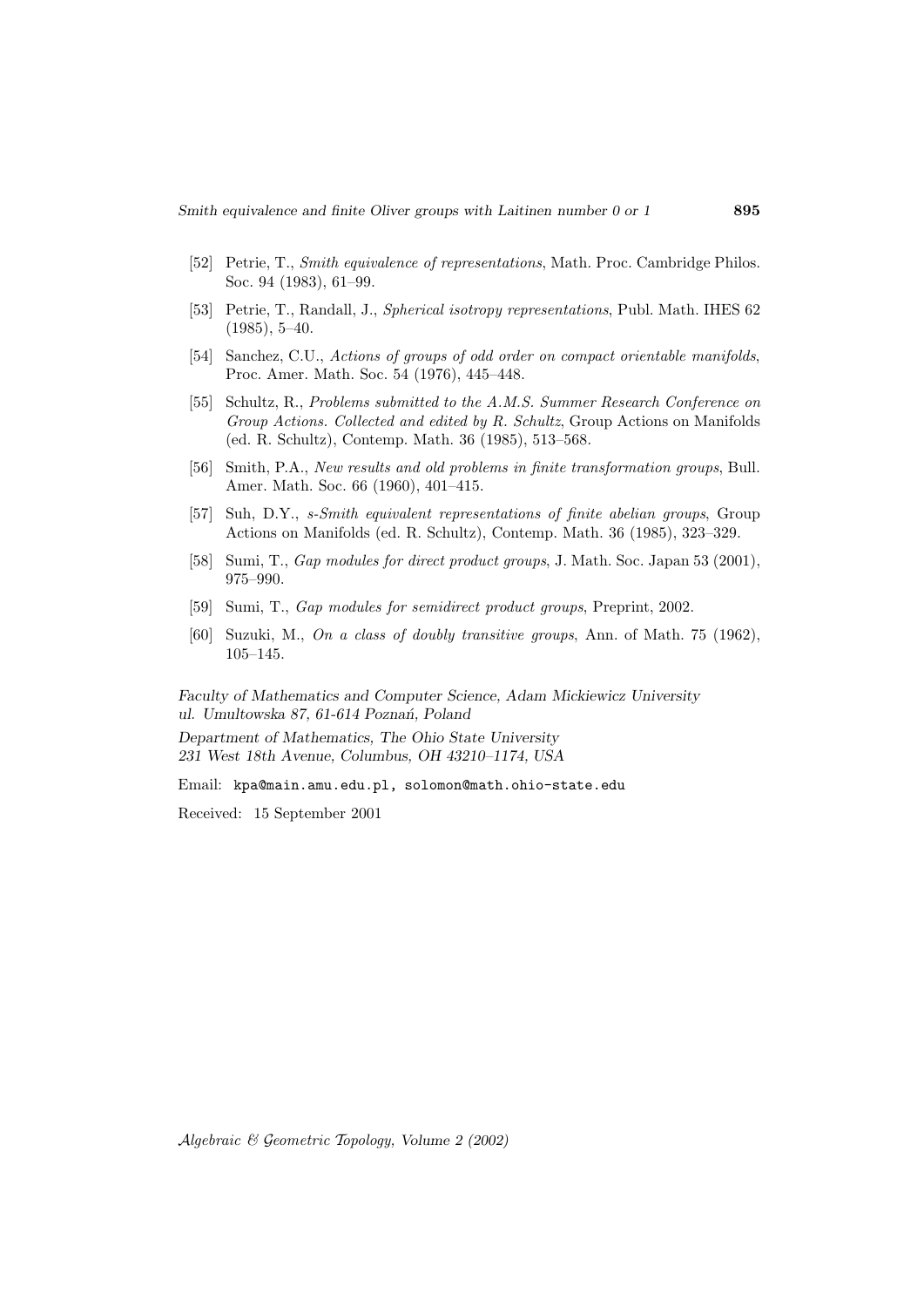[52] Petrie, T., *Smith equivalence of representations*, Math. Proc. Cambridge Philos. Soc. 94 (1983), 61–99.

[53] Petrie, T., Randall, J., *Spherical isotropy representations*, Publ. Math. IHES 62 (1985), 5–40.

[54] Sanchez, C.U., *Actions of groups of odd order on compact orientable manifolds*, Proc. Amer. Math. Soc. 54 (1976), 445–448.

[55] Schultz, R., *Problems submitted to the A.M.S. Summer Research Conference on Group Actions. Collected and edited by R. Schultz*, Group Actions on Manifolds (ed. R. Schultz), Contemp. Math. 36 (1985), 513–568.

[56] Smith, P.A., *New results and old problems in finite transformation groups*, Bull. Amer. Math. Soc. 66 (1960), 401–415.

[57] Suh, D.Y., *s-Smith equivalent representations of finite abelian groups*, Group Actions on Manifolds (ed. R. Schultz), Contemp. Math. 36 (1985), 323–329.

[58] Sumi, T., *Gap modules for direct product groups*, J. Math. Soc. Japan 53 (2001), 975–990.

[59] Sumi, T., *Gap modules for semidirect product groups*, Preprint, 2002.

[60] Suzuki, M., *On a class of doubly transitive groups*, Ann. of Math. 75 (1962), 105–145.

*Faculty of Mathematics and Computer Science, Adam Mickiewicz University*
*ul. Umultowska 87, 61-614 Poznań, Poland*

*Department of Mathematics, The Ohio State University*
*231 West 18th Avenue, Columbus, OH 43210–1174, USA*

Email: kpa@main.amu.edu.pl, solomon@math.ohio-state.edu

Received: 15 September 2001